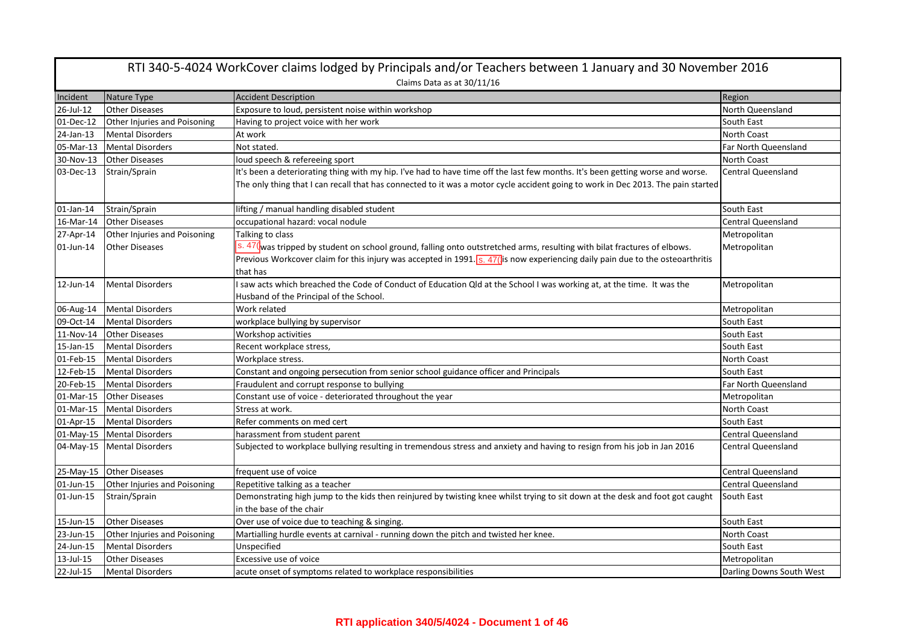# RTI 340-5-4024 WorkCover claims lodged by Principals and/or Teachers between 1 January and 30 November 2016

Claims Data as at 30/11/16

| Incident | Nature Type | Accident Description | Region |
|---|---|---|---|
| 26-Jul-12 | Other Diseases | Exposure to loud, persistent noise within workshop | North Queensland |
| 01-Dec-12 | Other Injuries and Poisoning | Having to project voice with her work | South East |
| 24-Jan-13 | Mental Disorders | At work | North Coast |
| 05-Mar-13 | Mental Disorders | Not stated. | Far North Queensland |
| 30-Nov-13 | Other Diseases | loud speech & refereeing sport | North Coast |
| 03-Dec-13 | Strain/Sprain | It's been a deteriorating thing with my hip. I've had to have time off the last few months. It's been getting worse and worse. The only thing that I can recall that has connected to it was a motor cycle accident going to work in Dec 2013. The pain started | Central Queensland |
| 01-Jan-14 | Strain/Sprain | lifting / manual handling disabled student | South East |
| 16-Mar-14 | Other Diseases | occupational hazard: vocal nodule | Central Queensland |
| 27-Apr-14 | Other Injuries and Poisoning | Talking to class | Metropolitan |
| 01-Jun-14 | Other Diseases | s. 47( was tripped by student on school ground, falling onto outstretched arms, resulting with bilat fractures of elbows. Previous Workcover claim for this injury was accepted in 1991. s. 47( is now experiencing daily pain due to the osteoarthritis that has | Metropolitan |
| 12-Jun-14 | Mental Disorders | I saw acts which breached the Code of Conduct of Education Qld at the School I was working at, at the time. It was the Husband of the Principal of the School. | Metropolitan |
| 06-Aug-14 | Mental Disorders | Work related | Metropolitan |
| 09-Oct-14 | Mental Disorders | workplace bullying by supervisor | South East |
| 11-Nov-14 | Other Diseases | Workshop activities | South East |
| 15-Jan-15 | Mental Disorders | Recent workplace stress, | South East |
| 01-Feb-15 | Mental Disorders | Workplace stress. | North Coast |
| 12-Feb-15 | Mental Disorders | Constant and ongoing persecution from senior school guidance officer and Principals | South East |
| 20-Feb-15 | Mental Disorders | Fraudulent and corrupt response to bullying | Far North Queensland |
| 01-Mar-15 | Other Diseases | Constant use of voice - deteriorated throughout the year | Metropolitan |
| 01-Mar-15 | Mental Disorders | Stress at work. | North Coast |
| 01-Apr-15 | Mental Disorders | Refer comments on med cert | South East |
| 01-May-15 | Mental Disorders | harassment from student parent | Central Queensland |
| 04-May-15 | Mental Disorders | Subjected to workplace bullying resulting in tremendous stress and anxiety and having to resign from his job in Jan 2016 | Central Queensland |
| 25-May-15 | Other Diseases | frequent use of voice | Central Queensland |
| 01-Jun-15 | Other Injuries and Poisoning | Repetitive talking as a teacher | Central Queensland |
| 01-Jun-15 | Strain/Sprain | Demonstrating high jump to the kids then reinjured by twisting knee whilst trying to sit down at the desk and foot got caught in the base of the chair | South East |
| 15-Jun-15 | Other Diseases | Over use of voice due to teaching & singing. | South East |
| 23-Jun-15 | Other Injuries and Poisoning | Martialling hurdle events at carnival - running down the pitch and twisted her knee. | North Coast |
| 24-Jun-15 | Mental Disorders | Unspecified | South East |
| 13-Jul-15 | Other Diseases | Excessive use of voice | Metropolitan |
| 22-Jul-15 | Mental Disorders | acute onset of symptoms related to workplace responsibilities | Darling Downs South West |

**RTI application 340/5/4024 - Document 1 of 46**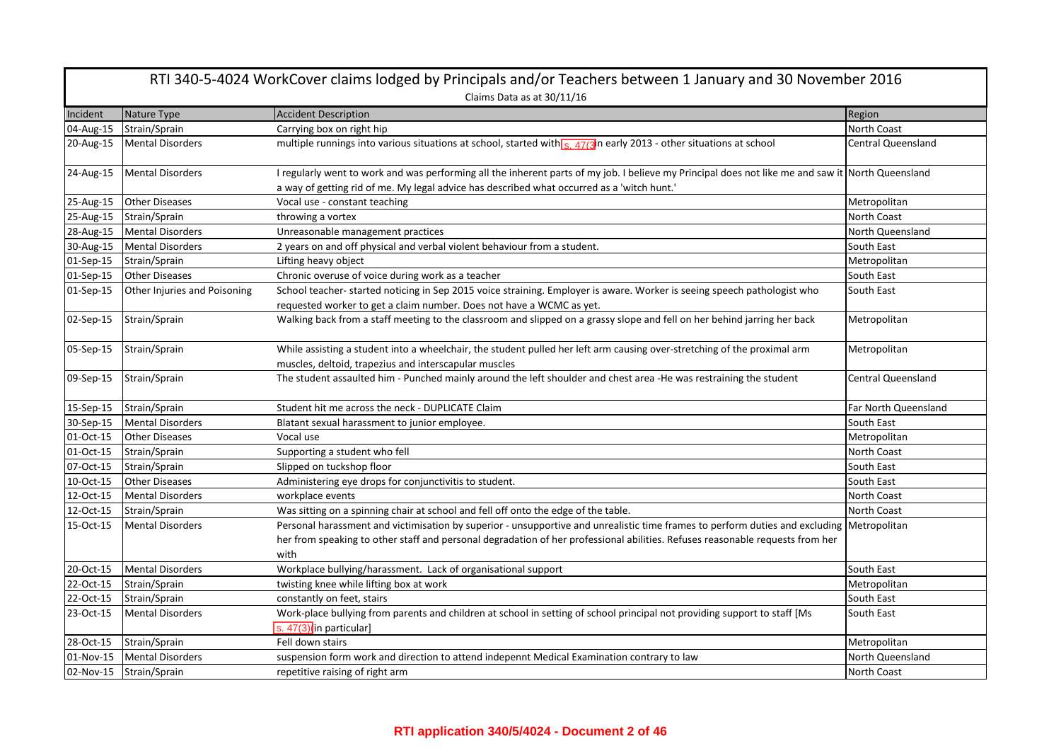# RTI 340-5-4024 WorkCover claims lodged by Principals and/or Teachers between 1 January and 30 November 2016

Claims Data as at 30/11/16

| Incident | Nature Type | Accident Description | Region |
|---|---|---|---|
| 04-Aug-15 | Strain/Sprain | Carrying box on right hip | North Coast |
| 20-Aug-15 | Mental Disorders | multiple runnings into various situations at school, started with s. 47(3) in early 2013 - other situations at school | Central Queensland |
| 24-Aug-15 | Mental Disorders | I regularly went to work and was performing all the inherent parts of my job. I believe my Principal does not like me and saw it a way of getting rid of me. My legal advice has described what occurred as a 'witch hunt.' | North Queensland |
| 25-Aug-15 | Other Diseases | Vocal use - constant teaching | Metropolitan |
| 25-Aug-15 | Strain/Sprain | throwing a vortex | North Coast |
| 28-Aug-15 | Mental Disorders | Unreasonable management practices | North Queensland |
| 30-Aug-15 | Mental Disorders | 2 years on and off physical and verbal violent behaviour from a student. | South East |
| 01-Sep-15 | Strain/Sprain | Lifting heavy object | Metropolitan |
| 01-Sep-15 | Other Diseases | Chronic overuse of voice during work as a teacher | South East |
| 01-Sep-15 | Other Injuries and Poisoning | School teacher- started noticing in Sep 2015 voice straining. Employer is aware. Worker is seeing speech pathologist who requested worker to get a claim number. Does not have a WCMC as yet. | South East |
| 02-Sep-15 | Strain/Sprain | Walking back from a staff meeting to the classroom and slipped on a grassy slope and fell on her behind jarring her back | Metropolitan |
| 05-Sep-15 | Strain/Sprain | While assisting a student into a wheelchair, the student pulled her left arm causing over-stretching of the proximal arm muscles, deltoid, trapezius and interscapular muscles | Metropolitan |
| 09-Sep-15 | Strain/Sprain | The student assaulted him - Punched mainly around the left shoulder and chest area -He was restraining the student | Central Queensland |
| 15-Sep-15 | Strain/Sprain | Student hit me across the neck - DUPLICATE Claim | Far North Queensland |
| 30-Sep-15 | Mental Disorders | Blatant sexual harassment to junior employee. | South East |
| 01-Oct-15 | Other Diseases | Vocal use | Metropolitan |
| 01-Oct-15 | Strain/Sprain | Supporting a student who fell | North Coast |
| 07-Oct-15 | Strain/Sprain | Slipped on tuckshop floor | South East |
| 10-Oct-15 | Other Diseases | Administering eye drops for conjunctivitis to student. | South East |
| 12-Oct-15 | Mental Disorders | workplace events | North Coast |
| 12-Oct-15 | Strain/Sprain | Was sitting on a spinning chair at school and fell off onto the edge of the table. | North Coast |
| 15-Oct-15 | Mental Disorders | Personal harassment and victimisation by superior - unsupportive and unrealistic time frames to perform duties and excluding her from speaking to other staff and personal degradation of her professional abilities. Refuses reasonable requests from her with | Metropolitan |
| 20-Oct-15 | Mental Disorders | Workplace bullying/harassment. Lack of organisational support | South East |
| 22-Oct-15 | Strain/Sprain | twisting knee while lifting box at work | Metropolitan |
| 22-Oct-15 | Strain/Sprain | constantly on feet, stairs | South East |
| 23-Oct-15 | Mental Disorders | Work-place bullying from parents and children at school in setting of school principal not providing support to staff [Ms s. 47(3) in particular] | South East |
| 28-Oct-15 | Strain/Sprain | Fell down stairs | Metropolitan |
| 01-Nov-15 | Mental Disorders | suspension form work and direction to attend indepennt Medical Examination contrary to law | North Queensland |
| 02-Nov-15 | Strain/Sprain | repetitive raising of right arm | North Coast |

**RTI application 340/5/4024 - Document 2 of 46**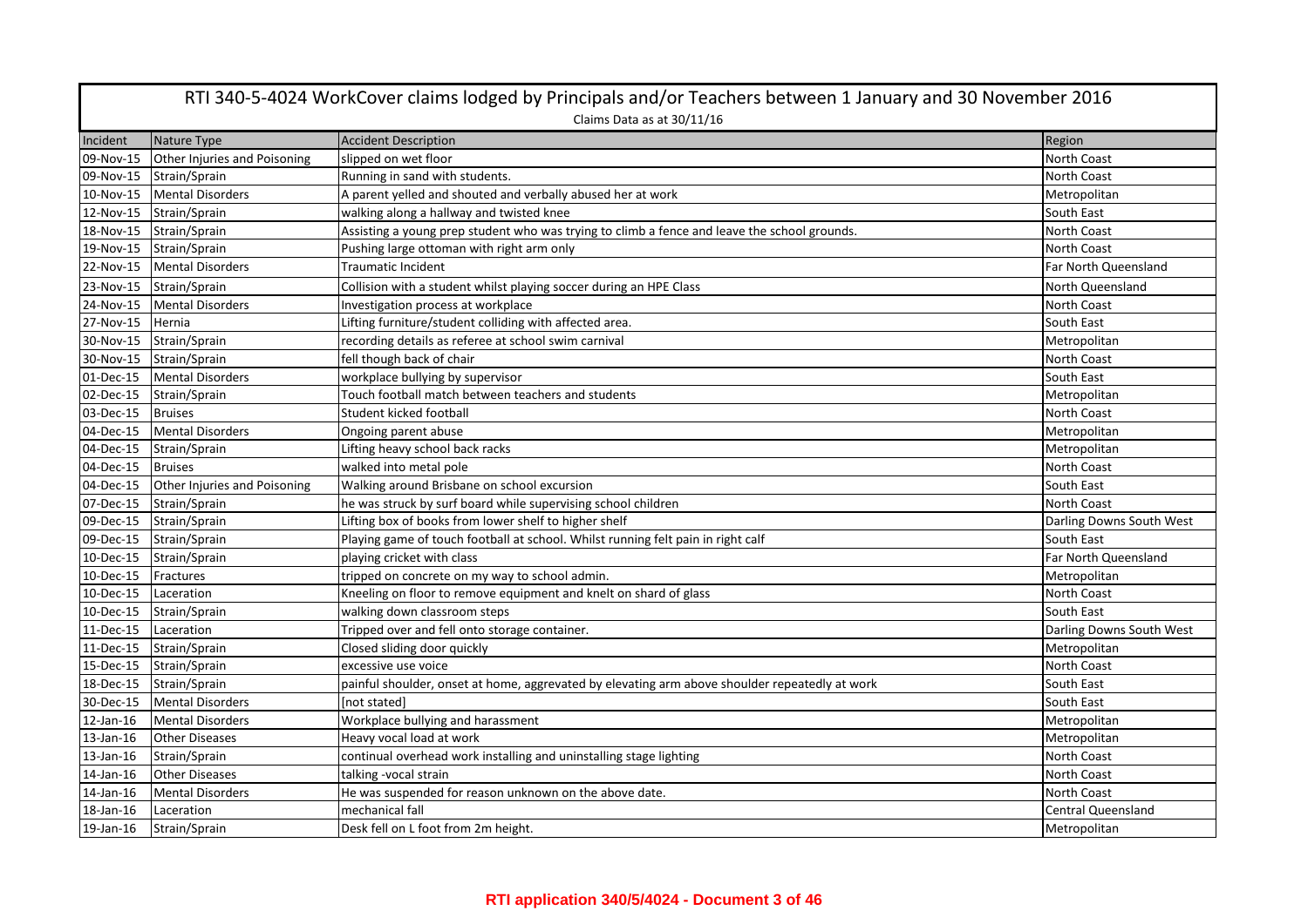# RTI 340-5-4024 WorkCover claims lodged by Principals and/or Teachers between 1 January and 30 November 2016

Claims Data as at 30/11/16

| Incident | Nature Type | Accident Description | Region |
|---|---|---|---|
| 09-Nov-15 | Other Injuries and Poisoning | slipped on wet floor | North Coast |
| 09-Nov-15 | Strain/Sprain | Running in sand with students. | North Coast |
| 10-Nov-15 | Mental Disorders | A parent yelled and shouted and verbally abused her at work | Metropolitan |
| 12-Nov-15 | Strain/Sprain | walking along a hallway and twisted knee | South East |
| 18-Nov-15 | Strain/Sprain | Assisting a young prep student who was trying to climb a fence and leave the school grounds. | North Coast |
| 19-Nov-15 | Strain/Sprain | Pushing large ottoman with right arm only | North Coast |
| 22-Nov-15 | Mental Disorders | Traumatic Incident | Far North Queensland |
| 23-Nov-15 | Strain/Sprain | Collision with a student whilst playing soccer during an HPE Class | North Queensland |
| 24-Nov-15 | Mental Disorders | Investigation process at workplace | North Coast |
| 27-Nov-15 | Hernia | Lifting furniture/student colliding with affected area. | South East |
| 30-Nov-15 | Strain/Sprain | recording details as referee at school swim carnival | Metropolitan |
| 30-Nov-15 | Strain/Sprain | fell though back of chair | North Coast |
| 01-Dec-15 | Mental Disorders | workplace bullying by supervisor | South East |
| 02-Dec-15 | Strain/Sprain | Touch football match between teachers and students | Metropolitan |
| 03-Dec-15 | Bruises | Student kicked football | North Coast |
| 04-Dec-15 | Mental Disorders | Ongoing parent abuse | Metropolitan |
| 04-Dec-15 | Strain/Sprain | Lifting heavy school back racks | Metropolitan |
| 04-Dec-15 | Bruises | walked into metal pole | North Coast |
| 04-Dec-15 | Other Injuries and Poisoning | Walking around Brisbane on school excursion | South East |
| 07-Dec-15 | Strain/Sprain | he was struck by surf board while supervising school children | North Coast |
| 09-Dec-15 | Strain/Sprain | Lifting box of books from lower shelf to higher shelf | Darling Downs South West |
| 09-Dec-15 | Strain/Sprain | Playing game of touch football at school. Whilst running felt pain in right calf | South East |
| 10-Dec-15 | Strain/Sprain | playing cricket with class | Far North Queensland |
| 10-Dec-15 | Fractures | tripped on concrete on my way to school admin. | Metropolitan |
| 10-Dec-15 | Laceration | Kneeling on floor to remove equipment and knelt on shard of glass | North Coast |
| 10-Dec-15 | Strain/Sprain | walking down classroom steps | South East |
| 11-Dec-15 | Laceration | Tripped over and fell onto storage container. | Darling Downs South West |
| 11-Dec-15 | Strain/Sprain | Closed sliding door quickly | Metropolitan |
| 15-Dec-15 | Strain/Sprain | excessive use voice | North Coast |
| 18-Dec-15 | Strain/Sprain | painful shoulder, onset at home, aggrevated by elevating arm above shoulder repeatedly at work | South East |
| 30-Dec-15 | Mental Disorders | [not stated] | South East |
| 12-Jan-16 | Mental Disorders | Workplace bullying and harassment | Metropolitan |
| 13-Jan-16 | Other Diseases | Heavy vocal load at work | Metropolitan |
| 13-Jan-16 | Strain/Sprain | continual overhead work installing and uninstalling stage lighting | North Coast |
| 14-Jan-16 | Other Diseases | talking -vocal strain | North Coast |
| 14-Jan-16 | Mental Disorders | He was suspended for reason unknown on the above date. | North Coast |
| 18-Jan-16 | Laceration | mechanical fall | Central Queensland |
| 19-Jan-16 | Strain/Sprain | Desk fell on L foot from 2m height. | Metropolitan |

**RTI application 340/5/4024 - Document 3 of 46**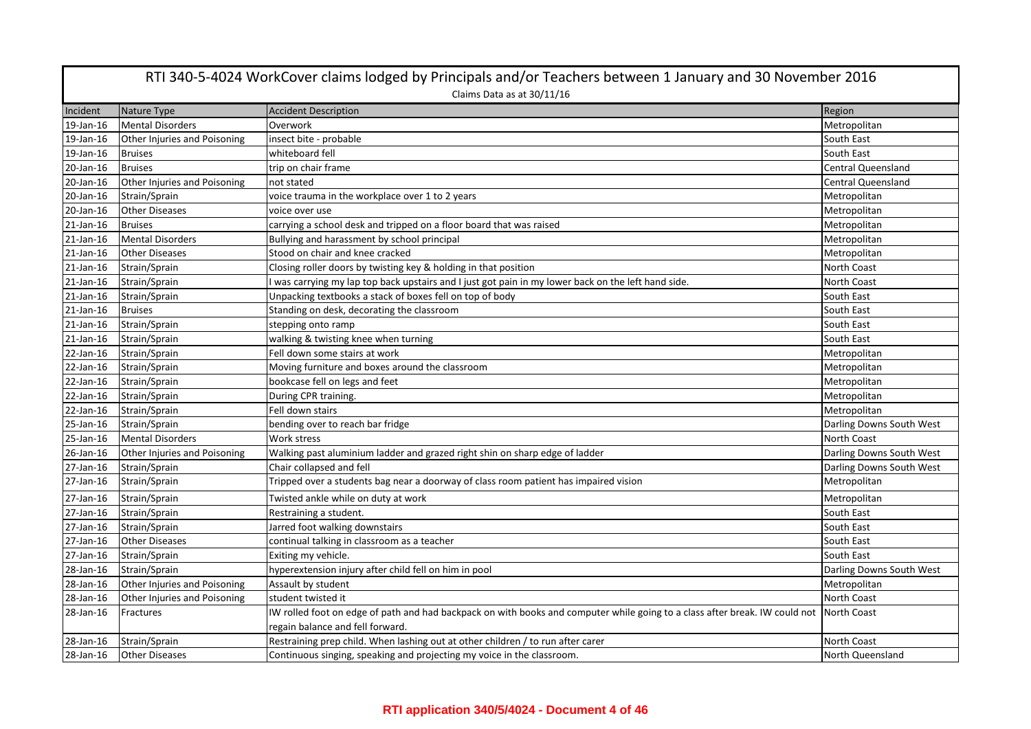# RTI 340-5-4024 WorkCover claims lodged by Principals and/or Teachers between 1 January and 30 November 2016

Claims Data as at 30/11/16

| Incident | Nature Type | Accident Description | Region |
|---|---|---|---|
| 19-Jan-16 | Mental Disorders | Overwork | Metropolitan |
| 19-Jan-16 | Other Injuries and Poisoning | insect bite - probable | South East |
| 19-Jan-16 | Bruises | whiteboard fell | South East |
| 20-Jan-16 | Bruises | trip on chair frame | Central Queensland |
| 20-Jan-16 | Other Injuries and Poisoning | not stated | Central Queensland |
| 20-Jan-16 | Strain/Sprain | voice trauma in the workplace over 1 to 2 years | Metropolitan |
| 20-Jan-16 | Other Diseases | voice over use | Metropolitan |
| 21-Jan-16 | Bruises | carrying a school desk and tripped on a floor board that was raised | Metropolitan |
| 21-Jan-16 | Mental Disorders | Bullying and harassment by school principal | Metropolitan |
| 21-Jan-16 | Other Diseases | Stood on chair and knee cracked | Metropolitan |
| 21-Jan-16 | Strain/Sprain | Closing roller doors by twisting key & holding in that position | North Coast |
| 21-Jan-16 | Strain/Sprain | I was carrying my lap top back upstairs and I just got pain in my lower back on the left hand side. | North Coast |
| 21-Jan-16 | Strain/Sprain | Unpacking textbooks a stack of boxes fell on top of body | South East |
| 21-Jan-16 | Bruises | Standing on desk, decorating the classroom | South East |
| 21-Jan-16 | Strain/Sprain | stepping onto ramp | South East |
| 21-Jan-16 | Strain/Sprain | walking & twisting knee when turning | South East |
| 22-Jan-16 | Strain/Sprain | Fell down some stairs at work | Metropolitan |
| 22-Jan-16 | Strain/Sprain | Moving furniture and boxes around the classroom | Metropolitan |
| 22-Jan-16 | Strain/Sprain | bookcase fell on legs and feet | Metropolitan |
| 22-Jan-16 | Strain/Sprain | During CPR training. | Metropolitan |
| 22-Jan-16 | Strain/Sprain | Fell down stairs | Metropolitan |
| 25-Jan-16 | Strain/Sprain | bending over to reach bar fridge | Darling Downs South West |
| 25-Jan-16 | Mental Disorders | Work stress | North Coast |
| 26-Jan-16 | Other Injuries and Poisoning | Walking past aluminium ladder and grazed right shin on sharp edge of ladder | Darling Downs South West |
| 27-Jan-16 | Strain/Sprain | Chair collapsed and fell | Darling Downs South West |
| 27-Jan-16 | Strain/Sprain | Tripped over a students bag near a doorway of class room patient has impaired vision | Metropolitan |
| 27-Jan-16 | Strain/Sprain | Twisted ankle while on duty at work | Metropolitan |
| 27-Jan-16 | Strain/Sprain | Restraining a student. | South East |
| 27-Jan-16 | Strain/Sprain | Jarred foot walking downstairs | South East |
| 27-Jan-16 | Other Diseases | continual talking in classroom as a teacher | South East |
| 27-Jan-16 | Strain/Sprain | Exiting my vehicle. | South East |
| 28-Jan-16 | Strain/Sprain | hyperextension injury after child fell on him in pool | Darling Downs South West |
| 28-Jan-16 | Other Injuries and Poisoning | Assault by student | Metropolitan |
| 28-Jan-16 | Other Injuries and Poisoning | student twisted it | North Coast |
| 28-Jan-16 | Fractures | IW rolled foot on edge of path and had backpack on with books and computer while going to a class after break. IW could not regain balance and fell forward. | North Coast |
| 28-Jan-16 | Strain/Sprain | Restraining prep child. When lashing out at other children / to run after carer | North Coast |
| 28-Jan-16 | Other Diseases | Continuous singing, speaking and projecting my voice in the classroom. | North Queensland |

**RTI application 340/5/4024 - Document 4 of 46**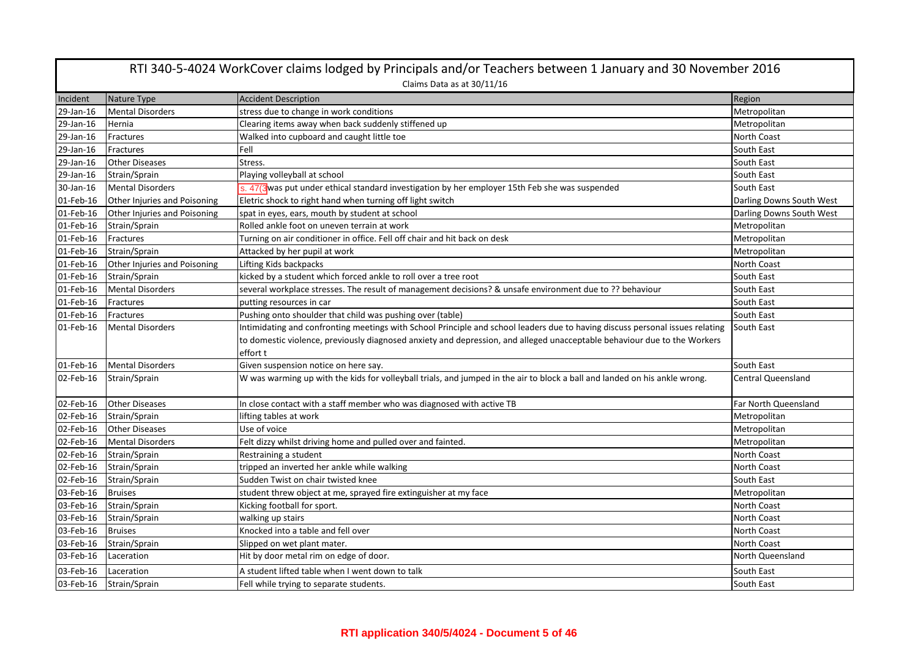# RTI 340-5-4024 WorkCover claims lodged by Principals and/or Teachers between 1 January and 30 November 2016

Claims Data as at 30/11/16

| Incident | Nature Type | Accident Description | Region |
|---|---|---|---|
| 29-Jan-16 | Mental Disorders | stress due to change in work conditions | Metropolitan |
| 29-Jan-16 | Hernia | Clearing items away when back suddenly stiffened up | Metropolitan |
| 29-Jan-16 | Fractures | Walked into cupboard and caught little toe | North Coast |
| 29-Jan-16 | Fractures | Fell | South East |
| 29-Jan-16 | Other Diseases | Stress. | South East |
| 29-Jan-16 | Strain/Sprain | Playing volleyball at school | South East |
| 30-Jan-16 | Mental Disorders | s. 47(3 was put under ethical standard investigation by her employer 15th Feb she was suspended | South East |
| 01-Feb-16 | Other Injuries and Poisoning | Eletric shock to right hand when turning off light switch | Darling Downs South West |
| 01-Feb-16 | Other Injuries and Poisoning | spat in eyes, ears, mouth by student at school | Darling Downs South West |
| 01-Feb-16 | Strain/Sprain | Rolled ankle foot on uneven terrain at work | Metropolitan |
| 01-Feb-16 | Fractures | Turning on air conditioner in office. Fell off chair and hit back on desk | Metropolitan |
| 01-Feb-16 | Strain/Sprain | Attacked by her pupil at work | Metropolitan |
| 01-Feb-16 | Other Injuries and Poisoning | Lifting Kids backpacks | North Coast |
| 01-Feb-16 | Strain/Sprain | kicked by a student which forced ankle to roll over a tree root | South East |
| 01-Feb-16 | Mental Disorders | several workplace stresses. The result of management decisions? & unsafe environment due to ?? behaviour | South East |
| 01-Feb-16 | Fractures | putting resources in car | South East |
| 01-Feb-16 | Fractures | Pushing onto shoulder that child was pushing over (table) | South East |
| 01-Feb-16 | Mental Disorders | Intimidating and confronting meetings with School Principle and school leaders due to having discuss personal issues relating to domestic violence, previously diagnosed anxiety and depression, and alleged unacceptable behaviour due to the Workers effort t | South East |
| 01-Feb-16 | Mental Disorders | Given suspension notice on here say. | South East |
| 02-Feb-16 | Strain/Sprain | W was warming up with the kids for volleyball trials, and jumped in the air to block a ball and landed on his ankle wrong. | Central Queensland |
| 02-Feb-16 | Other Diseases | In close contact with a staff member who was diagnosed with active TB | Far North Queensland |
| 02-Feb-16 | Strain/Sprain | lifting tables at work | Metropolitan |
| 02-Feb-16 | Other Diseases | Use of voice | Metropolitan |
| 02-Feb-16 | Mental Disorders | Felt dizzy whilst driving home and pulled over and fainted. | Metropolitan |
| 02-Feb-16 | Strain/Sprain | Restraining a student | North Coast |
| 02-Feb-16 | Strain/Sprain | tripped an inverted her ankle while walking | North Coast |
| 02-Feb-16 | Strain/Sprain | Sudden Twist on chair twisted knee | South East |
| 03-Feb-16 | Bruises | student threw object at me, sprayed fire extinguisher at my face | Metropolitan |
| 03-Feb-16 | Strain/Sprain | Kicking football for sport. | North Coast |
| 03-Feb-16 | Strain/Sprain | walking up stairs | North Coast |
| 03-Feb-16 | Bruises | Knocked into a table and fell over | North Coast |
| 03-Feb-16 | Strain/Sprain | Slipped on wet plant mater. | North Coast |
| 03-Feb-16 | Laceration | Hit by door metal rim on edge of door. | North Queensland |
| 03-Feb-16 | Laceration | A student lifted table when I went down to talk | South East |
| 03-Feb-16 | Strain/Sprain | Fell while trying to separate students. | South East |

**RTI application 340/5/4024 - Document 5 of 46**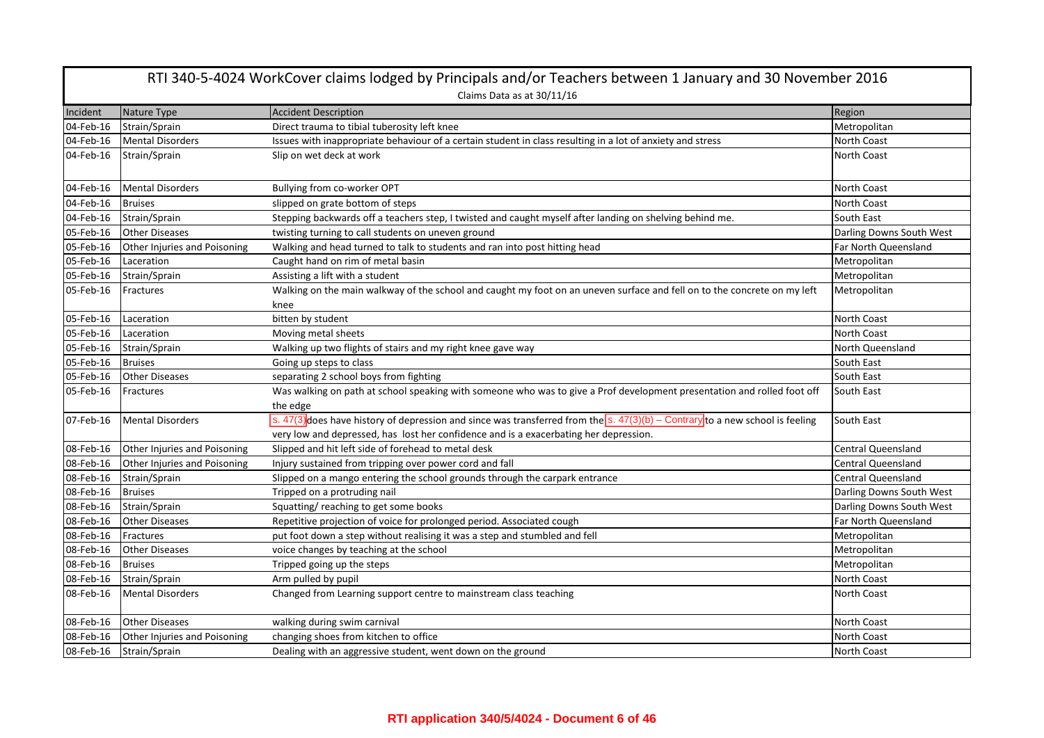RTI 340-5-4024 WorkCover claims lodged by Principals and/or Teachers between 1 January and 30 November 2016

Claims Data as at 30/11/16

| Incident | Nature Type | Accident Description | Region |
|---|---|---|---|
| 04-Feb-16 | Strain/Sprain | Direct trauma to tibial tuberosity left knee | Metropolitan |
| 04-Feb-16 | Mental Disorders | Issues with inappropriate behaviour of a certain student in class resulting in a lot of anxiety and stress | North Coast |
| 04-Feb-16 | Strain/Sprain | Slip on wet deck at work | North Coast |
| 04-Feb-16 | Mental Disorders | Bullying from co-worker OPT | North Coast |
| 04-Feb-16 | Bruises | slipped on grate bottom of steps | North Coast |
| 04-Feb-16 | Strain/Sprain | Stepping backwards off a teachers step, I twisted and caught myself after landing on shelving behind me. | South East |
| 05-Feb-16 | Other Diseases | twisting turning to call students on uneven ground | Darling Downs South West |
| 05-Feb-16 | Other Injuries and Poisoning | Walking and head turned to talk to students and ran into post hitting head | Far North Queensland |
| 05-Feb-16 | Laceration | Caught hand on rim of metal basin | Metropolitan |
| 05-Feb-16 | Strain/Sprain | Assisting a lift with a student | Metropolitan |
| 05-Feb-16 | Fractures | Walking on the main walkway of the school and caught my foot on an uneven surface and fell on to the concrete on my left knee | Metropolitan |
| 05-Feb-16 | Laceration | bitten by student | North Coast |
| 05-Feb-16 | Laceration | Moving metal sheets | North Coast |
| 05-Feb-16 | Strain/Sprain | Walking up two flights of stairs and my right knee gave way | North Queensland |
| 05-Feb-16 | Bruises | Going up steps to class | South East |
| 05-Feb-16 | Other Diseases | separating 2 school boys from fighting | South East |
| 05-Feb-16 | Fractures | Was walking on path at school speaking with someone who was to give a Prof development presentation and rolled foot off the edge | South East |
| 07-Feb-16 | Mental Disorders | s. 47(3) does have history of depression and since was transferred from the s. 47(3)(b) – Contrary to a new school is feeling very low and depressed, has lost her confidence and is a exacerbating her depression. | South East |
| 08-Feb-16 | Other Injuries and Poisoning | Slipped and hit left side of forehead to metal desk | Central Queensland |
| 08-Feb-16 | Other Injuries and Poisoning | Injury sustained from tripping over power cord and fall | Central Queensland |
| 08-Feb-16 | Strain/Sprain | Slipped on a mango entering the school grounds through the carpark entrance | Central Queensland |
| 08-Feb-16 | Bruises | Tripped on a protruding nail | Darling Downs South West |
| 08-Feb-16 | Strain/Sprain | Squatting/ reaching to get some books | Darling Downs South West |
| 08-Feb-16 | Other Diseases | Repetitive projection of voice for prolonged period. Associated cough | Far North Queensland |
| 08-Feb-16 | Fractures | put foot down a step without realising it was a step and stumbled and fell | Metropolitan |
| 08-Feb-16 | Other Diseases | voice changes by teaching at the school | Metropolitan |
| 08-Feb-16 | Bruises | Tripped going up the steps | Metropolitan |
| 08-Feb-16 | Strain/Sprain | Arm pulled by pupil | North Coast |
| 08-Feb-16 | Mental Disorders | Changed from Learning support centre to mainstream class teaching | North Coast |
| 08-Feb-16 | Other Diseases | walking during swim carnival | North Coast |
| 08-Feb-16 | Other Injuries and Poisoning | changing shoes from kitchen to office | North Coast |
| 08-Feb-16 | Strain/Sprain | Dealing with an aggressive student, went down on the ground | North Coast |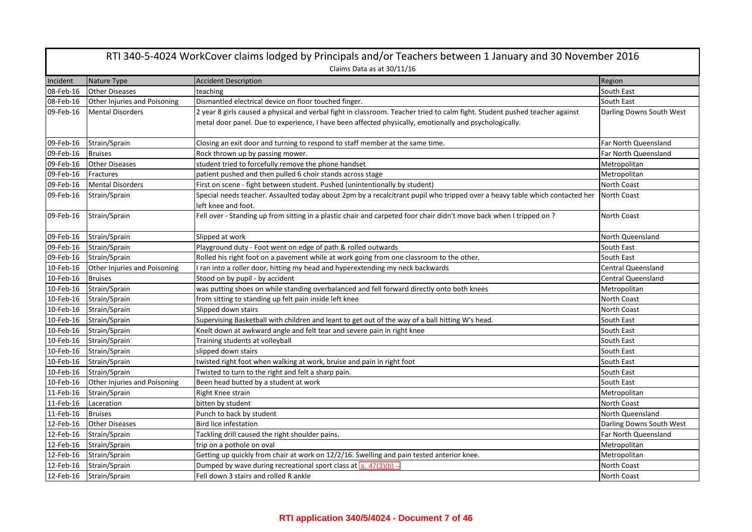# RTI 340-5-4024 WorkCover claims lodged by Principals and/or Teachers between 1 January and 30 November 2016

Claims Data as at 30/11/16

| Incident | Nature Type | Accident Description | Region |
|---|---|---|---|
| 08-Feb-16 | Other Diseases | teaching | South East |
| 08-Feb-16 | Other Injuries and Poisoning | Dismantled electrical device on floor touched finger. | South East |
| 09-Feb-16 | Mental Disorders | 2 year 8 girls caused a physical and verbal fight in classroom. Teacher tried to calm fight. Student pushed teacher against metal door panel. Due to experience, I have been affected physically, emotionally and psychologically. | Darling Downs South West |
| 09-Feb-16 | Strain/Sprain | Closing an exit door and turning to respond to staff member at the same time. | Far North Queensland |
| 09-Feb-16 | Bruises | Rock thrown up by passing mower. | Far North Queensland |
| 09-Feb-16 | Other Diseases | student tried to forcefully remove the phone handset | Metropolitan |
| 09-Feb-16 | Fractures | patient pushed and then pulled 6 choir stands across stage | Metropolitan |
| 09-Feb-16 | Mental Disorders | First on scene - fight between student. Pushed (unintentionally by student) | North Coast |
| 09-Feb-16 | Strain/Sprain | Special needs teacher. Assaulted today about 2pm by a recalcitrant pupil who tripped over a heavy table which contacted her left knee and foot. | North Coast |
| 09-Feb-16 | Strain/Sprain | Fell over - Standing up from sitting in a plastic chair and carpeted foor chair didn't move back when I tripped on ? | North Coast |
| 09-Feb-16 | Strain/Sprain | Slipped at work | North Queensland |
| 09-Feb-16 | Strain/Sprain | Playground duty - Foot went on edge of path & rolled outwards | South East |
| 09-Feb-16 | Strain/Sprain | Rolled his right foot on a pavement while at work going from one classroom to the other. | South East |
| 10-Feb-16 | Other Injuries and Poisoning | I ran into a roller door, hitting my head and hyperextending my neck backwards | Central Queensland |
| 10-Feb-16 | Bruises | Stood on by pupil - by accident | Central Queensland |
| 10-Feb-16 | Strain/Sprain | was putting shoes on while standing overbalanced and fell forward directly onto both knees | Metropolitan |
| 10-Feb-16 | Strain/Sprain | from sitting to standing up felt pain inside left knee | North Coast |
| 10-Feb-16 | Strain/Sprain | Slipped down stairs | North Coast |
| 10-Feb-16 | Strain/Sprain | Supervising Basketball with children and leant to get out of the way of a ball hitting W's head. | South East |
| 10-Feb-16 | Strain/Sprain | Knelt down at awkward angle and felt tear and severe pain in right knee | South East |
| 10-Feb-16 | Strain/Sprain | Training students at volleyball | South East |
| 10-Feb-16 | Strain/Sprain | slipped down stairs | South East |
| 10-Feb-16 | Strain/Sprain | twisted right foot when walking at work, bruise and pain in right foot | South East |
| 10-Feb-16 | Strain/Sprain | Twisted to turn to the right and felt a sharp pain. | South East |
| 10-Feb-16 | Other Injuries and Poisoning | Been head butted by a student at work | South East |
| 11-Feb-16 | Strain/Sprain | Right Knee strain | Metropolitan |
| 11-Feb-16 | Laceration | bitten by student | North Coast |
| 11-Feb-16 | Bruises | Punch to back by student | North Queensland |
| 12-Feb-16 | Other Diseases | Bird lice infestation | Darling Downs South West |
| 12-Feb-16 | Strain/Sprain | Tackling drill caused the right shoulder pains. | Far North Queensland |
| 12-Feb-16 | Strain/Sprain | trip on a pothole on oval | Metropolitan |
| 12-Feb-16 | Strain/Sprain | Getting up quickly from chair at work on 12/2/16. Swelling and pain tested anterior knee. | Metropolitan |
| 12-Feb-16 | Strain/Sprain | Dumped by wave during recreational sport class at s. 47(3)(b) - | North Coast |
| 12-Feb-16 | Strain/Sprain | Fell down 3 stairs and rolled R ankle | North Coast |

RTI application 340/5/4024 - Document 7 of 46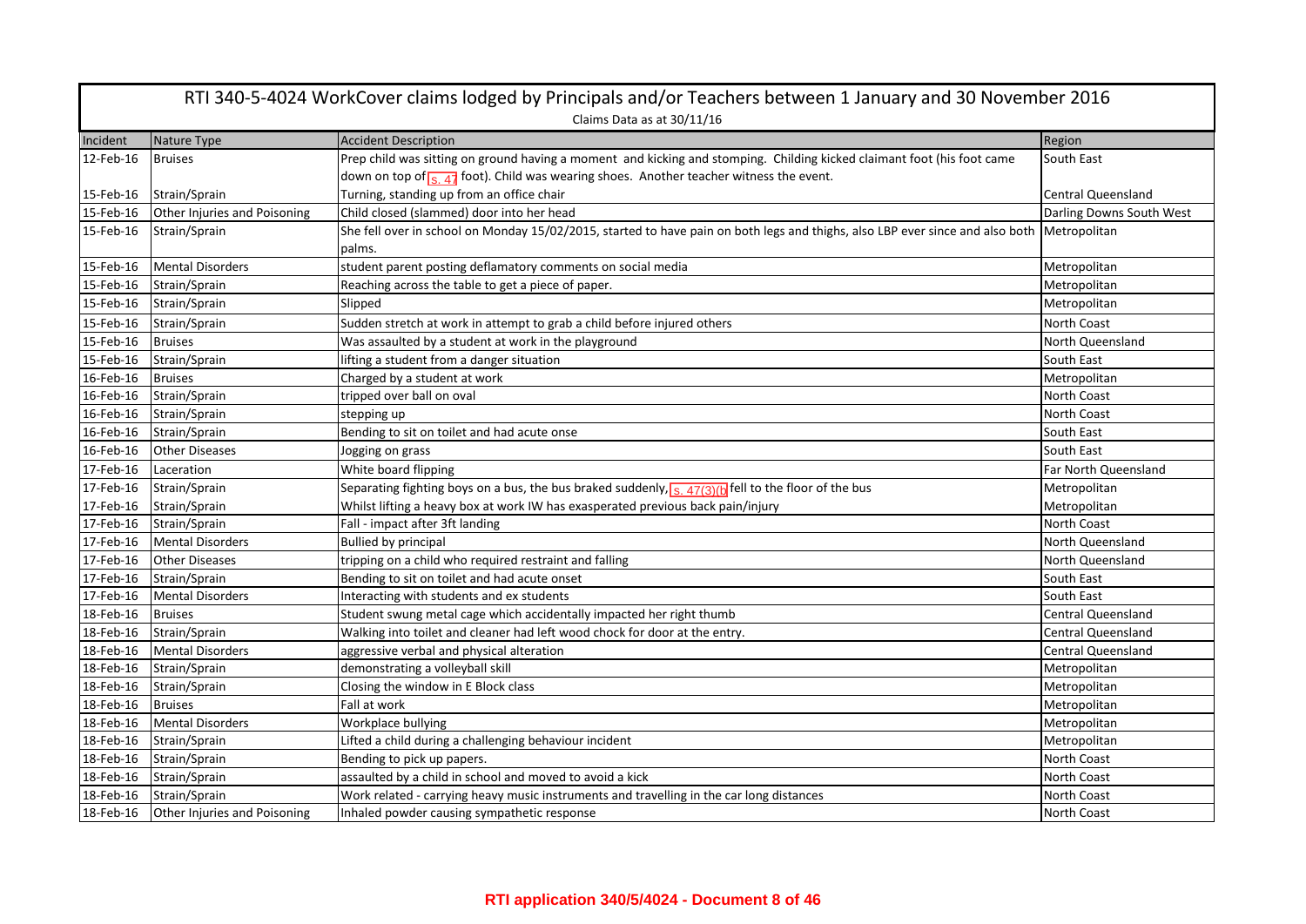# RTI 340-5-4024 WorkCover claims lodged by Principals and/or Teachers between 1 January and 30 November 2016

Claims Data as at 30/11/16

| Incident | Nature Type | Accident Description | Region |
|---|---|---|---|
| 12-Feb-16 | Bruises | Prep child was sitting on ground having a moment and kicking and stomping. Childing kicked claimant foot (his foot came down on top of s. 47 foot). Child was wearing shoes. Another teacher witness the event. | South East |
| 15-Feb-16 | Strain/Sprain | Turning, standing up from an office chair | Central Queensland |
| 15-Feb-16 | Other Injuries and Poisoning | Child closed (slammed) door into her head | Darling Downs South West |
| 15-Feb-16 | Strain/Sprain | She fell over in school on Monday 15/02/2015, started to have pain on both legs and thighs, also LBP ever since and also both palms. | Metropolitan |
| 15-Feb-16 | Mental Disorders | student parent posting deflamatory comments on social media | Metropolitan |
| 15-Feb-16 | Strain/Sprain | Reaching across the table to get a piece of paper. | Metropolitan |
| 15-Feb-16 | Strain/Sprain | Slipped | Metropolitan |
| 15-Feb-16 | Strain/Sprain | Sudden stretch at work in attempt to grab a child before injured others | North Coast |
| 15-Feb-16 | Bruises | Was assaulted by a student at work in the playground | North Queensland |
| 15-Feb-16 | Strain/Sprain | lifting a student from a danger situation | South East |
| 16-Feb-16 | Bruises | Charged by a student at work | Metropolitan |
| 16-Feb-16 | Strain/Sprain | tripped over ball on oval | North Coast |
| 16-Feb-16 | Strain/Sprain | stepping up | North Coast |
| 16-Feb-16 | Strain/Sprain | Bending to sit on toilet and had acute onse | South East |
| 16-Feb-16 | Other Diseases | Jogging on grass | South East |
| 17-Feb-16 | Laceration | White board flipping | Far North Queensland |
| 17-Feb-16 | Strain/Sprain | Separating fighting boys on a bus, the bus braked suddenly, s. 47(3)(b fell to the floor of the bus | Metropolitan |
| 17-Feb-16 | Strain/Sprain | Whilst lifting a heavy box at work IW has exasperated previous back pain/injury | Metropolitan |
| 17-Feb-16 | Strain/Sprain | Fall - impact after 3ft landing | North Coast |
| 17-Feb-16 | Mental Disorders | Bullied by principal | North Queensland |
| 17-Feb-16 | Other Diseases | tripping on a child who required restraint and falling | North Queensland |
| 17-Feb-16 | Strain/Sprain | Bending to sit on toilet and had acute onset | South East |
| 17-Feb-16 | Mental Disorders | Interacting with students and ex students | South East |
| 18-Feb-16 | Bruises | Student swung metal cage which accidentally impacted her right thumb | Central Queensland |
| 18-Feb-16 | Strain/Sprain | Walking into toilet and cleaner had left wood chock for door at the entry. | Central Queensland |
| 18-Feb-16 | Mental Disorders | aggressive verbal and physical alteration | Central Queensland |
| 18-Feb-16 | Strain/Sprain | demonstrating a volleyball skill | Metropolitan |
| 18-Feb-16 | Strain/Sprain | Closing the window in E Block class | Metropolitan |
| 18-Feb-16 | Bruises | Fall at work | Metropolitan |
| 18-Feb-16 | Mental Disorders | Workplace bullying | Metropolitan |
| 18-Feb-16 | Strain/Sprain | Lifted a child during a challenging behaviour incident | Metropolitan |
| 18-Feb-16 | Strain/Sprain | Bending to pick up papers. | North Coast |
| 18-Feb-16 | Strain/Sprain | assaulted by a child in school and moved to avoid a kick | North Coast |
| 18-Feb-16 | Strain/Sprain | Work related - carrying heavy music instruments and travelling in the car long distances | North Coast |
| 18-Feb-16 | Other Injuries and Poisoning | Inhaled powder causing sympathetic response | North Coast |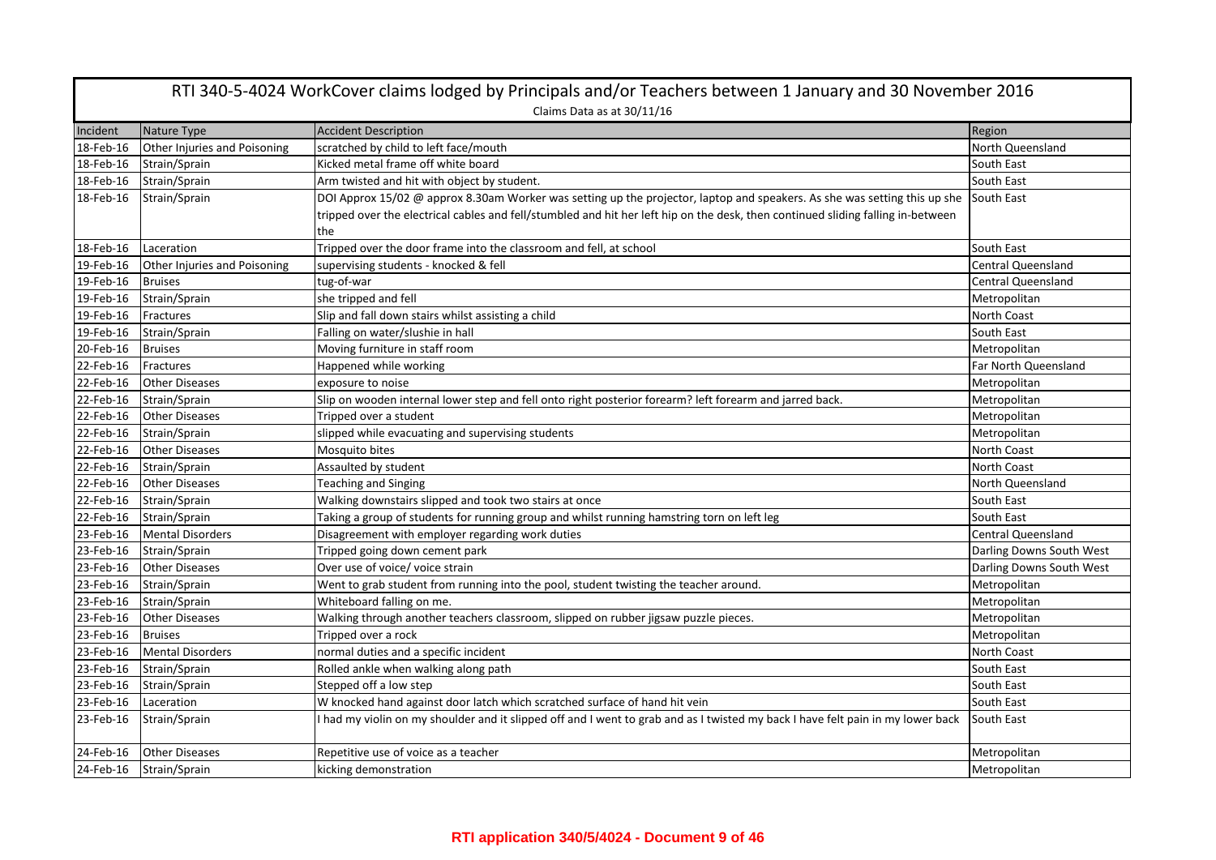# RTI 340-5-4024 WorkCover claims lodged by Principals and/or Teachers between 1 January and 30 November 2016

Claims Data as at 30/11/16

| Incident | Nature Type | Accident Description | Region |
|---|---|---|---|
| 18-Feb-16 | Other Injuries and Poisoning | scratched by child to left face/mouth | North Queensland |
| 18-Feb-16 | Strain/Sprain | Kicked metal frame off white board | South East |
| 18-Feb-16 | Strain/Sprain | Arm twisted and hit with object by student. | South East |
| 18-Feb-16 | Strain/Sprain | DOI Approx 15/02 @ approx 8.30am Worker was setting up the projector, laptop and speakers. As she was setting this up she tripped over the electrical cables and fell/stumbled and hit her left hip on the desk, then continued sliding falling in-between the | South East |
| 18-Feb-16 | Laceration | Tripped over the door frame into the classroom and fell, at school | South East |
| 19-Feb-16 | Other Injuries and Poisoning | supervising students - knocked & fell | Central Queensland |
| 19-Feb-16 | Bruises | tug-of-war | Central Queensland |
| 19-Feb-16 | Strain/Sprain | she tripped and fell | Metropolitan |
| 19-Feb-16 | Fractures | Slip and fall down stairs whilst assisting a child | North Coast |
| 19-Feb-16 | Strain/Sprain | Falling on water/slushie in hall | South East |
| 20-Feb-16 | Bruises | Moving furniture in staff room | Metropolitan |
| 22-Feb-16 | Fractures | Happened while working | Far North Queensland |
| 22-Feb-16 | Other Diseases | exposure to noise | Metropolitan |
| 22-Feb-16 | Strain/Sprain | Slip on wooden internal lower step and fell onto right posterior forearm? left forearm and jarred back. | Metropolitan |
| 22-Feb-16 | Other Diseases | Tripped over a student | Metropolitan |
| 22-Feb-16 | Strain/Sprain | slipped while evacuating and supervising students | Metropolitan |
| 22-Feb-16 | Other Diseases | Mosquito bites | North Coast |
| 22-Feb-16 | Strain/Sprain | Assaulted by student | North Coast |
| 22-Feb-16 | Other Diseases | Teaching and Singing | North Queensland |
| 22-Feb-16 | Strain/Sprain | Walking downstairs slipped and took two stairs at once | South East |
| 22-Feb-16 | Strain/Sprain | Taking a group of students for running group and whilst running hamstring torn on left leg | South East |
| 23-Feb-16 | Mental Disorders | Disagreement with employer regarding work duties | Central Queensland |
| 23-Feb-16 | Strain/Sprain | Tripped going down cement park | Darling Downs South West |
| 23-Feb-16 | Other Diseases | Over use of voice/ voice strain | Darling Downs South West |
| 23-Feb-16 | Strain/Sprain | Went to grab student from running into the pool, student twisting the teacher around. | Metropolitan |
| 23-Feb-16 | Strain/Sprain | Whiteboard falling on me. | Metropolitan |
| 23-Feb-16 | Other Diseases | Walking through another teachers classroom, slipped on rubber jigsaw puzzle pieces. | Metropolitan |
| 23-Feb-16 | Bruises | Tripped over a rock | Metropolitan |
| 23-Feb-16 | Mental Disorders | normal duties and a specific incident | North Coast |
| 23-Feb-16 | Strain/Sprain | Rolled ankle when walking along path | South East |
| 23-Feb-16 | Strain/Sprain | Stepped off a low step | South East |
| 23-Feb-16 | Laceration | W knocked hand against door latch which scratched surface of hand hit vein | South East |
| 23-Feb-16 | Strain/Sprain | I had my violin on my shoulder and it slipped off and I went to grab and as I twisted my back I have felt pain in my lower back | South East |
| 24-Feb-16 | Other Diseases | Repetitive use of voice as a teacher | Metropolitan |
| 24-Feb-16 | Strain/Sprain | kicking demonstration | Metropolitan |

**RTI application 340/5/4024 - Document 9 of 46**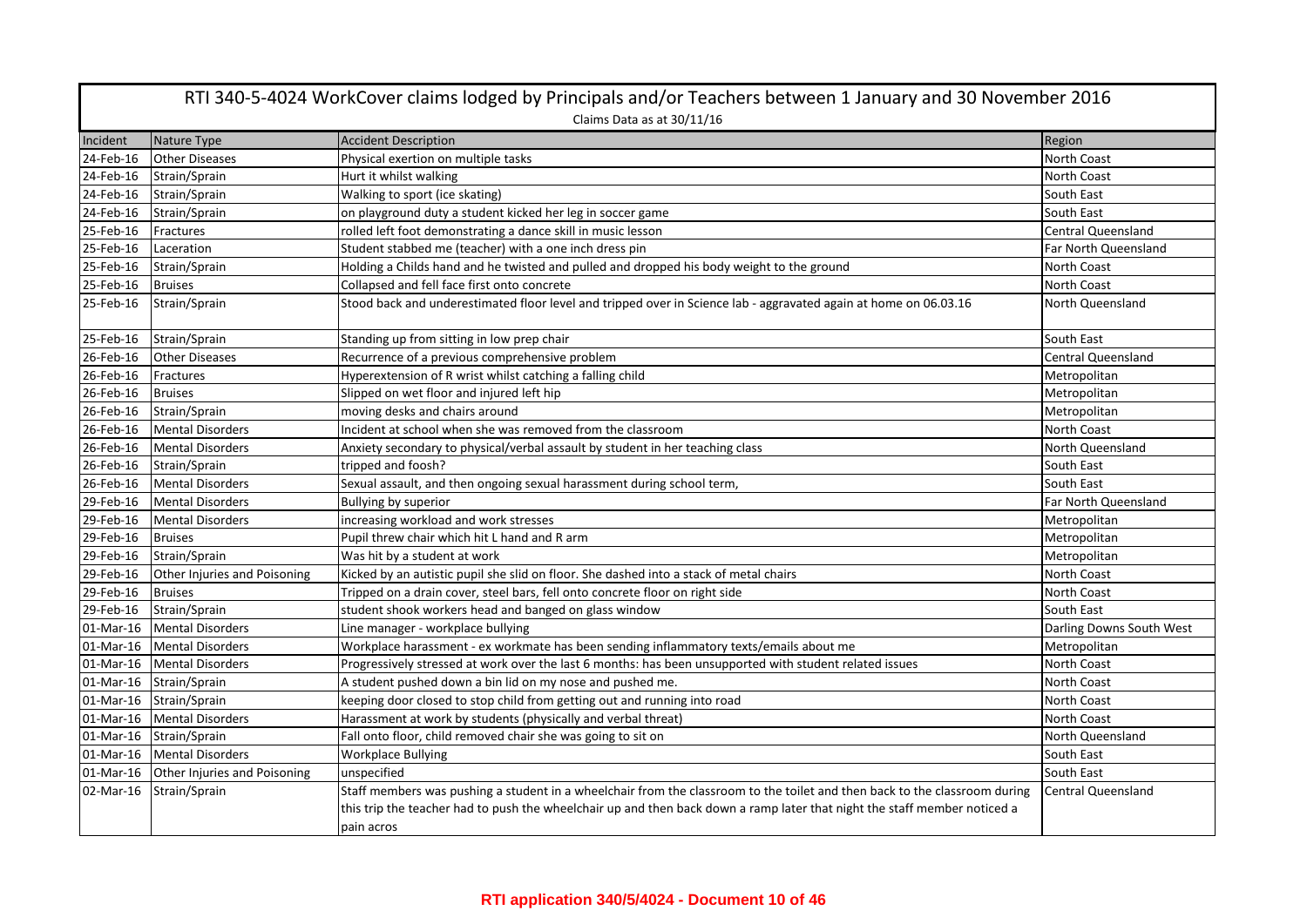# RTI 340-5-4024 WorkCover claims lodged by Principals and/or Teachers between 1 January and 30 November 2016

Claims Data as at 30/11/16

| Incident | Nature Type | Accident Description | Region |
|---|---|---|---|
| 24-Feb-16 | Other Diseases | Physical exertion on multiple tasks | North Coast |
| 24-Feb-16 | Strain/Sprain | Hurt it whilst walking | North Coast |
| 24-Feb-16 | Strain/Sprain | Walking to sport (ice skating) | South East |
| 24-Feb-16 | Strain/Sprain | on playground duty a student kicked her leg in soccer game | South East |
| 25-Feb-16 | Fractures | rolled left foot demonstrating a dance skill in music lesson | Central Queensland |
| 25-Feb-16 | Laceration | Student stabbed me (teacher) with a one inch dress pin | Far North Queensland |
| 25-Feb-16 | Strain/Sprain | Holding a Childs hand and he twisted and pulled and dropped his body weight to the ground | North Coast |
| 25-Feb-16 | Bruises | Collapsed and fell face first onto concrete | North Coast |
| 25-Feb-16 | Strain/Sprain | Stood back and underestimated floor level and tripped over in Science lab - aggravated again at home on 06.03.16 | North Queensland |
| 25-Feb-16 | Strain/Sprain | Standing up from sitting in low prep chair | South East |
| 26-Feb-16 | Other Diseases | Recurrence of a previous comprehensive problem | Central Queensland |
| 26-Feb-16 | Fractures | Hyperextension of R wrist whilst catching a falling child | Metropolitan |
| 26-Feb-16 | Bruises | Slipped on wet floor and injured left hip | Metropolitan |
| 26-Feb-16 | Strain/Sprain | moving desks and chairs around | Metropolitan |
| 26-Feb-16 | Mental Disorders | Incident at school when she was removed from the classroom | North Coast |
| 26-Feb-16 | Mental Disorders | Anxiety secondary to physical/verbal assault by student in her teaching class | North Queensland |
| 26-Feb-16 | Strain/Sprain | tripped and foosh? | South East |
| 26-Feb-16 | Mental Disorders | Sexual assault, and then ongoing sexual harassment during school term, | South East |
| 29-Feb-16 | Mental Disorders | Bullying by superior | Far North Queensland |
| 29-Feb-16 | Mental Disorders | increasing workload and work stresses | Metropolitan |
| 29-Feb-16 | Bruises | Pupil threw chair which hit L hand and R arm | Metropolitan |
| 29-Feb-16 | Strain/Sprain | Was hit by a student at work | Metropolitan |
| 29-Feb-16 | Other Injuries and Poisoning | Kicked by an autistic pupil she slid on floor. She dashed into a stack of metal chairs | North Coast |
| 29-Feb-16 | Bruises | Tripped on a drain cover, steel bars, fell onto concrete floor on right side | North Coast |
| 29-Feb-16 | Strain/Sprain | student shook workers head and banged on glass window | South East |
| 01-Mar-16 | Mental Disorders | Line manager - workplace bullying | Darling Downs South West |
| 01-Mar-16 | Mental Disorders | Workplace harassment - ex workmate has been sending inflammatory texts/emails about me | Metropolitan |
| 01-Mar-16 | Mental Disorders | Progressively stressed at work over the last 6 months: has been unsupported with student related issues | North Coast |
| 01-Mar-16 | Strain/Sprain | A student pushed down a bin lid on my nose and pushed me. | North Coast |
| 01-Mar-16 | Strain/Sprain | keeping door closed to stop child from getting out and running into road | North Coast |
| 01-Mar-16 | Mental Disorders | Harassment at work by students (physically and verbal threat) | North Coast |
| 01-Mar-16 | Strain/Sprain | Fall onto floor, child removed chair she was going to sit on | North Queensland |
| 01-Mar-16 | Mental Disorders | Workplace Bullying | South East |
| 01-Mar-16 | Other Injuries and Poisoning | unspecified | South East |
| 02-Mar-16 | Strain/Sprain | Staff members was pushing a student in a wheelchair from the classroom to the toilet and then back to the classroom during this trip the teacher had to push the wheelchair up and then back down a ramp later that night the staff member noticed a pain acros | Central Queensland |

RTI application 340/5/4024 - Document 10 of 46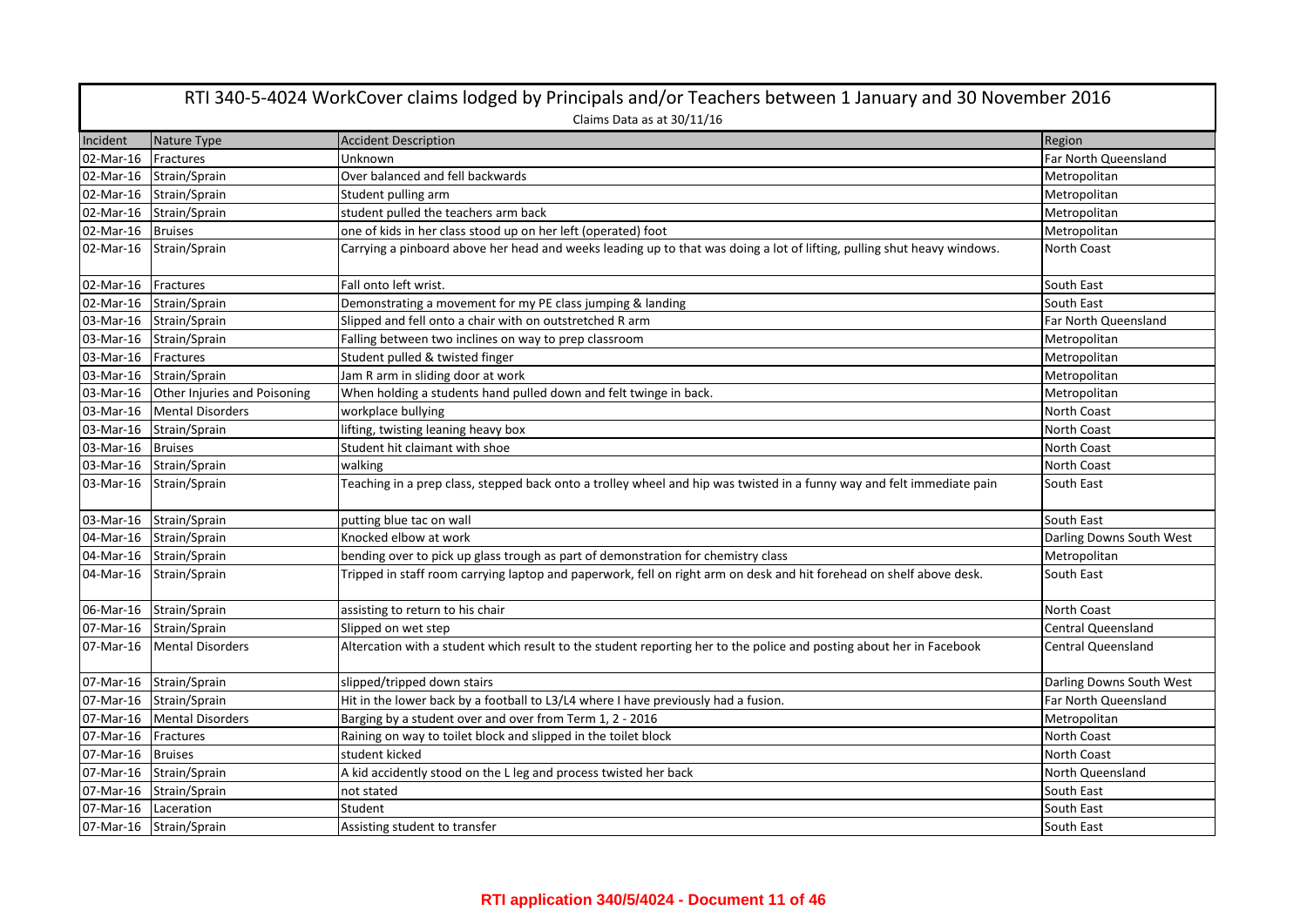# RTI 340-5-4024 WorkCover claims lodged by Principals and/or Teachers between 1 January and 30 November 2016

Claims Data as at 30/11/16

| Incident | Nature Type | Accident Description | Region |
|---|---|---|---|
| 02-Mar-16 | Fractures | Unknown | Far North Queensland |
| 02-Mar-16 | Strain/Sprain | Over balanced and fell backwards | Metropolitan |
| 02-Mar-16 | Strain/Sprain | Student pulling arm | Metropolitan |
| 02-Mar-16 | Strain/Sprain | student pulled the teachers arm back | Metropolitan |
| 02-Mar-16 | Bruises | one of kids in her class stood up on her left (operated) foot | Metropolitan |
| 02-Mar-16 | Strain/Sprain | Carrying a pinboard above her head and weeks leading up to that was doing a lot of lifting, pulling shut heavy windows. | North Coast |
| 02-Mar-16 | Fractures | Fall onto left wrist. | South East |
| 02-Mar-16 | Strain/Sprain | Demonstrating a movement for my PE class jumping & landing | South East |
| 03-Mar-16 | Strain/Sprain | Slipped and fell onto a chair with on outstretched R arm | Far North Queensland |
| 03-Mar-16 | Strain/Sprain | Falling between two inclines on way to prep classroom | Metropolitan |
| 03-Mar-16 | Fractures | Student pulled & twisted finger | Metropolitan |
| 03-Mar-16 | Strain/Sprain | Jam R arm in sliding door at work | Metropolitan |
| 03-Mar-16 | Other Injuries and Poisoning | When holding a students hand pulled down and felt twinge in back. | Metropolitan |
| 03-Mar-16 | Mental Disorders | workplace bullying | North Coast |
| 03-Mar-16 | Strain/Sprain | lifting, twisting leaning heavy box | North Coast |
| 03-Mar-16 | Bruises | Student hit claimant with shoe | North Coast |
| 03-Mar-16 | Strain/Sprain | walking | North Coast |
| 03-Mar-16 | Strain/Sprain | Teaching in a prep class, stepped back onto a trolley wheel and hip was twisted in a funny way and felt immediate pain | South East |
| 03-Mar-16 | Strain/Sprain | putting blue tac on wall | South East |
| 04-Mar-16 | Strain/Sprain | Knocked elbow at work | Darling Downs South West |
| 04-Mar-16 | Strain/Sprain | bending over to pick up glass trough as part of demonstration for chemistry class | Metropolitan |
| 04-Mar-16 | Strain/Sprain | Tripped in staff room carrying laptop and paperwork, fell on right arm on desk and hit forehead on shelf above desk. | South East |
| 06-Mar-16 | Strain/Sprain | assisting to return to his chair | North Coast |
| 07-Mar-16 | Strain/Sprain | Slipped on wet step | Central Queensland |
| 07-Mar-16 | Mental Disorders | Altercation with a student which result to the student reporting her to the police and posting about her in Facebook | Central Queensland |
| 07-Mar-16 | Strain/Sprain | slipped/tripped down stairs | Darling Downs South West |
| 07-Mar-16 | Strain/Sprain | Hit in the lower back by a football to L3/L4 where I have previously had a fusion. | Far North Queensland |
| 07-Mar-16 | Mental Disorders | Barging by a student over and over from Term 1, 2 - 2016 | Metropolitan |
| 07-Mar-16 | Fractures | Raining on way to toilet block and slipped in the toilet block | North Coast |
| 07-Mar-16 | Bruises | student kicked | North Coast |
| 07-Mar-16 | Strain/Sprain | A kid accidently stood on the L leg and process twisted her back | North Queensland |
| 07-Mar-16 | Strain/Sprain | not stated | South East |
| 07-Mar-16 | Laceration | Student | South East |
| 07-Mar-16 | Strain/Sprain | Assisting student to transfer | South East |

**RTI application 340/5/4024 - Document 11 of 46**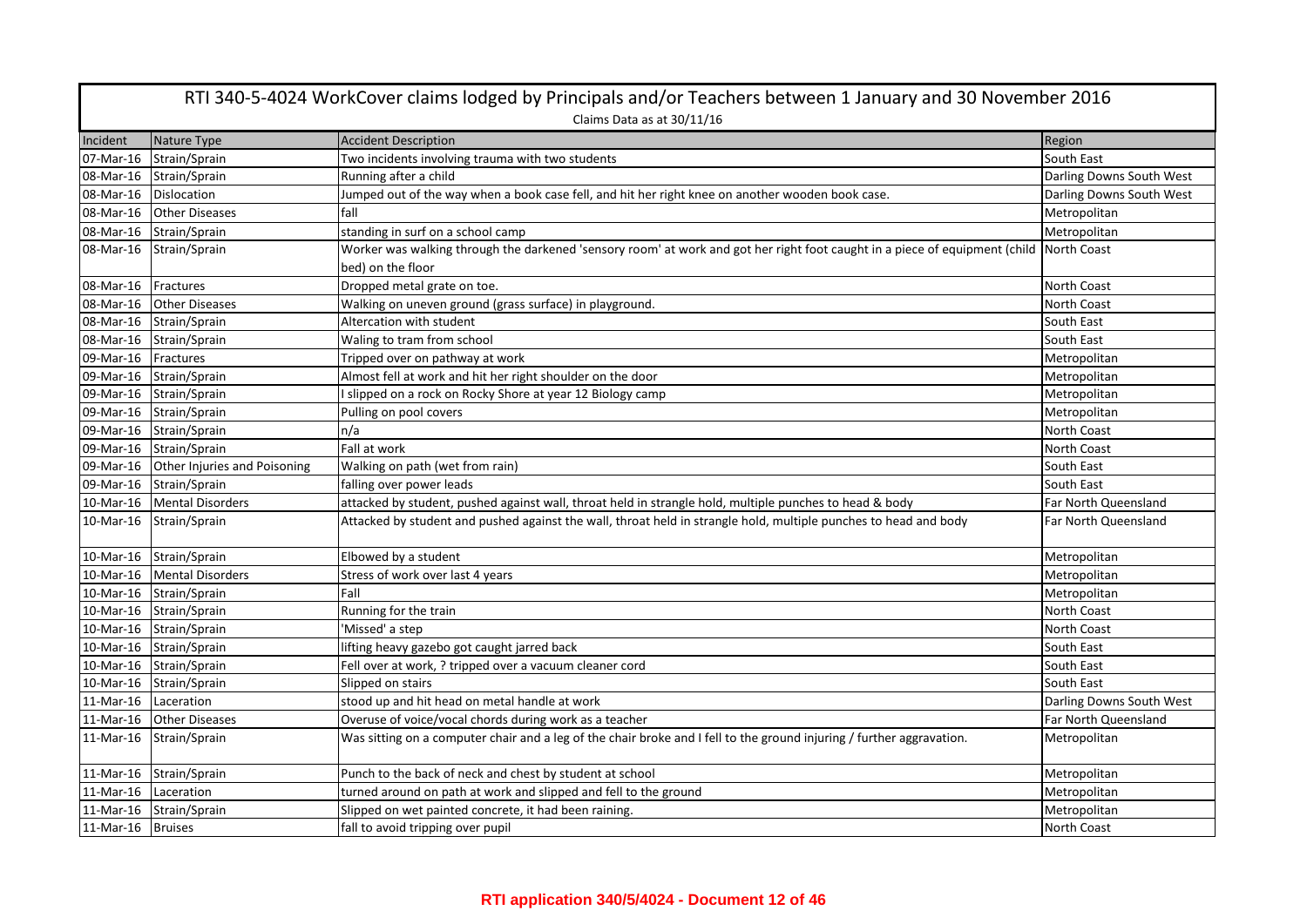# RTI 340-5-4024 WorkCover claims lodged by Principals and/or Teachers between 1 January and 30 November 2016

Claims Data as at 30/11/16

| Incident | Nature Type | Accident Description | Region |
|---|---|---|---|
| 07-Mar-16 | Strain/Sprain | Two incidents involving trauma with two students | South East |
| 08-Mar-16 | Strain/Sprain | Running after a child | Darling Downs South West |
| 08-Mar-16 | Dislocation | Jumped out of the way when a book case fell, and hit her right knee on another wooden book case. | Darling Downs South West |
| 08-Mar-16 | Other Diseases | fall | Metropolitan |
| 08-Mar-16 | Strain/Sprain | standing in surf on a school camp | Metropolitan |
| 08-Mar-16 | Strain/Sprain | Worker was walking through the darkened 'sensory room' at work and got her right foot caught in a piece of equipment (child bed) on the floor | North Coast |
| 08-Mar-16 | Fractures | Dropped metal grate on toe. | North Coast |
| 08-Mar-16 | Other Diseases | Walking on uneven ground (grass surface) in playground. | North Coast |
| 08-Mar-16 | Strain/Sprain | Altercation with student | South East |
| 08-Mar-16 | Strain/Sprain | Waling to tram from school | South East |
| 09-Mar-16 | Fractures | Tripped over on pathway at work | Metropolitan |
| 09-Mar-16 | Strain/Sprain | Almost fell at work and hit her right shoulder on the door | Metropolitan |
| 09-Mar-16 | Strain/Sprain | I slipped on a rock on Rocky Shore at year 12 Biology camp | Metropolitan |
| 09-Mar-16 | Strain/Sprain | Pulling on pool covers | Metropolitan |
| 09-Mar-16 | Strain/Sprain | n/a | North Coast |
| 09-Mar-16 | Strain/Sprain | Fall at work | North Coast |
| 09-Mar-16 | Other Injuries and Poisoning | Walking on path (wet from rain) | South East |
| 09-Mar-16 | Strain/Sprain | falling over power leads | South East |
| 10-Mar-16 | Mental Disorders | attacked by student, pushed against wall, throat held in strangle hold, multiple punches to head & body | Far North Queensland |
| 10-Mar-16 | Strain/Sprain | Attacked by student and pushed against the wall, throat held in strangle hold, multiple punches to head and body | Far North Queensland |
| 10-Mar-16 | Strain/Sprain | Elbowed by a student | Metropolitan |
| 10-Mar-16 | Mental Disorders | Stress of work over last 4 years | Metropolitan |
| 10-Mar-16 | Strain/Sprain | Fall | Metropolitan |
| 10-Mar-16 | Strain/Sprain | Running for the train | North Coast |
| 10-Mar-16 | Strain/Sprain | 'Missed' a step | North Coast |
| 10-Mar-16 | Strain/Sprain | lifting heavy gazebo got caught jarred back | South East |
| 10-Mar-16 | Strain/Sprain | Fell over at work, ? tripped over a vacuum cleaner cord | South East |
| 10-Mar-16 | Strain/Sprain | Slipped on stairs | South East |
| 11-Mar-16 | Laceration | stood up and hit head on metal handle at work | Darling Downs South West |
| 11-Mar-16 | Other Diseases | Overuse of voice/vocal chords during work as a teacher | Far North Queensland |
| 11-Mar-16 | Strain/Sprain | Was sitting on a computer chair and a leg of the chair broke and I fell to the ground injuring / further aggravation. | Metropolitan |
| 11-Mar-16 | Strain/Sprain | Punch to the back of neck and chest by student at school | Metropolitan |
| 11-Mar-16 | Laceration | turned around on path at work and slipped and fell to the ground | Metropolitan |
| 11-Mar-16 | Strain/Sprain | Slipped on wet painted concrete, it had been raining. | Metropolitan |
| 11-Mar-16 | Bruises | fall to avoid tripping over pupil | North Coast |

**RTI application 340/5/4024 - Document 12 of 46**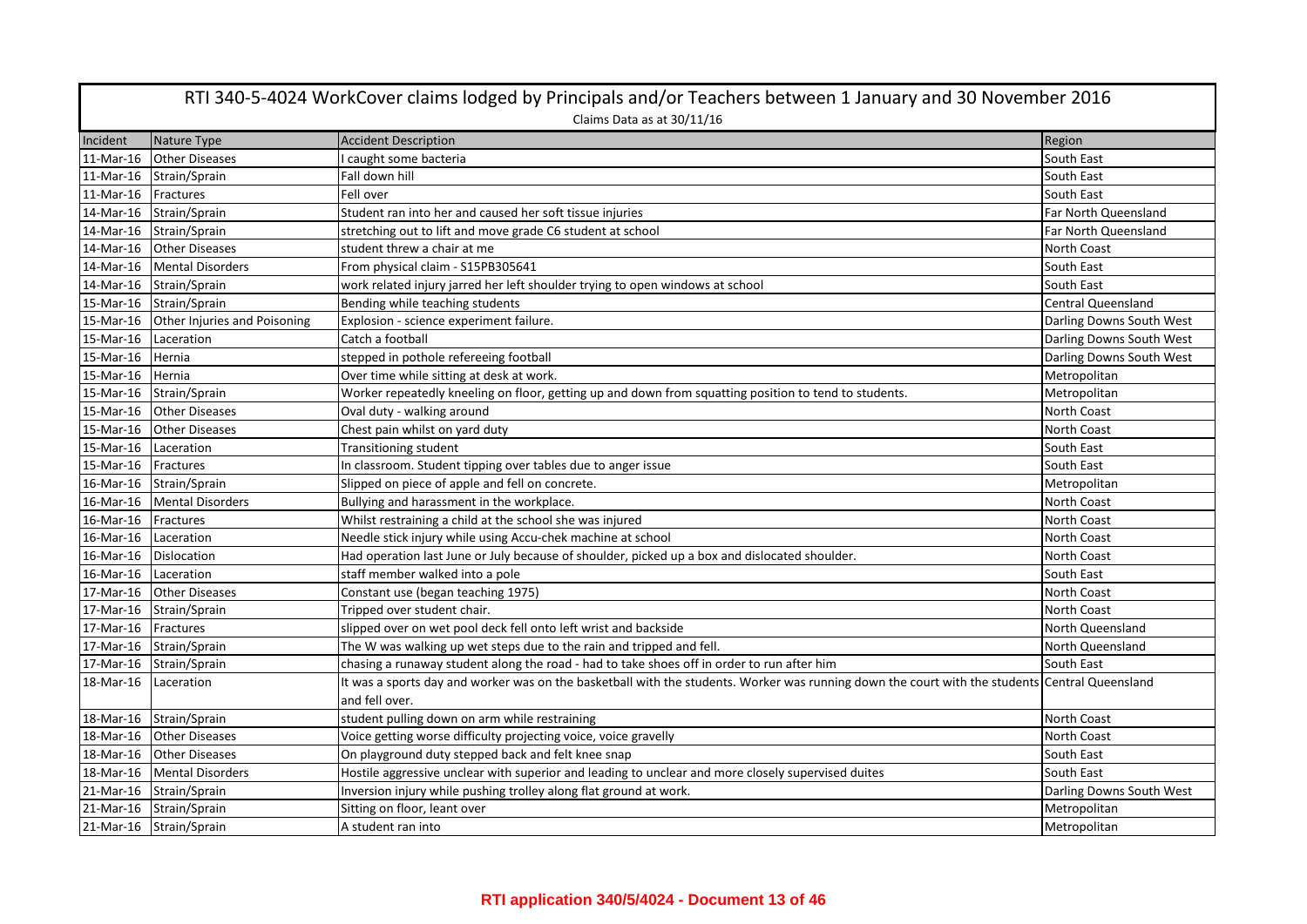# RTI 340-5-4024 WorkCover claims lodged by Principals and/or Teachers between 1 January and 30 November 2016

Claims Data as at 30/11/16

| Incident | Nature Type | Accident Description | Region |
|---|---|---|---|
| 11-Mar-16 | Other Diseases | I caught some bacteria | South East |
| 11-Mar-16 | Strain/Sprain | Fall down hill | South East |
| 11-Mar-16 | Fractures | Fell over | South East |
| 14-Mar-16 | Strain/Sprain | Student ran into her and caused her soft tissue injuries | Far North Queensland |
| 14-Mar-16 | Strain/Sprain | stretching out to lift and move grade C6 student at school | Far North Queensland |
| 14-Mar-16 | Other Diseases | student threw a chair at me | North Coast |
| 14-Mar-16 | Mental Disorders | From physical claim - S15PB305641 | South East |
| 14-Mar-16 | Strain/Sprain | work related injury jarred her left shoulder trying to open windows at school | South East |
| 15-Mar-16 | Strain/Sprain | Bending while teaching students | Central Queensland |
| 15-Mar-16 | Other Injuries and Poisoning | Explosion - science experiment failure. | Darling Downs South West |
| 15-Mar-16 | Laceration | Catch a football | Darling Downs South West |
| 15-Mar-16 | Hernia | stepped in pothole refereeing football | Darling Downs South West |
| 15-Mar-16 | Hernia | Over time while sitting at desk at work. | Metropolitan |
| 15-Mar-16 | Strain/Sprain | Worker repeatedly kneeling on floor, getting up and down from squatting position to tend to students. | Metropolitan |
| 15-Mar-16 | Other Diseases | Oval duty - walking around | North Coast |
| 15-Mar-16 | Other Diseases | Chest pain whilst on yard duty | North Coast |
| 15-Mar-16 | Laceration | Transitioning student | South East |
| 15-Mar-16 | Fractures | In classroom. Student tipping over tables due to anger issue | South East |
| 16-Mar-16 | Strain/Sprain | Slipped on piece of apple and fell on concrete. | Metropolitan |
| 16-Mar-16 | Mental Disorders | Bullying and harassment in the workplace. | North Coast |
| 16-Mar-16 | Fractures | Whilst restraining a child at the school she was injured | North Coast |
| 16-Mar-16 | Laceration | Needle stick injury while using Accu-chek machine at school | North Coast |
| 16-Mar-16 | Dislocation | Had operation last June or July because of shoulder, picked up a box and dislocated shoulder. | North Coast |
| 16-Mar-16 | Laceration | staff member walked into a pole | South East |
| 17-Mar-16 | Other Diseases | Constant use (began teaching 1975) | North Coast |
| 17-Mar-16 | Strain/Sprain | Tripped over student chair. | North Coast |
| 17-Mar-16 | Fractures | slipped over on wet pool deck fell onto left wrist and backside | North Queensland |
| 17-Mar-16 | Strain/Sprain | The W was walking up wet steps due to the rain and tripped and fell. | North Queensland |
| 17-Mar-16 | Strain/Sprain | chasing a runaway student along the road - had to take shoes off in order to run after him | South East |
| 18-Mar-16 | Laceration | It was a sports day and worker was on the basketball with the students. Worker was running down the court with the students and fell over. | Central Queensland |
| 18-Mar-16 | Strain/Sprain | student pulling down on arm while restraining | North Coast |
| 18-Mar-16 | Other Diseases | Voice getting worse difficulty projecting voice, voice gravelly | North Coast |
| 18-Mar-16 | Other Diseases | On playground duty stepped back and felt knee snap | South East |
| 18-Mar-16 | Mental Disorders | Hostile aggressive unclear with superior and leading to unclear and more closely supervised duites | South East |
| 21-Mar-16 | Strain/Sprain | Inversion injury while pushing trolley along flat ground at work. | Darling Downs South West |
| 21-Mar-16 | Strain/Sprain | Sitting on floor, leant over | Metropolitan |
| 21-Mar-16 | Strain/Sprain | A student ran into | Metropolitan |

**RTI application 340/5/4024 - Document 13 of 46**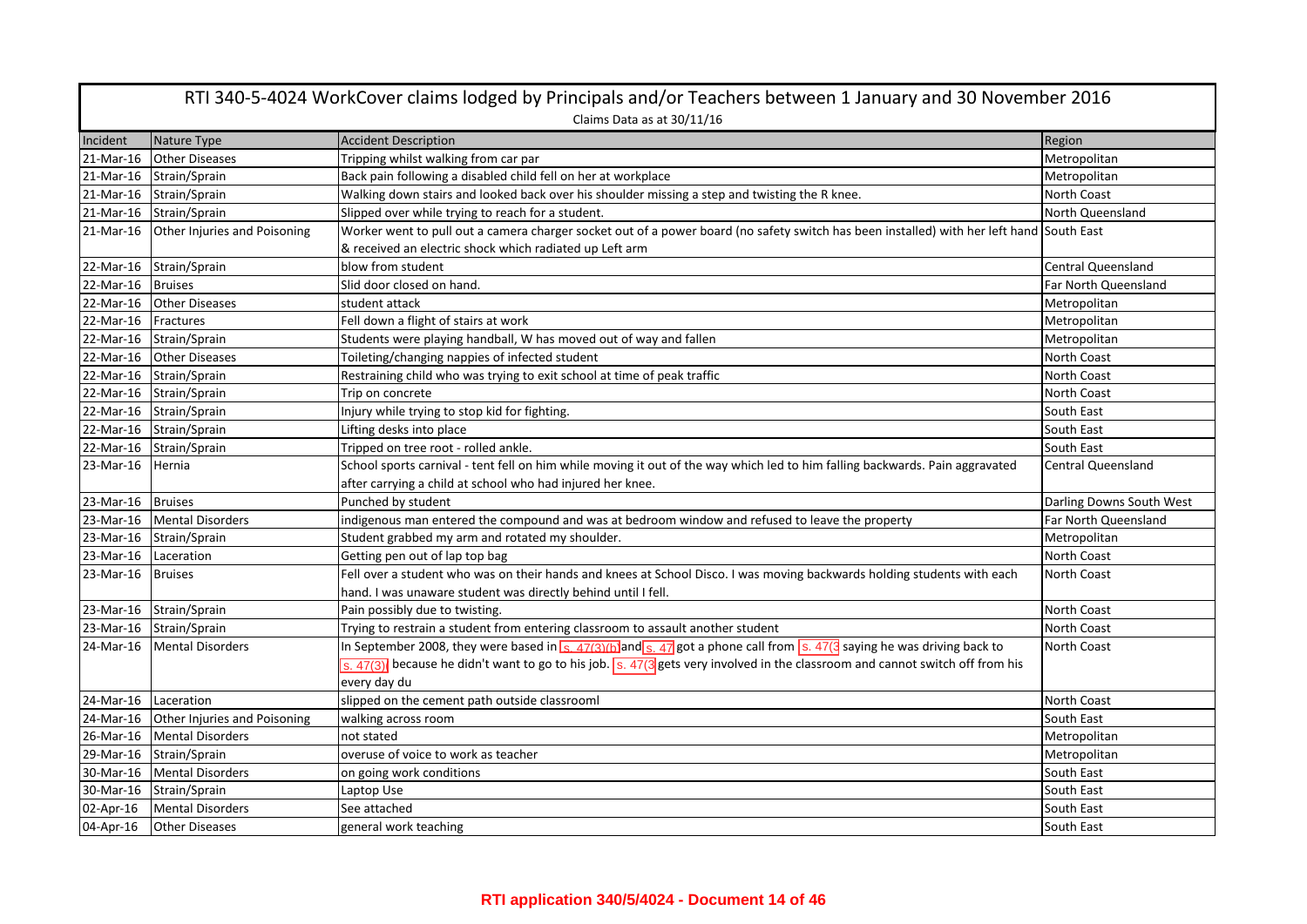# RTI 340-5-4024 WorkCover claims lodged by Principals and/or Teachers between 1 January and 30 November 2016

Claims Data as at 30/11/16

| Incident | Nature Type | Accident Description | Region |
|---|---|---|---|
| 21-Mar-16 | Other Diseases | Tripping whilst walking from car par | Metropolitan |
| 21-Mar-16 | Strain/Sprain | Back pain following a disabled child fell on her at workplace | Metropolitan |
| 21-Mar-16 | Strain/Sprain | Walking down stairs and looked back over his shoulder missing a step and twisting the R knee. | North Coast |
| 21-Mar-16 | Strain/Sprain | Slipped over while trying to reach for a student. | North Queensland |
| 21-Mar-16 | Other Injuries and Poisoning | Worker went to pull out a camera charger socket out of a power board (no safety switch has been installed) with her left hand & received an electric shock which radiated up Left arm | South East |
| 22-Mar-16 | Strain/Sprain | blow from student | Central Queensland |
| 22-Mar-16 | Bruises | Slid door closed on hand. | Far North Queensland |
| 22-Mar-16 | Other Diseases | student attack | Metropolitan |
| 22-Mar-16 | Fractures | Fell down a flight of stairs at work | Metropolitan |
| 22-Mar-16 | Strain/Sprain | Students were playing handball, W has moved out of way and fallen | Metropolitan |
| 22-Mar-16 | Other Diseases | Toileting/changing nappies of infected student | North Coast |
| 22-Mar-16 | Strain/Sprain | Restraining child who was trying to exit school at time of peak traffic | North Coast |
| 22-Mar-16 | Strain/Sprain | Trip on concrete | North Coast |
| 22-Mar-16 | Strain/Sprain | Injury while trying to stop kid for fighting. | South East |
| 22-Mar-16 | Strain/Sprain | Lifting desks into place | South East |
| 22-Mar-16 | Strain/Sprain | Tripped on tree root - rolled ankle. | South East |
| 23-Mar-16 | Hernia | School sports carnival - tent fell on him while moving it out of the way which led to him falling backwards. Pain aggravated after carrying a child at school who had injured her knee. | Central Queensland |
| 23-Mar-16 | Bruises | Punched by student | Darling Downs South West |
| 23-Mar-16 | Mental Disorders | indigenous man entered the compound and was at bedroom window and refused to leave the property | Far North Queensland |
| 23-Mar-16 | Strain/Sprain | Student grabbed my arm and rotated my shoulder. | Metropolitan |
| 23-Mar-16 | Laceration | Getting pen out of lap top bag | North Coast |
| 23-Mar-16 | Bruises | Fell over a student who was on their hands and knees at School Disco. I was moving backwards holding students with each hand. I was unaware student was directly behind until I fell. | North Coast |
| 23-Mar-16 | Strain/Sprain | Pain possibly due to twisting. | North Coast |
| 23-Mar-16 | Strain/Sprain | Trying to restrain a student from entering classroom to assault another student | North Coast |
| 24-Mar-16 | Mental Disorders | In September 2008, they were based in s. 47(3)(b) and s. 47 got a phone call from s. 47(3 saying he was driving back to s. 47(3) because he didn't want to go to his job. s. 47(3 gets very involved in the classroom and cannot switch off from his every day du | North Coast |
| 24-Mar-16 | Laceration | slipped on the cement path outside classrooml | North Coast |
| 24-Mar-16 | Other Injuries and Poisoning | walking across room | South East |
| 26-Mar-16 | Mental Disorders | not stated | Metropolitan |
| 29-Mar-16 | Strain/Sprain | overuse of voice to work as teacher | Metropolitan |
| 30-Mar-16 | Mental Disorders | on going work conditions | South East |
| 30-Mar-16 | Strain/Sprain | Laptop Use | South East |
| 02-Apr-16 | Mental Disorders | See attached | South East |
| 04-Apr-16 | Other Diseases | general work teaching | South East |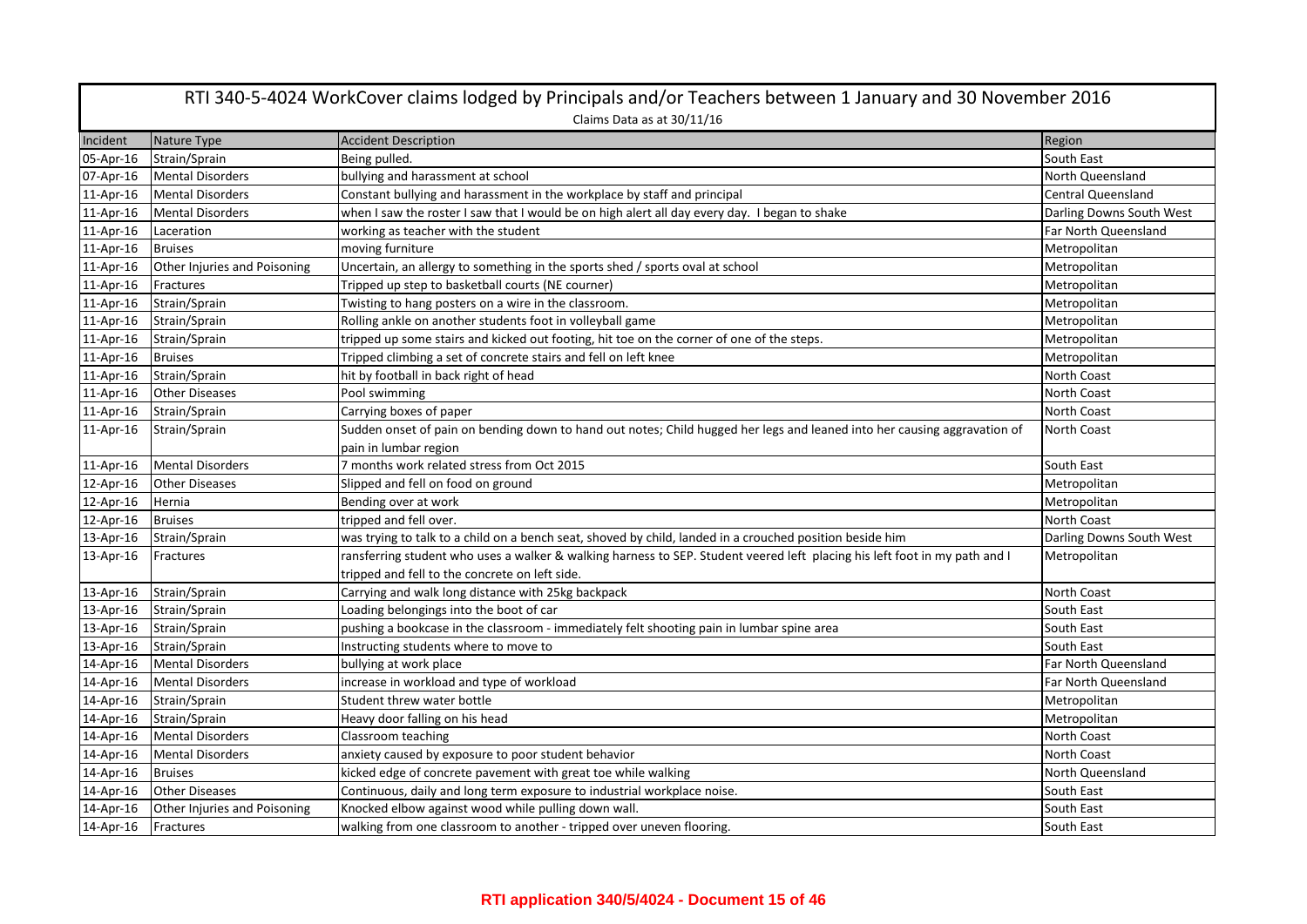# RTI 340-5-4024 WorkCover claims lodged by Principals and/or Teachers between 1 January and 30 November 2016

Claims Data as at 30/11/16

| Incident | Nature Type | Accident Description | Region |
|---|---|---|---|
| 05-Apr-16 | Strain/Sprain | Being pulled. | South East |
| 07-Apr-16 | Mental Disorders | bullying and harassment at school | North Queensland |
| 11-Apr-16 | Mental Disorders | Constant bullying and harassment in the workplace by staff and principal | Central Queensland |
| 11-Apr-16 | Mental Disorders | when I saw the roster I saw that I would be on high alert all day every day. I began to shake | Darling Downs South West |
| 11-Apr-16 | Laceration | working as teacher with the student | Far North Queensland |
| 11-Apr-16 | Bruises | moving furniture | Metropolitan |
| 11-Apr-16 | Other Injuries and Poisoning | Uncertain, an allergy to something in the sports shed / sports oval at school | Metropolitan |
| 11-Apr-16 | Fractures | Tripped up step to basketball courts (NE courner) | Metropolitan |
| 11-Apr-16 | Strain/Sprain | Twisting to hang posters on a wire in the classroom. | Metropolitan |
| 11-Apr-16 | Strain/Sprain | Rolling ankle on another students foot in volleyball game | Metropolitan |
| 11-Apr-16 | Strain/Sprain | tripped up some stairs and kicked out footing, hit toe on the corner of one of the steps. | Metropolitan |
| 11-Apr-16 | Bruises | Tripped climbing a set of concrete stairs and fell on left knee | Metropolitan |
| 11-Apr-16 | Strain/Sprain | hit by football in back right of head | North Coast |
| 11-Apr-16 | Other Diseases | Pool swimming | North Coast |
| 11-Apr-16 | Strain/Sprain | Carrying boxes of paper | North Coast |
| 11-Apr-16 | Strain/Sprain | Sudden onset of pain on bending down to hand out notes; Child hugged her legs and leaned into her causing aggravation of pain in lumbar region | North Coast |
| 11-Apr-16 | Mental Disorders | 7 months work related stress from Oct 2015 | South East |
| 12-Apr-16 | Other Diseases | Slipped and fell on food on ground | Metropolitan |
| 12-Apr-16 | Hernia | Bending over at work | Metropolitan |
| 12-Apr-16 | Bruises | tripped and fell over. | North Coast |
| 13-Apr-16 | Strain/Sprain | was trying to talk to a child on a bench seat, shoved by child, landed in a crouched position beside him | Darling Downs South West |
| 13-Apr-16 | Fractures | ransferring student who uses a walker & walking harness to SEP. Student veered left placing his left foot in my path and I tripped and fell to the concrete on left side. | Metropolitan |
| 13-Apr-16 | Strain/Sprain | Carrying and walk long distance with 25kg backpack | North Coast |
| 13-Apr-16 | Strain/Sprain | Loading belongings into the boot of car | South East |
| 13-Apr-16 | Strain/Sprain | pushing a bookcase in the classroom - immediately felt shooting pain in lumbar spine area | South East |
| 13-Apr-16 | Strain/Sprain | Instructing students where to move to | South East |
| 14-Apr-16 | Mental Disorders | bullying at work place | Far North Queensland |
| 14-Apr-16 | Mental Disorders | increase in workload and type of workload | Far North Queensland |
| 14-Apr-16 | Strain/Sprain | Student threw water bottle | Metropolitan |
| 14-Apr-16 | Strain/Sprain | Heavy door falling on his head | Metropolitan |
| 14-Apr-16 | Mental Disorders | Classroom teaching | North Coast |
| 14-Apr-16 | Mental Disorders | anxiety caused by exposure to poor student behavior | North Coast |
| 14-Apr-16 | Bruises | kicked edge of concrete pavement with great toe while walking | North Queensland |
| 14-Apr-16 | Other Diseases | Continuous, daily and long term exposure to industrial workplace noise. | South East |
| 14-Apr-16 | Other Injuries and Poisoning | Knocked elbow against wood while pulling down wall. | South East |
| 14-Apr-16 | Fractures | walking from one classroom to another - tripped over uneven flooring. | South East |

**RTI application 340/5/4024 - Document 15 of 46**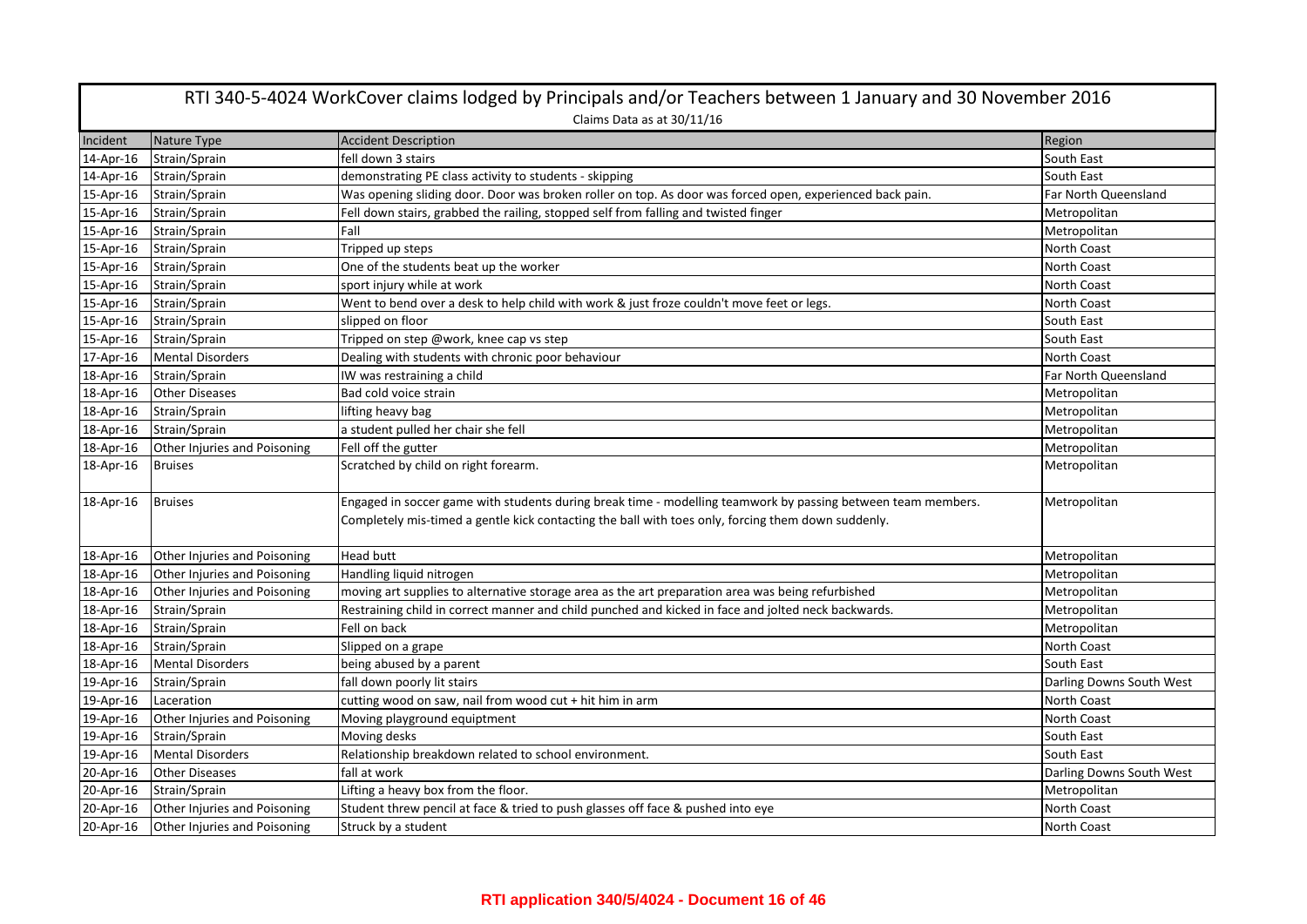# RTI 340-5-4024 WorkCover claims lodged by Principals and/or Teachers between 1 January and 30 November 2016

Claims Data as at 30/11/16

| Incident | Nature Type | Accident Description | Region |
|---|---|---|---|
| 14-Apr-16 | Strain/Sprain | fell down 3 stairs | South East |
| 14-Apr-16 | Strain/Sprain | demonstrating PE class activity to students - skipping | South East |
| 15-Apr-16 | Strain/Sprain | Was opening sliding door. Door was broken roller on top. As door was forced open, experienced back pain. | Far North Queensland |
| 15-Apr-16 | Strain/Sprain | Fell down stairs, grabbed the railing, stopped self from falling and twisted finger | Metropolitan |
| 15-Apr-16 | Strain/Sprain | Fall | Metropolitan |
| 15-Apr-16 | Strain/Sprain | Tripped up steps | North Coast |
| 15-Apr-16 | Strain/Sprain | One of the students beat up the worker | North Coast |
| 15-Apr-16 | Strain/Sprain | sport injury while at work | North Coast |
| 15-Apr-16 | Strain/Sprain | Went to bend over a desk to help child with work & just froze couldn't move feet or legs. | North Coast |
| 15-Apr-16 | Strain/Sprain | slipped on floor | South East |
| 15-Apr-16 | Strain/Sprain | Tripped on step @work, knee cap vs step | South East |
| 17-Apr-16 | Mental Disorders | Dealing with students with chronic poor behaviour | North Coast |
| 18-Apr-16 | Strain/Sprain | IW was restraining a child | Far North Queensland |
| 18-Apr-16 | Other Diseases | Bad cold voice strain | Metropolitan |
| 18-Apr-16 | Strain/Sprain | lifting heavy bag | Metropolitan |
| 18-Apr-16 | Strain/Sprain | a student pulled her chair she fell | Metropolitan |
| 18-Apr-16 | Other Injuries and Poisoning | Fell off the gutter | Metropolitan |
| 18-Apr-16 | Bruises | Scratched by child on right forearm. | Metropolitan |
| 18-Apr-16 | Bruises | Engaged in soccer game with students during break time - modelling teamwork by passing between team members. Completely mis-timed a gentle kick contacting the ball with toes only, forcing them down suddenly. | Metropolitan |
| 18-Apr-16 | Other Injuries and Poisoning | Head butt | Metropolitan |
| 18-Apr-16 | Other Injuries and Poisoning | Handling liquid nitrogen | Metropolitan |
| 18-Apr-16 | Other Injuries and Poisoning | moving art supplies to alternative storage area as the art preparation area was being refurbished | Metropolitan |
| 18-Apr-16 | Strain/Sprain | Restraining child in correct manner and child punched and kicked in face and jolted neck backwards. | Metropolitan |
| 18-Apr-16 | Strain/Sprain | Fell on back | Metropolitan |
| 18-Apr-16 | Strain/Sprain | Slipped on a grape | North Coast |
| 18-Apr-16 | Mental Disorders | being abused by a parent | South East |
| 19-Apr-16 | Strain/Sprain | fall down poorly lit stairs | Darling Downs South West |
| 19-Apr-16 | Laceration | cutting wood on saw, nail from wood cut + hit him in arm | North Coast |
| 19-Apr-16 | Other Injuries and Poisoning | Moving playground equiptment | North Coast |
| 19-Apr-16 | Strain/Sprain | Moving desks | South East |
| 19-Apr-16 | Mental Disorders | Relationship breakdown related to school environment. | South East |
| 20-Apr-16 | Other Diseases | fall at work | Darling Downs South West |
| 20-Apr-16 | Strain/Sprain | Lifting a heavy box from the floor. | Metropolitan |
| 20-Apr-16 | Other Injuries and Poisoning | Student threw pencil at face & tried to push glasses off face & pushed into eye | North Coast |
| 20-Apr-16 | Other Injuries and Poisoning | Struck by a student | North Coast |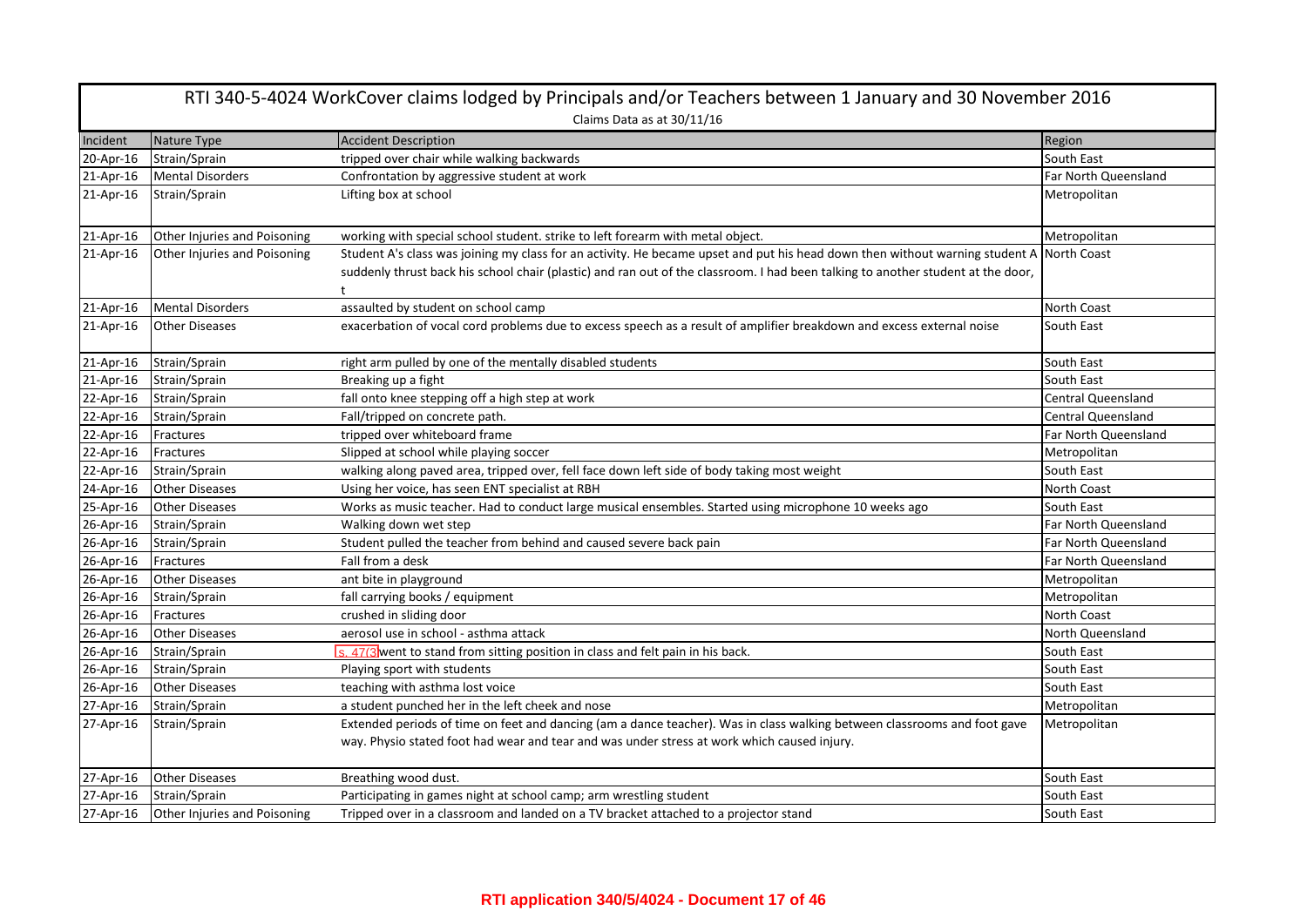# RTI 340-5-4024 WorkCover claims lodged by Principals and/or Teachers between 1 January and 30 November 2016

Claims Data as at 30/11/16

| Incident | Nature Type | Accident Description | Region |
|---|---|---|---|
| 20-Apr-16 | Strain/Sprain | tripped over chair while walking backwards | South East |
| 21-Apr-16 | Mental Disorders | Confrontation by aggressive student at work | Far North Queensland |
| 21-Apr-16 | Strain/Sprain | Lifting box at school | Metropolitan |
| 21-Apr-16 | Other Injuries and Poisoning | working with special school student. strike to left forearm with metal object. | Metropolitan |
| 21-Apr-16 | Other Injuries and Poisoning | Student A's class was joining my class for an activity. He became upset and put his head down then without warning student A suddenly thrust back his school chair (plastic) and ran out of the classroom. I had been talking to another student at the door, t | North Coast |
| 21-Apr-16 | Mental Disorders | assaulted by student on school camp | North Coast |
| 21-Apr-16 | Other Diseases | exacerbation of vocal cord problems due to excess speech as a result of amplifier breakdown and excess external noise | South East |
| 21-Apr-16 | Strain/Sprain | right arm pulled by one of the mentally disabled students | South East |
| 21-Apr-16 | Strain/Sprain | Breaking up a fight | South East |
| 22-Apr-16 | Strain/Sprain | fall onto knee stepping off a high step at work | Central Queensland |
| 22-Apr-16 | Strain/Sprain | Fall/tripped on concrete path. | Central Queensland |
| 22-Apr-16 | Fractures | tripped over whiteboard frame | Far North Queensland |
| 22-Apr-16 | Fractures | Slipped at school while playing soccer | Metropolitan |
| 22-Apr-16 | Strain/Sprain | walking along paved area, tripped over, fell face down left side of body taking most weight | South East |
| 24-Apr-16 | Other Diseases | Using her voice, has seen ENT specialist at RBH | North Coast |
| 25-Apr-16 | Other Diseases | Works as music teacher. Had to conduct large musical ensembles. Started using microphone 10 weeks ago | South East |
| 26-Apr-16 | Strain/Sprain | Walking down wet step | Far North Queensland |
| 26-Apr-16 | Strain/Sprain | Student pulled the teacher from behind and caused severe back pain | Far North Queensland |
| 26-Apr-16 | Fractures | Fall from a desk | Far North Queensland |
| 26-Apr-16 | Other Diseases | ant bite in playground | Metropolitan |
| 26-Apr-16 | Strain/Sprain | fall carrying books / equipment | Metropolitan |
| 26-Apr-16 | Fractures | crushed in sliding door | North Coast |
| 26-Apr-16 | Other Diseases | aerosol use in school - asthma attack | North Queensland |
| 26-Apr-16 | Strain/Sprain | s. 47(3 went to stand from sitting position in class and felt pain in his back. | South East |
| 26-Apr-16 | Strain/Sprain | Playing sport with students | South East |
| 26-Apr-16 | Other Diseases | teaching with asthma lost voice | South East |
| 27-Apr-16 | Strain/Sprain | a student punched her in the left cheek and nose | Metropolitan |
| 27-Apr-16 | Strain/Sprain | Extended periods of time on feet and dancing (am a dance teacher). Was in class walking between classrooms and foot gave way. Physio stated foot had wear and tear and was under stress at work which caused injury. | Metropolitan |
| 27-Apr-16 | Other Diseases | Breathing wood dust. | South East |
| 27-Apr-16 | Strain/Sprain | Participating in games night at school camp; arm wrestling student | South East |
| 27-Apr-16 | Other Injuries and Poisoning | Tripped over in a classroom and landed on a TV bracket attached to a projector stand | South East |

**RTI application 340/5/4024 - Document 17 of 46**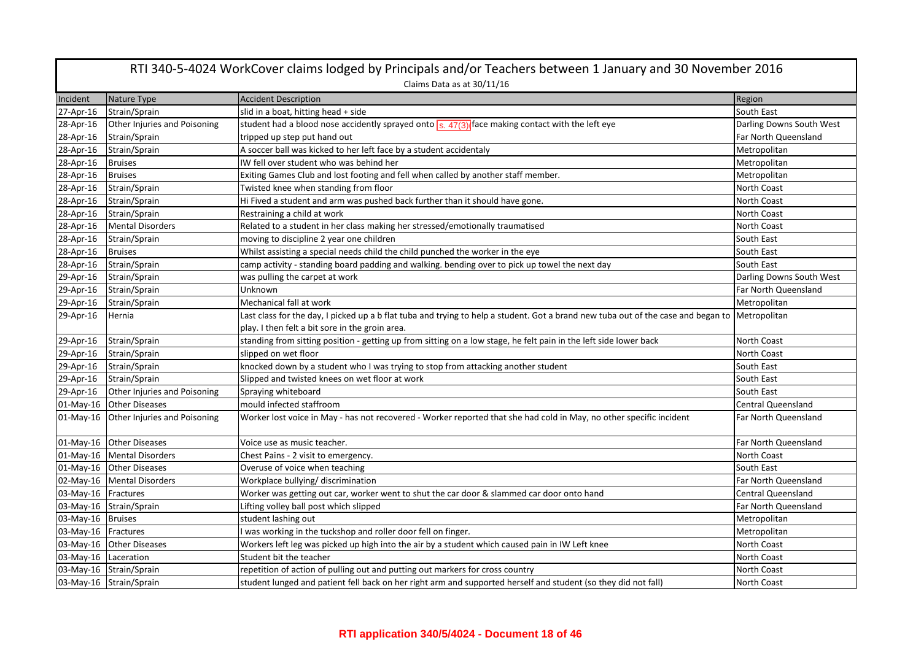## RTI 340-5-4024 WorkCover claims lodged by Principals and/or Teachers between 1 January and 30 November 2016

Claims Data as at 30/11/16

| Incident | Nature Type | Accident Description | Region |
|---|---|---|---|
| 27-Apr-16 | Strain/Sprain | slid in a boat, hitting head + side | South East |
| 28-Apr-16 | Other Injuries and Poisoning | student had a blood nose accidently sprayed onto s. 47(3) face making contact with the left eye | Darling Downs South West |
| 28-Apr-16 | Strain/Sprain | tripped up step put hand out | Far North Queensland |
| 28-Apr-16 | Strain/Sprain | A soccer ball was kicked to her left face by a student accidentaly | Metropolitan |
| 28-Apr-16 | Bruises | IW fell over student who was behind her | Metropolitan |
| 28-Apr-16 | Bruises | Exiting Games Club and lost footing and fell when called by another staff member. | Metropolitan |
| 28-Apr-16 | Strain/Sprain | Twisted knee when standing from floor | North Coast |
| 28-Apr-16 | Strain/Sprain | Hi Fived a student and arm was pushed back further than it should have gone. | North Coast |
| 28-Apr-16 | Strain/Sprain | Restraining a child at work | North Coast |
| 28-Apr-16 | Mental Disorders | Related to a student in her class making her stressed/emotionally traumatised | North Coast |
| 28-Apr-16 | Strain/Sprain | moving to discipline 2 year one children | South East |
| 28-Apr-16 | Bruises | Whilst assisting a special needs child the child punched the worker in the eye | South East |
| 28-Apr-16 | Strain/Sprain | camp activity - standing board padding and walking. bending over to pick up towel the next day | South East |
| 29-Apr-16 | Strain/Sprain | was pulling the carpet at work | Darling Downs South West |
| 29-Apr-16 | Strain/Sprain | Unknown | Far North Queensland |
| 29-Apr-16 | Strain/Sprain | Mechanical fall at work | Metropolitan |
| 29-Apr-16 | Hernia | Last class for the day, I picked up a b flat tuba and trying to help a student. Got a brand new tuba out of the case and began to play. I then felt a bit sore in the groin area. | Metropolitan |
| 29-Apr-16 | Strain/Sprain | standing from sitting position - getting up from sitting on a low stage, he felt pain in the left side lower back | North Coast |
| 29-Apr-16 | Strain/Sprain | slipped on wet floor | North Coast |
| 29-Apr-16 | Strain/Sprain | knocked down by a student who I was trying to stop from attacking another student | South East |
| 29-Apr-16 | Strain/Sprain | Slipped and twisted knees on wet floor at work | South East |
| 29-Apr-16 | Other Injuries and Poisoning | Spraying whiteboard | South East |
| 01-May-16 | Other Diseases | mould infected staffroom | Central Queensland |
| 01-May-16 | Other Injuries and Poisoning | Worker lost voice in May - has not recovered - Worker reported that she had cold in May, no other specific incident | Far North Queensland |
| 01-May-16 | Other Diseases | Voice use as music teacher. | Far North Queensland |
| 01-May-16 | Mental Disorders | Chest Pains - 2 visit to emergency. | North Coast |
| 01-May-16 | Other Diseases | Overuse of voice when teaching | South East |
| 02-May-16 | Mental Disorders | Workplace bullying/ discrimination | Far North Queensland |
| 03-May-16 | Fractures | Worker was getting out car, worker went to shut the car door & slammed car door onto hand | Central Queensland |
| 03-May-16 | Strain/Sprain | Lifting volley ball post which slipped | Far North Queensland |
| 03-May-16 | Bruises | student lashing out | Metropolitan |
| 03-May-16 | Fractures | I was working in the tuckshop and roller door fell on finger. | Metropolitan |
| 03-May-16 | Other Diseases | Workers left leg was picked up high into the air by a student which caused pain in IW Left knee | North Coast |
| 03-May-16 | Laceration | Student bit the teacher | North Coast |
| 03-May-16 | Strain/Sprain | repetition of action of pulling out and putting out markers for cross country | North Coast |
| 03-May-16 | Strain/Sprain | student lunged and patient fell back on her right arm and supported herself and student (so they did not fall) | North Coast |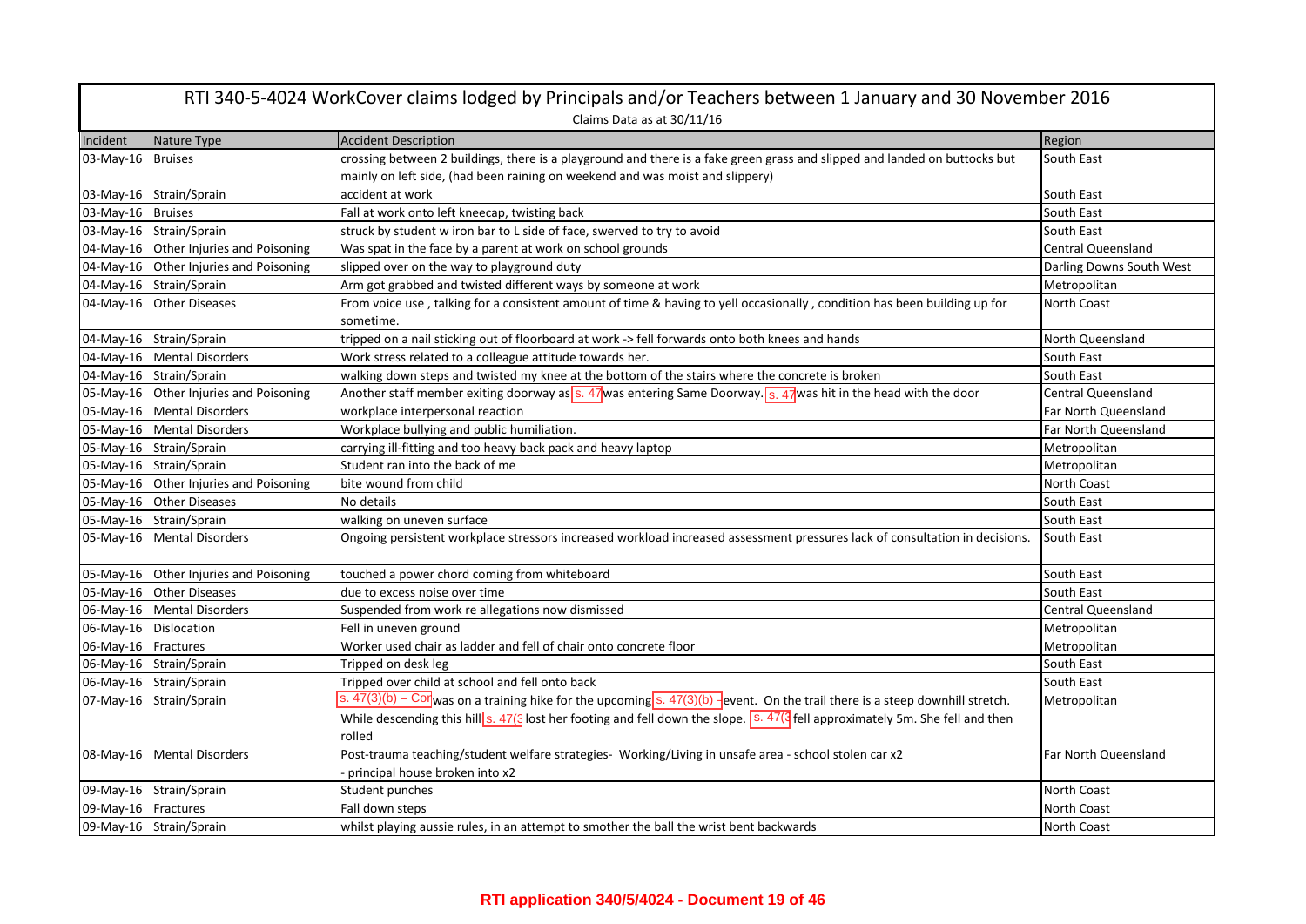# RTI 340-5-4024 WorkCover claims lodged by Principals and/or Teachers between 1 January and 30 November 2016

Claims Data as at 30/11/16

| Incident | Nature Type | Accident Description | Region |
|---|---|---|---|
| 03-May-16 | Bruises | crossing between 2 buildings, there is a playground and there is a fake green grass and slipped and landed on buttocks but mainly on left side, (had been raining on weekend and was moist and slippery) | South East |
| 03-May-16 | Strain/Sprain | accident at work | South East |
| 03-May-16 | Bruises | Fall at work onto left kneecap, twisting back | South East |
| 03-May-16 | Strain/Sprain | struck by student w iron bar to L side of face, swerved to try to avoid | South East |
| 04-May-16 | Other Injuries and Poisoning | Was spat in the face by a parent at work on school grounds | Central Queensland |
| 04-May-16 | Other Injuries and Poisoning | slipped over on the way to playground duty | Darling Downs South West |
| 04-May-16 | Strain/Sprain | Arm got grabbed and twisted different ways by someone at work | Metropolitan |
| 04-May-16 | Other Diseases | From voice use , talking for a consistent amount of time & having to yell occasionally , condition has been building up for sometime. | North Coast |
| 04-May-16 | Strain/Sprain | tripped on a nail sticking out of floorboard at work -> fell forwards onto both knees and hands | North Queensland |
| 04-May-16 | Mental Disorders | Work stress related to a colleague attitude towards her. | South East |
| 04-May-16 | Strain/Sprain | walking down steps and twisted my knee at the bottom of the stairs where the concrete is broken | South East |
| 05-May-16 | Other Injuries and Poisoning | Another staff member exiting doorway as s. 47 was entering Same Doorway. s. 47 was hit in the head with the door | Central Queensland |
| 05-May-16 | Mental Disorders | workplace interpersonal reaction | Far North Queensland |
| 05-May-16 | Mental Disorders | Workplace bullying and public humiliation. | Far North Queensland |
| 05-May-16 | Strain/Sprain | carrying ill-fitting and too heavy back pack and heavy laptop | Metropolitan |
| 05-May-16 | Strain/Sprain | Student ran into the back of me | Metropolitan |
| 05-May-16 | Other Injuries and Poisoning | bite wound from child | North Coast |
| 05-May-16 | Other Diseases | No details | South East |
| 05-May-16 | Strain/Sprain | walking on uneven surface | South East |
| 05-May-16 | Mental Disorders | Ongoing persistent workplace stressors increased workload increased assessment pressures lack of consultation in decisions. | South East |
| 05-May-16 | Other Injuries and Poisoning | touched a power chord coming from whiteboard | South East |
| 05-May-16 | Other Diseases | due to excess noise over time | South East |
| 06-May-16 | Mental Disorders | Suspended from work re allegations now dismissed | Central Queensland |
| 06-May-16 | Dislocation | Fell in uneven ground | Metropolitan |
| 06-May-16 | Fractures | Worker used chair as ladder and fell of chair onto concrete floor | Metropolitan |
| 06-May-16 | Strain/Sprain | Tripped on desk leg | South East |
| 06-May-16 | Strain/Sprain | Tripped over child at school and fell onto back | South East |
| 07-May-16 | Strain/Sprain | s. 47(3)(b) – Cor was on a training hike for the upcoming s. 47(3)(b) - event. On the trail there is a steep downhill stretch. While descending this hill s. 47(3 lost her footing and fell down the slope. s. 47(3 fell approximately 5m. She fell and then rolled | Metropolitan |
| 08-May-16 | Mental Disorders | Post-trauma teaching/student welfare strategies- Working/Living in unsafe area - school stolen car x2 - principal house broken into x2 | Far North Queensland |
| 09-May-16 | Strain/Sprain | Student punches | North Coast |
| 09-May-16 | Fractures | Fall down steps | North Coast |
| 09-May-16 | Strain/Sprain | whilst playing aussie rules, in an attempt to smother the ball the wrist bent backwards | North Coast |

**RTI application 340/5/4024 - Document 19 of 46**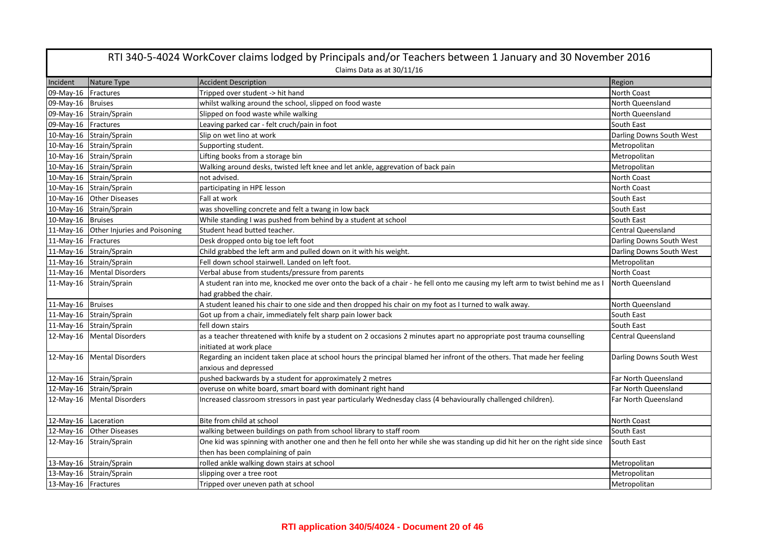# RTI 340-5-4024 WorkCover claims lodged by Principals and/or Teachers between 1 January and 30 November 2016

Claims Data as at 30/11/16

| Incident | Nature Type | Accident Description | Region |
|---|---|---|---|
| 09-May-16 | Fractures | Tripped over student -> hit hand | North Coast |
| 09-May-16 | Bruises | whilst walking around the school, slipped on food waste | North Queensland |
| 09-May-16 | Strain/Sprain | Slipped on food waste while walking | North Queensland |
| 09-May-16 | Fractures | Leaving parked car - felt cruch/pain in foot | South East |
| 10-May-16 | Strain/Sprain | Slip on wet lino at work | Darling Downs South West |
| 10-May-16 | Strain/Sprain | Supporting student. | Metropolitan |
| 10-May-16 | Strain/Sprain | Lifting books from a storage bin | Metropolitan |
| 10-May-16 | Strain/Sprain | Walking around desks, twisted left knee and let ankle, aggrevation of back pain | Metropolitan |
| 10-May-16 | Strain/Sprain | not advised. | North Coast |
| 10-May-16 | Strain/Sprain | participating in HPE lesson | North Coast |
| 10-May-16 | Other Diseases | Fall at work | South East |
| 10-May-16 | Strain/Sprain | was shovelling concrete and felt a twang in low back | South East |
| 10-May-16 | Bruises | While standing I was pushed from behind by a student at school | South East |
| 11-May-16 | Other Injuries and Poisoning | Student head butted teacher. | Central Queensland |
| 11-May-16 | Fractures | Desk dropped onto big toe left foot | Darling Downs South West |
| 11-May-16 | Strain/Sprain | Child grabbed the left arm and pulled down on it with his weight. | Darling Downs South West |
| 11-May-16 | Strain/Sprain | Fell down school stairwell. Landed on left foot. | Metropolitan |
| 11-May-16 | Mental Disorders | Verbal abuse from students/pressure from parents | North Coast |
| 11-May-16 | Strain/Sprain | A student ran into me, knocked me over onto the back of a chair - he fell onto me causing my left arm to twist behind me as I had grabbed the chair. | North Queensland |
| 11-May-16 | Bruises | A student leaned his chair to one side and then dropped his chair on my foot as I turned to walk away. | North Queensland |
| 11-May-16 | Strain/Sprain | Got up from a chair, immediately felt sharp pain lower back | South East |
| 11-May-16 | Strain/Sprain | fell down stairs | South East |
| 12-May-16 | Mental Disorders | as a teacher threatened with knife by a student on 2 occasions 2 minutes apart no appropriate post trauma counselling initiated at work place | Central Queensland |
| 12-May-16 | Mental Disorders | Regarding an incident taken place at school hours the principal blamed her infront of the others. That made her feeling anxious and depressed | Darling Downs South West |
| 12-May-16 | Strain/Sprain | pushed backwards by a student for approximately 2 metres | Far North Queensland |
| 12-May-16 | Strain/Sprain | overuse on white board, smart board with dominant right hand | Far North Queensland |
| 12-May-16 | Mental Disorders | Increased classroom stressors in past year particularly Wednesday class (4 behaviourally challenged children). | Far North Queensland |
| 12-May-16 | Laceration | Bite from child at school | North Coast |
| 12-May-16 | Other Diseases | walking between buildings on path from school library to staff room | South East |
| 12-May-16 | Strain/Sprain | One kid was spinning with another one and then he fell onto her while she was standing up did hit her on the right side since then has been complaining of pain | South East |
| 13-May-16 | Strain/Sprain | rolled ankle walking down stairs at school | Metropolitan |
| 13-May-16 | Strain/Sprain | slipping over a tree root | Metropolitan |
| 13-May-16 | Fractures | Tripped over uneven path at school | Metropolitan |

**RTI application 340/5/4024 - Document 20 of 46**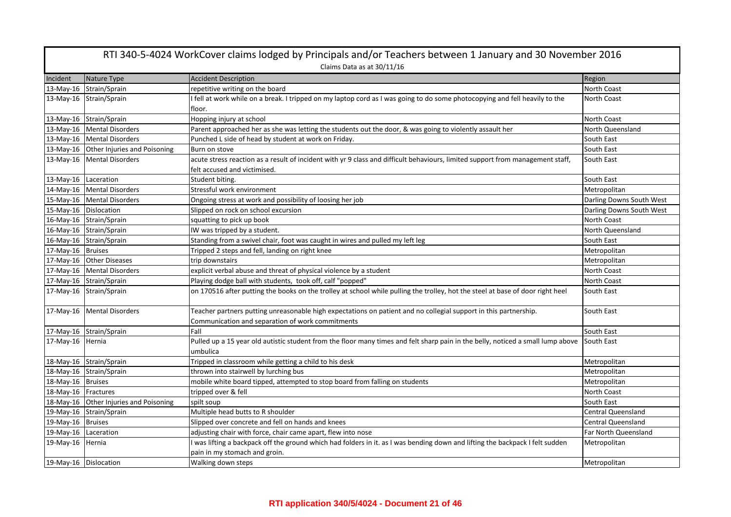# RTI 340-5-4024 WorkCover claims lodged by Principals and/or Teachers between 1 January and 30 November 2016

Claims Data as at 30/11/16

| Incident | Nature Type | Accident Description | Region |
|---|---|---|---|
| 13-May-16 | Strain/Sprain | repetitive writing on the board | North Coast |
| 13-May-16 | Strain/Sprain | I fell at work while on a break. I tripped on my laptop cord as I was going to do some photocopying and fell heavily to the floor. | North Coast |
| 13-May-16 | Strain/Sprain | Hopping injury at school | North Coast |
| 13-May-16 | Mental Disorders | Parent approached her as she was letting the students out the door, & was going to violently assault her | North Queensland |
| 13-May-16 | Mental Disorders | Punched L side of head by student at work on Friday. | South East |
| 13-May-16 | Other Injuries and Poisoning | Burn on stove | South East |
| 13-May-16 | Mental Disorders | acute stress reaction as a result of incident with yr 9 class and difficult behaviours, limited support from management staff, felt accused and victimised. | South East |
| 13-May-16 | Laceration | Student biting. | South East |
| 14-May-16 | Mental Disorders | Stressful work environment | Metropolitan |
| 15-May-16 | Mental Disorders | Ongoing stress at work and possibility of loosing her job | Darling Downs South West |
| 15-May-16 | Dislocation | Slipped on rock on school excursion | Darling Downs South West |
| 16-May-16 | Strain/Sprain | squatting to pick up book | North Coast |
| 16-May-16 | Strain/Sprain | IW was tripped by a student. | North Queensland |
| 16-May-16 | Strain/Sprain | Standing from a swivel chair, foot was caught in wires and pulled my left leg | South East |
| 17-May-16 | Bruises | Tripped 2 steps and fell, landing on right knee | Metropolitan |
| 17-May-16 | Other Diseases | trip downstairs | Metropolitan |
| 17-May-16 | Mental Disorders | explicit verbal abuse and threat of physical violence by a student | North Coast |
| 17-May-16 | Strain/Sprain | Playing dodge ball with students, took off, calf "popped" | North Coast |
| 17-May-16 | Strain/Sprain | on 170516 after putting the books on the trolley at school while pulling the trolley, hot the steel at base of door right heel | South East |
| 17-May-16 | Mental Disorders | Teacher partners putting unreasonable high expectations on patient and no collegial support in this partnership. Communication and separation of work commitments | South East |
| 17-May-16 | Strain/Sprain | Fall | South East |
| 17-May-16 | Hernia | Pulled up a 15 year old autistic student from the floor many times and felt sharp pain in the belly, noticed a small lump above umbulica | South East |
| 18-May-16 | Strain/Sprain | Tripped in classroom while getting a child to his desk | Metropolitan |
| 18-May-16 | Strain/Sprain | thrown into stairwell by lurching bus | Metropolitan |
| 18-May-16 | Bruises | mobile white board tipped, attempted to stop board from falling on students | Metropolitan |
| 18-May-16 | Fractures | tripped over & fell | North Coast |
| 18-May-16 | Other Injuries and Poisoning | spilt soup | South East |
| 19-May-16 | Strain/Sprain | Multiple head butts to R shoulder | Central Queensland |
| 19-May-16 | Bruises | Slipped over concrete and fell on hands and knees | Central Queensland |
| 19-May-16 | Laceration | adjusting chair with force, chair came apart, flew into nose | Far North Queensland |
| 19-May-16 | Hernia | I was lifting a backpack off the ground which had folders in it. as I was bending down and lifting the backpack I felt sudden pain in my stomach and groin. | Metropolitan |
| 19-May-16 | Dislocation | Walking down steps | Metropolitan |

**RTI application 340/5/4024 - Document 21 of 46**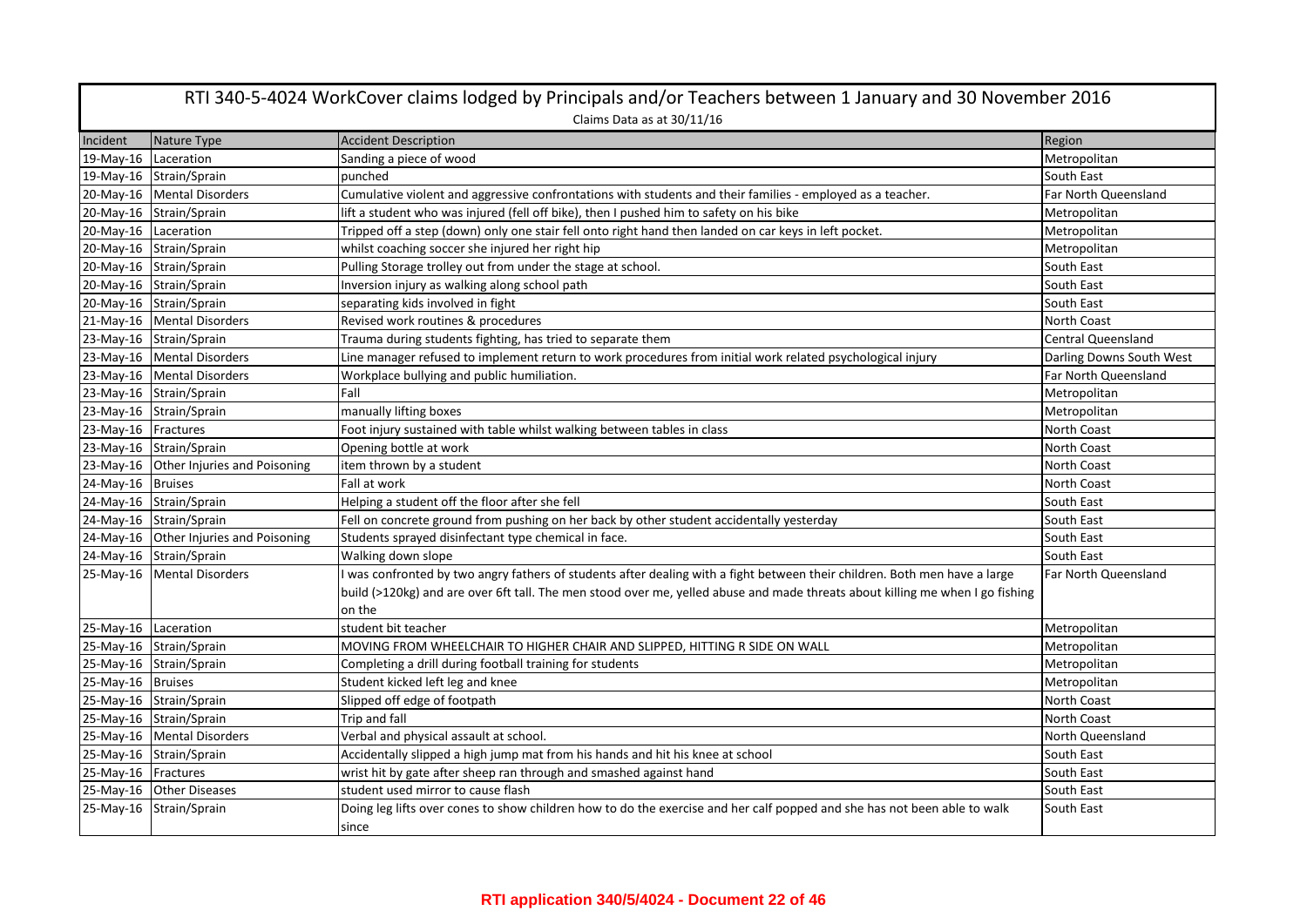# RTI 340-5-4024 WorkCover claims lodged by Principals and/or Teachers between 1 January and 30 November 2016

Claims Data as at 30/11/16

| Incident | Nature Type | Accident Description | Region |
|---|---|---|---|
| 19-May-16 | Laceration | Sanding a piece of wood | Metropolitan |
| 19-May-16 | Strain/Sprain | punched | South East |
| 20-May-16 | Mental Disorders | Cumulative violent and aggressive confrontations with students and their families - employed as a teacher. | Far North Queensland |
| 20-May-16 | Strain/Sprain | lift a student who was injured (fell off bike), then I pushed him to safety on his bike | Metropolitan |
| 20-May-16 | Laceration | Tripped off a step (down) only one stair fell onto right hand then landed on car keys in left pocket. | Metropolitan |
| 20-May-16 | Strain/Sprain | whilst coaching soccer she injured her right hip | Metropolitan |
| 20-May-16 | Strain/Sprain | Pulling Storage trolley out from under the stage at school. | South East |
| 20-May-16 | Strain/Sprain | Inversion injury as walking along school path | South East |
| 20-May-16 | Strain/Sprain | separating kids involved in fight | South East |
| 21-May-16 | Mental Disorders | Revised work routines & procedures | North Coast |
| 23-May-16 | Strain/Sprain | Trauma during students fighting, has tried to separate them | Central Queensland |
| 23-May-16 | Mental Disorders | Line manager refused to implement return to work procedures from initial work related psychological injury | Darling Downs South West |
| 23-May-16 | Mental Disorders | Workplace bullying and public humiliation. | Far North Queensland |
| 23-May-16 | Strain/Sprain | Fall | Metropolitan |
| 23-May-16 | Strain/Sprain | manually lifting boxes | Metropolitan |
| 23-May-16 | Fractures | Foot injury sustained with table whilst walking between tables in class | North Coast |
| 23-May-16 | Strain/Sprain | Opening bottle at work | North Coast |
| 23-May-16 | Other Injuries and Poisoning | item thrown by a student | North Coast |
| 24-May-16 | Bruises | Fall at work | North Coast |
| 24-May-16 | Strain/Sprain | Helping a student off the floor after she fell | South East |
| 24-May-16 | Strain/Sprain | Fell on concrete ground from pushing on her back by other student accidentally yesterday | South East |
| 24-May-16 | Other Injuries and Poisoning | Students sprayed disinfectant type chemical in face. | South East |
| 24-May-16 | Strain/Sprain | Walking down slope | South East |
| 25-May-16 | Mental Disorders | I was confronted by two angry fathers of students after dealing with a fight between their children. Both men have a large build (>120kg) and are over 6ft tall. The men stood over me, yelled abuse and made threats about killing me when I go fishing on the | Far North Queensland |
| 25-May-16 | Laceration | student bit teacher | Metropolitan |
| 25-May-16 | Strain/Sprain | MOVING FROM WHEELCHAIR TO HIGHER CHAIR AND SLIPPED, HITTING R SIDE ON WALL | Metropolitan |
| 25-May-16 | Strain/Sprain | Completing a drill during football training for students | Metropolitan |
| 25-May-16 | Bruises | Student kicked left leg and knee | Metropolitan |
| 25-May-16 | Strain/Sprain | Slipped off edge of footpath | North Coast |
| 25-May-16 | Strain/Sprain | Trip and fall | North Coast |
| 25-May-16 | Mental Disorders | Verbal and physical assault at school. | North Queensland |
| 25-May-16 | Strain/Sprain | Accidentally slipped a high jump mat from his hands and hit his knee at school | South East |
| 25-May-16 | Fractures | wrist hit by gate after sheep ran through and smashed against hand | South East |
| 25-May-16 | Other Diseases | student used mirror to cause flash | South East |
| 25-May-16 | Strain/Sprain | Doing leg lifts over cones to show children how to do the exercise and her calf popped and she has not been able to walk since | South East |

**RTI application 340/5/4024 - Document 22 of 46**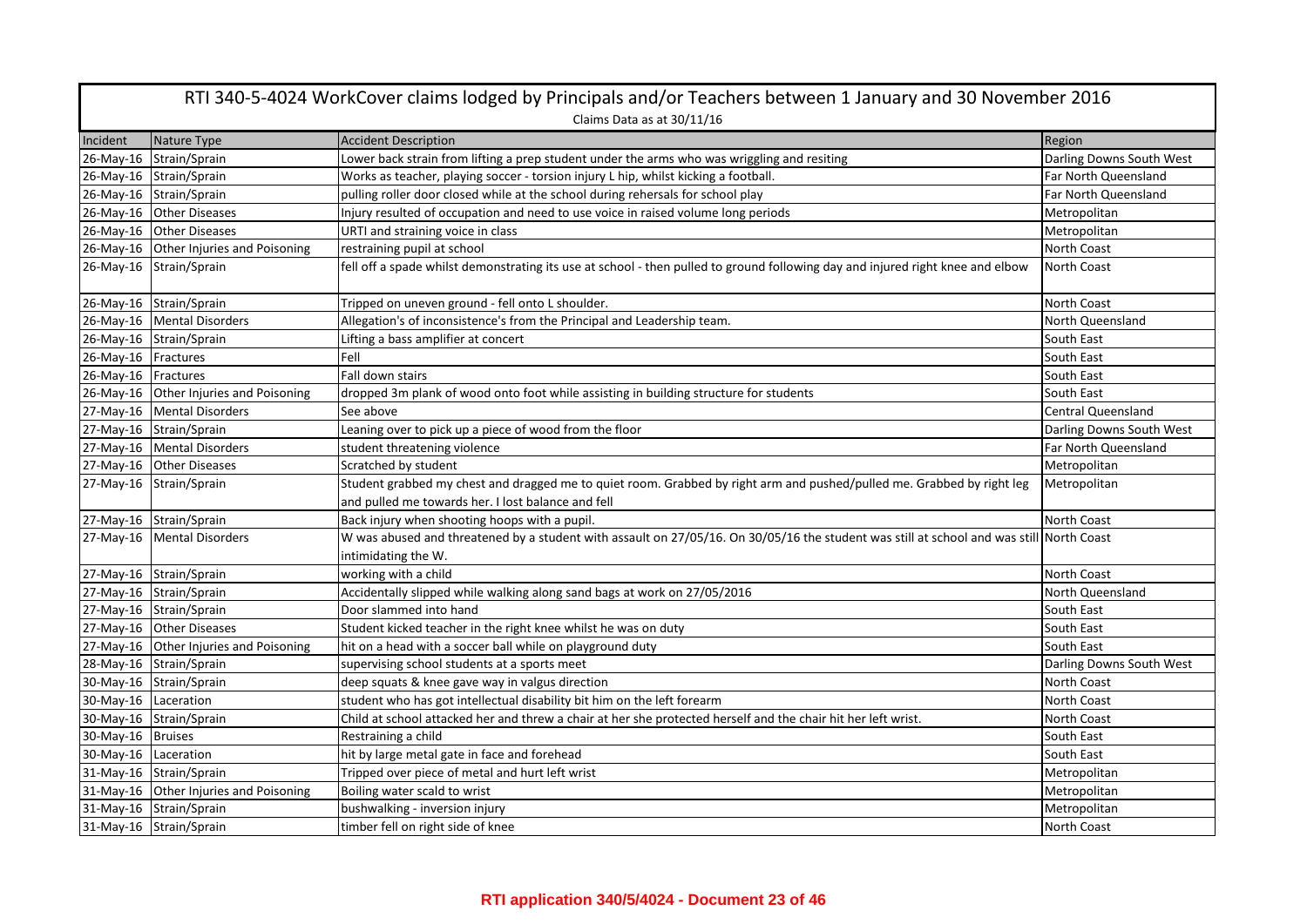# RTI 340-5-4024 WorkCover claims lodged by Principals and/or Teachers between 1 January and 30 November 2016

Claims Data as at 30/11/16

| Incident | Nature Type | Accident Description | Region |
|---|---|---|---|
| 26-May-16 | Strain/Sprain | Lower back strain from lifting a prep student under the arms who was wriggling and resiting | Darling Downs South West |
| 26-May-16 | Strain/Sprain | Works as teacher, playing soccer - torsion injury L hip, whilst kicking a football. | Far North Queensland |
| 26-May-16 | Strain/Sprain | pulling roller door closed while at the school during rehersals for school play | Far North Queensland |
| 26-May-16 | Other Diseases | Injury resulted of occupation and need to use voice in raised volume long periods | Metropolitan |
| 26-May-16 | Other Diseases | URTI and straining voice in class | Metropolitan |
| 26-May-16 | Other Injuries and Poisoning | restraining pupil at school | North Coast |
| 26-May-16 | Strain/Sprain | fell off a spade whilst demonstrating its use at school - then pulled to ground following day and injured right knee and elbow | North Coast |
| 26-May-16 | Strain/Sprain | Tripped on uneven ground - fell onto L shoulder. | North Coast |
| 26-May-16 | Mental Disorders | Allegation's of inconsistence's from the Principal and Leadership team. | North Queensland |
| 26-May-16 | Strain/Sprain | Lifting a bass amplifier at concert | South East |
| 26-May-16 | Fractures | Fell | South East |
| 26-May-16 | Fractures | Fall down stairs | South East |
| 26-May-16 | Other Injuries and Poisoning | dropped 3m plank of wood onto foot while assisting in building structure for students | South East |
| 27-May-16 | Mental Disorders | See above | Central Queensland |
| 27-May-16 | Strain/Sprain | Leaning over to pick up a piece of wood from the floor | Darling Downs South West |
| 27-May-16 | Mental Disorders | student threatening violence | Far North Queensland |
| 27-May-16 | Other Diseases | Scratched by student | Metropolitan |
| 27-May-16 | Strain/Sprain | Student grabbed my chest and dragged me to quiet room. Grabbed by right arm and pushed/pulled me. Grabbed by right leg and pulled me towards her. I lost balance and fell | Metropolitan |
| 27-May-16 | Strain/Sprain | Back injury when shooting hoops with a pupil. | North Coast |
| 27-May-16 | Mental Disorders | W was abused and threatened by a student with assault on 27/05/16. On 30/05/16 the student was still at school and was still intimidating the W. | North Coast |
| 27-May-16 | Strain/Sprain | working with a child | North Coast |
| 27-May-16 | Strain/Sprain | Accidentally slipped while walking along sand bags at work on 27/05/2016 | North Queensland |
| 27-May-16 | Strain/Sprain | Door slammed into hand | South East |
| 27-May-16 | Other Diseases | Student kicked teacher in the right knee whilst he was on duty | South East |
| 27-May-16 | Other Injuries and Poisoning | hit on a head with a soccer ball while on playground duty | South East |
| 28-May-16 | Strain/Sprain | supervising school students at a sports meet | Darling Downs South West |
| 30-May-16 | Strain/Sprain | deep squats & knee gave way in valgus direction | North Coast |
| 30-May-16 | Laceration | student who has got intellectual disability bit him on the left forearm | North Coast |
| 30-May-16 | Strain/Sprain | Child at school attacked her and threw a chair at her she protected herself and the chair hit her left wrist. | North Coast |
| 30-May-16 | Bruises | Restraining a child | South East |
| 30-May-16 | Laceration | hit by large metal gate in face and forehead | South East |
| 31-May-16 | Strain/Sprain | Tripped over piece of metal and hurt left wrist | Metropolitan |
| 31-May-16 | Other Injuries and Poisoning | Boiling water scald to wrist | Metropolitan |
| 31-May-16 | Strain/Sprain | bushwalking - inversion injury | Metropolitan |
| 31-May-16 | Strain/Sprain | timber fell on right side of knee | North Coast |

**RTI application 340/5/4024 - Document 23 of 46**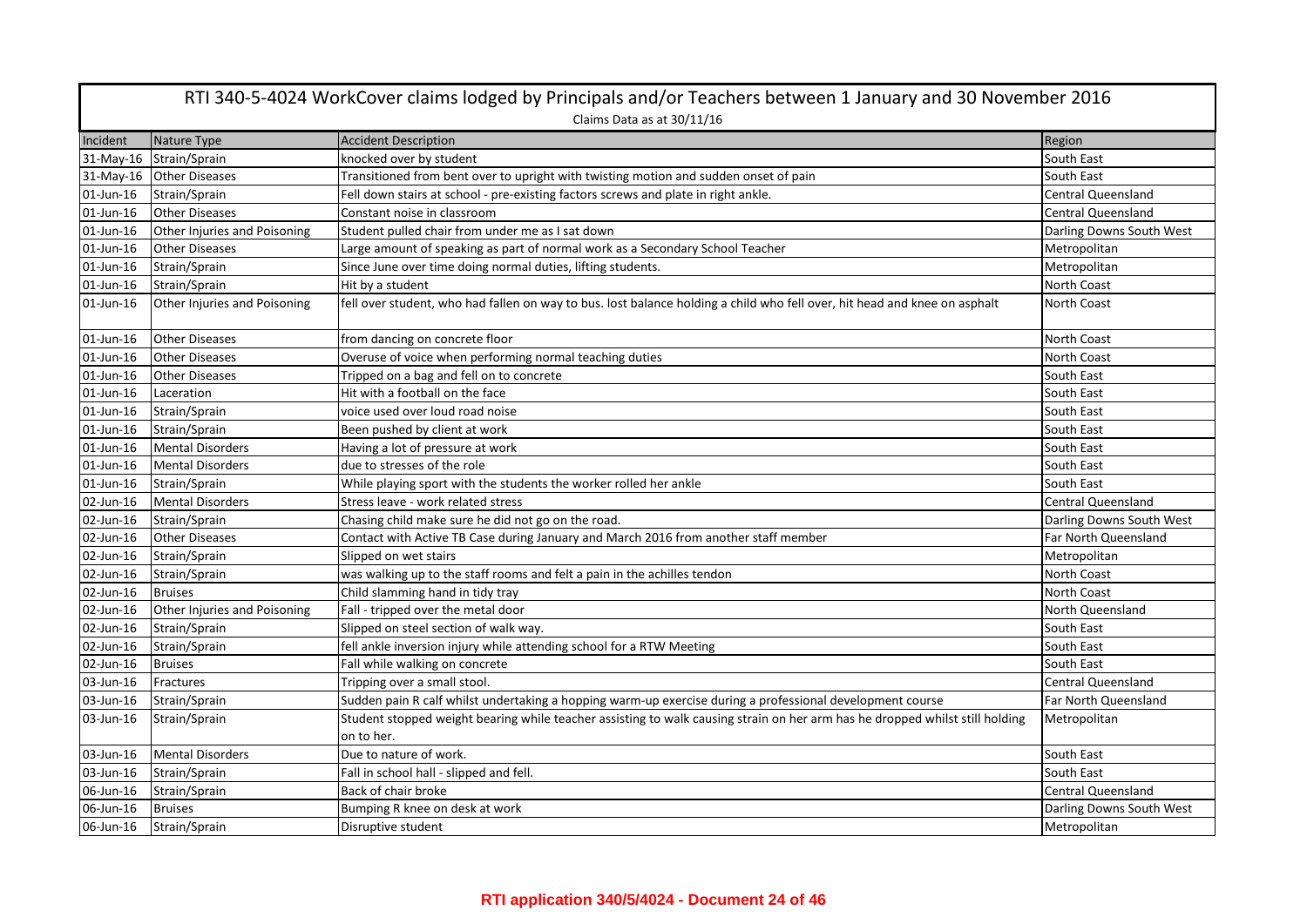# RTI 340-5-4024 WorkCover claims lodged by Principals and/or Teachers between 1 January and 30 November 2016

Claims Data as at 30/11/16

| Incident | Nature Type | Accident Description | Region |
|---|---|---|---|
| 31-May-16 | Strain/Sprain | knocked over by student | South East |
| 31-May-16 | Other Diseases | Transitioned from bent over to upright with twisting motion and sudden onset of pain | South East |
| 01-Jun-16 | Strain/Sprain | Fell down stairs at school - pre-existing factors screws and plate in right ankle. | Central Queensland |
| 01-Jun-16 | Other Diseases | Constant noise in classroom | Central Queensland |
| 01-Jun-16 | Other Injuries and Poisoning | Student pulled chair from under me as I sat down | Darling Downs South West |
| 01-Jun-16 | Other Diseases | Large amount of speaking as part of normal work as a Secondary School Teacher | Metropolitan |
| 01-Jun-16 | Strain/Sprain | Since June over time doing normal duties, lifting students. | Metropolitan |
| 01-Jun-16 | Strain/Sprain | Hit by a student | North Coast |
| 01-Jun-16 | Other Injuries and Poisoning | fell over student, who had fallen on way to bus. lost balance holding a child who fell over, hit head and knee on asphalt | North Coast |
| 01-Jun-16 | Other Diseases | from dancing on concrete floor | North Coast |
| 01-Jun-16 | Other Diseases | Overuse of voice when performing normal teaching duties | North Coast |
| 01-Jun-16 | Other Diseases | Tripped on a bag and fell on to concrete | South East |
| 01-Jun-16 | Laceration | Hit with a football on the face | South East |
| 01-Jun-16 | Strain/Sprain | voice used over loud road noise | South East |
| 01-Jun-16 | Strain/Sprain | Been pushed by client at work | South East |
| 01-Jun-16 | Mental Disorders | Having a lot of pressure at work | South East |
| 01-Jun-16 | Mental Disorders | due to stresses of the role | South East |
| 01-Jun-16 | Strain/Sprain | While playing sport with the students the worker rolled her ankle | South East |
| 02-Jun-16 | Mental Disorders | Stress leave - work related stress | Central Queensland |
| 02-Jun-16 | Strain/Sprain | Chasing child make sure he did not go on the road. | Darling Downs South West |
| 02-Jun-16 | Other Diseases | Contact with Active TB Case during January and March 2016 from another staff member | Far North Queensland |
| 02-Jun-16 | Strain/Sprain | Slipped on wet stairs | Metropolitan |
| 02-Jun-16 | Strain/Sprain | was walking up to the staff rooms and felt a pain in the achilles tendon | North Coast |
| 02-Jun-16 | Bruises | Child slamming hand in tidy tray | North Coast |
| 02-Jun-16 | Other Injuries and Poisoning | Fall - tripped over the metal door | North Queensland |
| 02-Jun-16 | Strain/Sprain | Slipped on steel section of walk way. | South East |
| 02-Jun-16 | Strain/Sprain | fell ankle inversion injury while attending school for a RTW Meeting | South East |
| 02-Jun-16 | Bruises | Fall while walking on concrete | South East |
| 03-Jun-16 | Fractures | Tripping over a small stool. | Central Queensland |
| 03-Jun-16 | Strain/Sprain | Sudden pain R calf whilst undertaking a hopping warm-up exercise during a professional development course | Far North Queensland |
| 03-Jun-16 | Strain/Sprain | Student stopped weight bearing while teacher assisting to walk causing strain on her arm has he dropped whilst still holding on to her. | Metropolitan |
| 03-Jun-16 | Mental Disorders | Due to nature of work. | South East |
| 03-Jun-16 | Strain/Sprain | Fall in school hall - slipped and fell. | South East |
| 06-Jun-16 | Strain/Sprain | Back of chair broke | Central Queensland |
| 06-Jun-16 | Bruises | Bumping R knee on desk at work | Darling Downs South West |
| 06-Jun-16 | Strain/Sprain | Disruptive student | Metropolitan |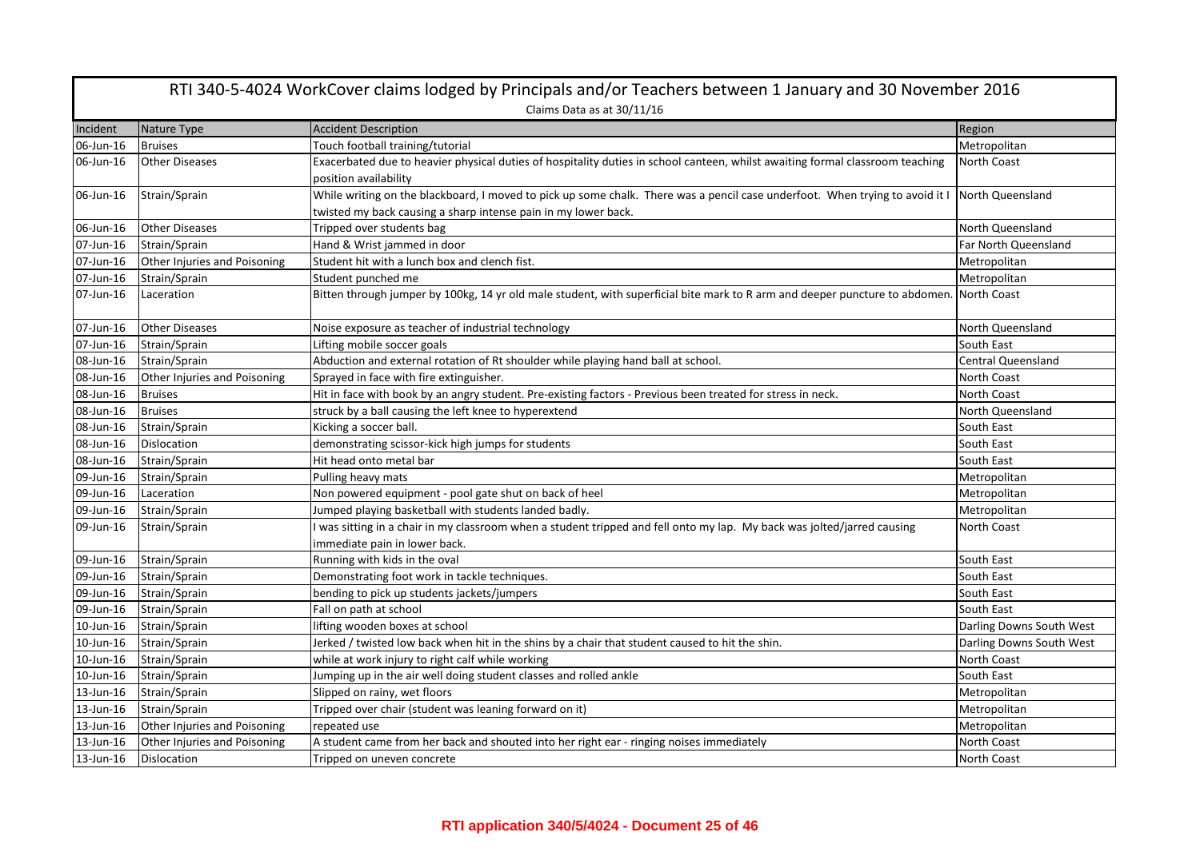# RTI 340-5-4024 WorkCover claims lodged by Principals and/or Teachers between 1 January and 30 November 2016

Claims Data as at 30/11/16

| Incident | Nature Type | Accident Description | Region |
|---|---|---|---|
| 06-Jun-16 | Bruises | Touch football training/tutorial | Metropolitan |
| 06-Jun-16 | Other Diseases | Exacerbated due to heavier physical duties of hospitality duties in school canteen, whilst awaiting formal classroom teaching position availability | North Coast |
| 06-Jun-16 | Strain/Sprain | While writing on the blackboard, I moved to pick up some chalk. There was a pencil case underfoot. When trying to avoid it I twisted my back causing a sharp intense pain in my lower back. | North Queensland |
| 06-Jun-16 | Other Diseases | Tripped over students bag | North Queensland |
| 07-Jun-16 | Strain/Sprain | Hand & Wrist jammed in door | Far North Queensland |
| 07-Jun-16 | Other Injuries and Poisoning | Student hit with a lunch box and clench fist. | Metropolitan |
| 07-Jun-16 | Strain/Sprain | Student punched me | Metropolitan |
| 07-Jun-16 | Laceration | Bitten through jumper by 100kg, 14 yr old male student, with superficial bite mark to R arm and deeper puncture to abdomen. | North Coast |
| 07-Jun-16 | Other Diseases | Noise exposure as teacher of industrial technology | North Queensland |
| 07-Jun-16 | Strain/Sprain | Lifting mobile soccer goals | South East |
| 08-Jun-16 | Strain/Sprain | Abduction and external rotation of Rt shoulder while playing hand ball at school. | Central Queensland |
| 08-Jun-16 | Other Injuries and Poisoning | Sprayed in face with fire extinguisher. | North Coast |
| 08-Jun-16 | Bruises | Hit in face with book by an angry student. Pre-existing factors - Previous been treated for stress in neck. | North Coast |
| 08-Jun-16 | Bruises | struck by a ball causing the left knee to hyperextend | North Queensland |
| 08-Jun-16 | Strain/Sprain | Kicking a soccer ball. | South East |
| 08-Jun-16 | Dislocation | demonstrating scissor-kick high jumps for students | South East |
| 08-Jun-16 | Strain/Sprain | Hit head onto metal bar | South East |
| 09-Jun-16 | Strain/Sprain | Pulling heavy mats | Metropolitan |
| 09-Jun-16 | Laceration | Non powered equipment - pool gate shut on back of heel | Metropolitan |
| 09-Jun-16 | Strain/Sprain | Jumped playing basketball with students landed badly. | Metropolitan |
| 09-Jun-16 | Strain/Sprain | I was sitting in a chair in my classroom when a student tripped and fell onto my lap. My back was jolted/jarred causing immediate pain in lower back. | North Coast |
| 09-Jun-16 | Strain/Sprain | Running with kids in the oval | South East |
| 09-Jun-16 | Strain/Sprain | Demonstrating foot work in tackle techniques. | South East |
| 09-Jun-16 | Strain/Sprain | bending to pick up students jackets/jumpers | South East |
| 09-Jun-16 | Strain/Sprain | Fall on path at school | South East |
| 10-Jun-16 | Strain/Sprain | lifting wooden boxes at school | Darling Downs South West |
| 10-Jun-16 | Strain/Sprain | Jerked / twisted low back when hit in the shins by a chair that student caused to hit the shin. | Darling Downs South West |
| 10-Jun-16 | Strain/Sprain | while at work injury to right calf while working | North Coast |
| 10-Jun-16 | Strain/Sprain | Jumping up in the air well doing student classes and rolled ankle | South East |
| 13-Jun-16 | Strain/Sprain | Slipped on rainy, wet floors | Metropolitan |
| 13-Jun-16 | Strain/Sprain | Tripped over chair (student was leaning forward on it) | Metropolitan |
| 13-Jun-16 | Other Injuries and Poisoning | repeated use | Metropolitan |
| 13-Jun-16 | Other Injuries and Poisoning | A student came from her back and shouted into her right ear - ringing noises immediately | North Coast |
| 13-Jun-16 | Dislocation | Tripped on uneven concrete | North Coast |

**RTI application 340/5/4024 - Document 25 of 46**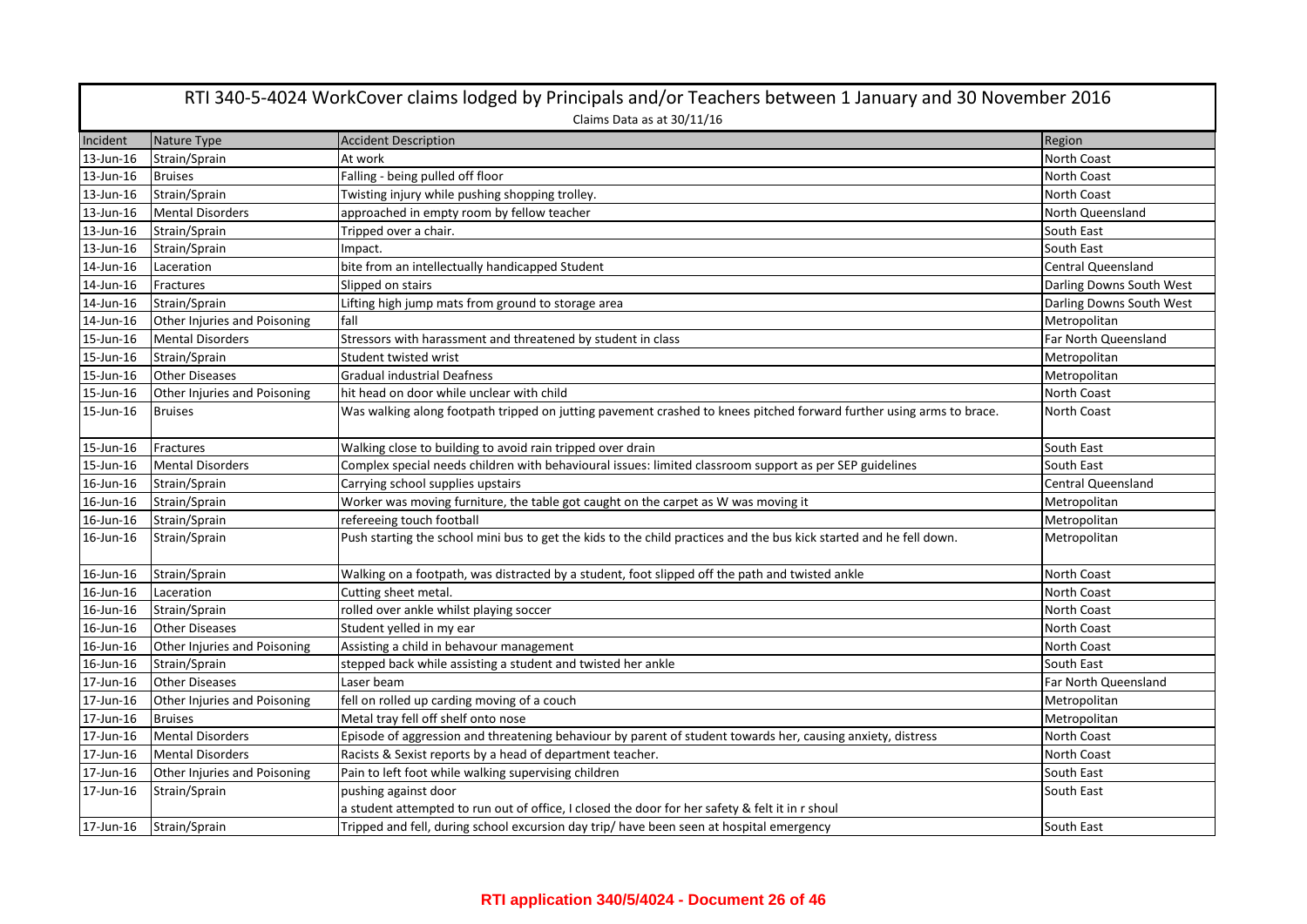# RTI 340-5-4024 WorkCover claims lodged by Principals and/or Teachers between 1 January and 30 November 2016

Claims Data as at 30/11/16

| Incident | Nature Type | Accident Description | Region |
|---|---|---|---|
| 13-Jun-16 | Strain/Sprain | At work | North Coast |
| 13-Jun-16 | Bruises | Falling - being pulled off floor | North Coast |
| 13-Jun-16 | Strain/Sprain | Twisting injury while pushing shopping trolley. | North Coast |
| 13-Jun-16 | Mental Disorders | approached in empty room by fellow teacher | North Queensland |
| 13-Jun-16 | Strain/Sprain | Tripped over a chair. | South East |
| 13-Jun-16 | Strain/Sprain | Impact. | South East |
| 14-Jun-16 | Laceration | bite from an intellectually handicapped Student | Central Queensland |
| 14-Jun-16 | Fractures | Slipped on stairs | Darling Downs South West |
| 14-Jun-16 | Strain/Sprain | Lifting high jump mats from ground to storage area | Darling Downs South West |
| 14-Jun-16 | Other Injuries and Poisoning | fall | Metropolitan |
| 15-Jun-16 | Mental Disorders | Stressors with harassment and threatened by student in class | Far North Queensland |
| 15-Jun-16 | Strain/Sprain | Student twisted wrist | Metropolitan |
| 15-Jun-16 | Other Diseases | Gradual industrial Deafness | Metropolitan |
| 15-Jun-16 | Other Injuries and Poisoning | hit head on door while unclear with child | North Coast |
| 15-Jun-16 | Bruises | Was walking along footpath tripped on jutting pavement crashed to knees pitched forward further using arms to brace. | North Coast |
| 15-Jun-16 | Fractures | Walking close to building to avoid rain tripped over drain | South East |
| 15-Jun-16 | Mental Disorders | Complex special needs children with behavioural issues: limited classroom support as per SEP guidelines | South East |
| 16-Jun-16 | Strain/Sprain | Carrying school supplies upstairs | Central Queensland |
| 16-Jun-16 | Strain/Sprain | Worker was moving furniture, the table got caught on the carpet as W was moving it | Metropolitan |
| 16-Jun-16 | Strain/Sprain | refereeing touch football | Metropolitan |
| 16-Jun-16 | Strain/Sprain | Push starting the school mini bus to get the kids to the child practices and the bus kick started and he fell down. | Metropolitan |
| 16-Jun-16 | Strain/Sprain | Walking on a footpath, was distracted by a student, foot slipped off the path and twisted ankle | North Coast |
| 16-Jun-16 | Laceration | Cutting sheet metal. | North Coast |
| 16-Jun-16 | Strain/Sprain | rolled over ankle whilst playing soccer | North Coast |
| 16-Jun-16 | Other Diseases | Student yelled in my ear | North Coast |
| 16-Jun-16 | Other Injuries and Poisoning | Assisting a child in behavour management | North Coast |
| 16-Jun-16 | Strain/Sprain | stepped back while assisting a student and twisted her ankle | South East |
| 17-Jun-16 | Other Diseases | Laser beam | Far North Queensland |
| 17-Jun-16 | Other Injuries and Poisoning | fell on rolled up carding moving of a couch | Metropolitan |
| 17-Jun-16 | Bruises | Metal tray fell off shelf onto nose | Metropolitan |
| 17-Jun-16 | Mental Disorders | Episode of aggression and threatening behaviour by parent of student towards her, causing anxiety, distress | North Coast |
| 17-Jun-16 | Mental Disorders | Racists & Sexist reports by a head of department teacher. | North Coast |
| 17-Jun-16 | Other Injuries and Poisoning | Pain to left foot while walking supervising children | South East |
| 17-Jun-16 | Strain/Sprain | pushing against door a student attempted to run out of office, I closed the door for her safety & felt it in r shoul | South East |
| 17-Jun-16 | Strain/Sprain | Tripped and fell, during school excursion day trip/ have been seen at hospital emergency | South East |

**RTI application 340/5/4024 - Document 26 of 46**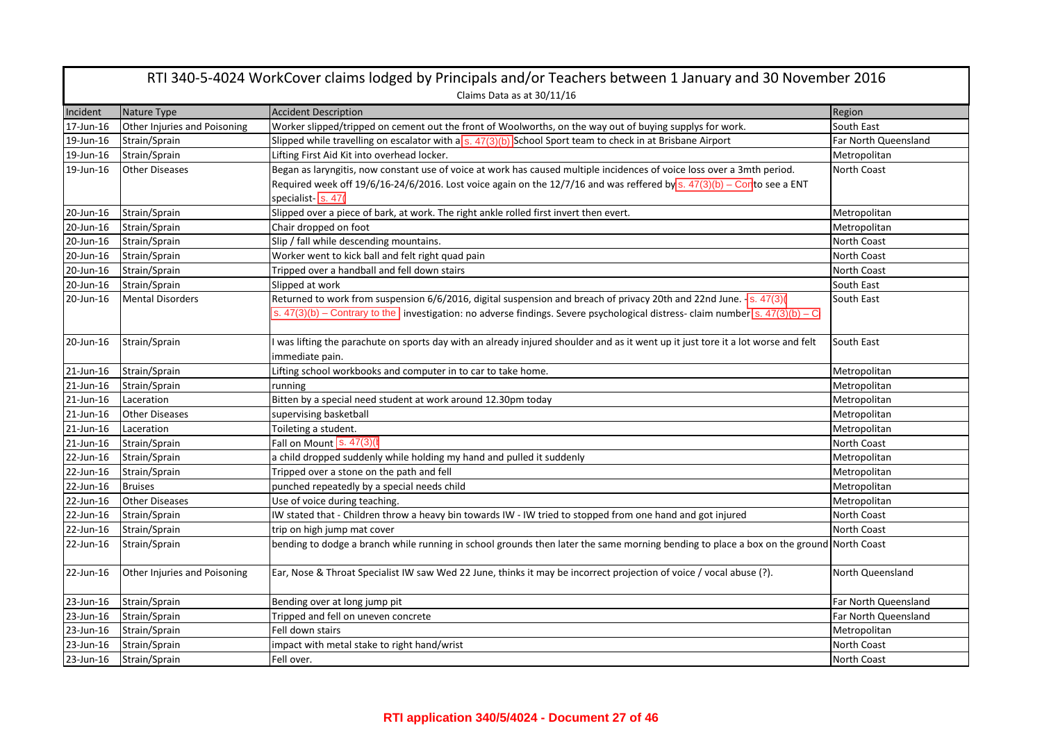# RTI 340-5-4024 WorkCover claims lodged by Principals and/or Teachers between 1 January and 30 November 2016

Claims Data as at 30/11/16

| Incident | Nature Type | Accident Description | Region |
|---|---|---|---|
| 17-Jun-16 | Other Injuries and Poisoning | Worker slipped/tripped on cement out the front of Woolworths, on the way out of buying supplys for work. | South East |
| 19-Jun-16 | Strain/Sprain | Slipped while travelling on escalator with a s. 47(3)(b) School Sport team to check in at Brisbane Airport | Far North Queensland |
| 19-Jun-16 | Strain/Sprain | Lifting First Aid Kit into overhead locker. | Metropolitan |
| 19-Jun-16 | Other Diseases | Began as laryngitis, now constant use of voice at work has caused multiple incidences of voice loss over a 3mth period. Required week off 19/6/16-24/6/2016. Lost voice again on the 12/7/16 and was reffered by s. 47(3)(b) – Con to see a ENT specialist- s. 47( | North Coast |
| 20-Jun-16 | Strain/Sprain | Slipped over a piece of bark, at work. The right ankle rolled first invert then evert. | Metropolitan |
| 20-Jun-16 | Strain/Sprain | Chair dropped on foot | Metropolitan |
| 20-Jun-16 | Strain/Sprain | Slip / fall while descending mountains. | North Coast |
| 20-Jun-16 | Strain/Sprain | Worker went to kick ball and felt right quad pain | North Coast |
| 20-Jun-16 | Strain/Sprain | Tripped over a handball and fell down stairs | North Coast |
| 20-Jun-16 | Strain/Sprain | Slipped at work | South East |
| 20-Jun-16 | Mental Disorders | Returned to work from suspension 6/6/2016, digital suspension and breach of privacy 20th and 22nd June. - s. 47(3)( s. 47(3)(b) – Contrary to the investigation: no adverse findings. Severe psychological distress- claim number s. 47(3)(b) – C | South East |
| 20-Jun-16 | Strain/Sprain | I was lifting the parachute on sports day with an already injured shoulder and as it went up it just tore it a lot worse and felt immediate pain. | South East |
| 21-Jun-16 | Strain/Sprain | Lifting school workbooks and computer in to car to take home. | Metropolitan |
| 21-Jun-16 | Strain/Sprain | running | Metropolitan |
| 21-Jun-16 | Laceration | Bitten by a special need student at work around 12.30pm today | Metropolitan |
| 21-Jun-16 | Other Diseases | supervising basketball | Metropolitan |
| 21-Jun-16 | Laceration | Toileting a student. | Metropolitan |
| 21-Jun-16 | Strain/Sprain | Fall on Mount s. 47(3)( | North Coast |
| 22-Jun-16 | Strain/Sprain | a child dropped suddenly while holding my hand and pulled it suddenly | Metropolitan |
| 22-Jun-16 | Strain/Sprain | Tripped over a stone on the path and fell | Metropolitan |
| 22-Jun-16 | Bruises | punched repeatedly by a special needs child | Metropolitan |
| 22-Jun-16 | Other Diseases | Use of voice during teaching. | Metropolitan |
| 22-Jun-16 | Strain/Sprain | IW stated that - Children throw a heavy bin towards IW - IW tried to stopped from one hand and got injured | North Coast |
| 22-Jun-16 | Strain/Sprain | trip on high jump mat cover | North Coast |
| 22-Jun-16 | Strain/Sprain | bending to dodge a branch while running in school grounds then later the same morning bending to place a box on the ground | North Coast |
| 22-Jun-16 | Other Injuries and Poisoning | Ear, Nose & Throat Specialist IW saw Wed 22 June, thinks it may be incorrect projection of voice / vocal abuse (?). | North Queensland |
| 23-Jun-16 | Strain/Sprain | Bending over at long jump pit | Far North Queensland |
| 23-Jun-16 | Strain/Sprain | Tripped and fell on uneven concrete | Far North Queensland |
| 23-Jun-16 | Strain/Sprain | Fell down stairs | Metropolitan |
| 23-Jun-16 | Strain/Sprain | impact with metal stake to right hand/wrist | North Coast |
| 23-Jun-16 | Strain/Sprain | Fell over. | North Coast |

**RTI application 340/5/4024 - Document 27 of 46**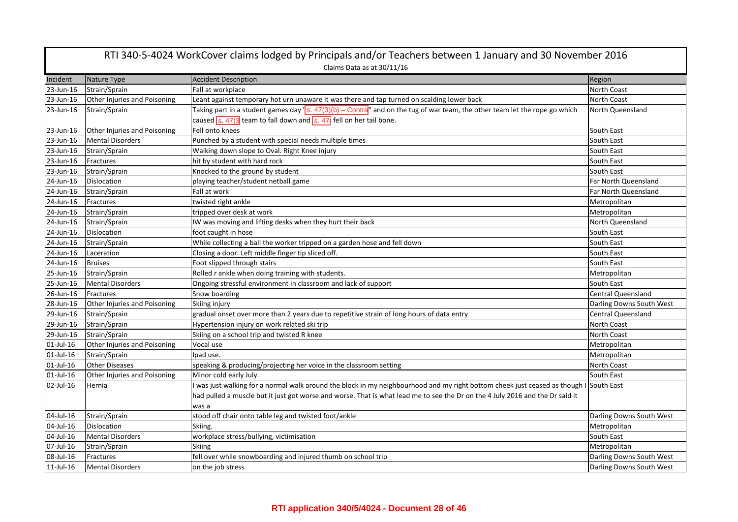# RTI 340-5-4024 WorkCover claims lodged by Principals and/or Teachers between 1 January and 30 November 2016

Claims Data as at 30/11/16

| Incident | Nature Type | Accident Description | Region |
|---|---|---|---|
| 23-Jun-16 | Strain/Sprain | Fall at workplace | North Coast |
| 23-Jun-16 | Other Injuries and Poisoning | Leant against temporary hot urn unaware it was there and tap turned on scalding lower back | North Coast |
| 23-Jun-16 | Strain/Sprain | Taking part in a student games day "s. 47(3)(b) – Contra" and on the tug of war team, the other team let the rope go which caused s. 47(3 team to fall down and s. 47( fell on her tail bone. | North Queensland |
| 23-Jun-16 | Other Injuries and Poisoning | Fell onto knees | South East |
| 23-Jun-16 | Mental Disorders | Punched by a student with special needs multiple times | South East |
| 23-Jun-16 | Strain/Sprain | Walking down slope to Oval. Right Knee injury | South East |
| 23-Jun-16 | Fractures | hit by student with hard rock | South East |
| 23-Jun-16 | Strain/Sprain | Knocked to the ground by student | South East |
| 24-Jun-16 | Dislocation | playing teacher/student netball game | Far North Queensland |
| 24-Jun-16 | Strain/Sprain | Fall at work | Far North Queensland |
| 24-Jun-16 | Fractures | twisted right ankle | Metropolitan |
| 24-Jun-16 | Strain/Sprain | tripped over desk at work | Metropolitan |
| 24-Jun-16 | Strain/Sprain | IW was moving and lifting desks when they hurt their back | North Queensland |
| 24-Jun-16 | Dislocation | foot caught in hose | South East |
| 24-Jun-16 | Strain/Sprain | While collecting a ball the worker tripped on a garden hose and fell down | South East |
| 24-Jun-16 | Laceration | Closing a door. Left middle finger tip sliced off. | South East |
| 24-Jun-16 | Bruises | Foot slipped through stairs | South East |
| 25-Jun-16 | Strain/Sprain | Rolled r ankle when doing training with students. | Metropolitan |
| 25-Jun-16 | Mental Disorders | Ongoing stressful environment in classroom and lack of support | South East |
| 26-Jun-16 | Fractures | Snow boarding | Central Queensland |
| 28-Jun-16 | Other Injuries and Poisoning | Skiing injury | Darling Downs South West |
| 29-Jun-16 | Strain/Sprain | gradual onset over more than 2 years due to repetitive strain of long hours of data entry | Central Queensland |
| 29-Jun-16 | Strain/Sprain | Hypertension injury on work related ski trip | North Coast |
| 29-Jun-16 | Strain/Sprain | Skiing on a school trip and twisted R knee | North Coast |
| 01-Jul-16 | Other Injuries and Poisoning | Vocal use | Metropolitan |
| 01-Jul-16 | Strain/Sprain | Ipad use. | Metropolitan |
| 01-Jul-16 | Other Diseases | speaking & producing/projecting her voice in the classroom setting | North Coast |
| 01-Jul-16 | Other Injuries and Poisoning | Minor cold early July. | South East |
| 02-Jul-16 | Hernia | I was just walking for a normal walk around the block in my neighbourhood and my right bottom cheek just ceased as though I had pulled a muscle but it just got worse and worse. That is what lead me to see the Dr on the 4 July 2016 and the Dr said it was a | South East |
| 04-Jul-16 | Strain/Sprain | stood off chair onto table leg and twisted foot/ankle | Darling Downs South West |
| 04-Jul-16 | Dislocation | Skiing. | Metropolitan |
| 04-Jul-16 | Mental Disorders | workplace stress/bullying, victimisation | South East |
| 07-Jul-16 | Strain/Sprain | Skiing | Metropolitan |
| 08-Jul-16 | Fractures | fell over while snowboarding and injured thumb on school trip | Darling Downs South West |
| 11-Jul-16 | Mental Disorders | on the job stress | Darling Downs South West |

**RTI application 340/5/4024 - Document 28 of 46**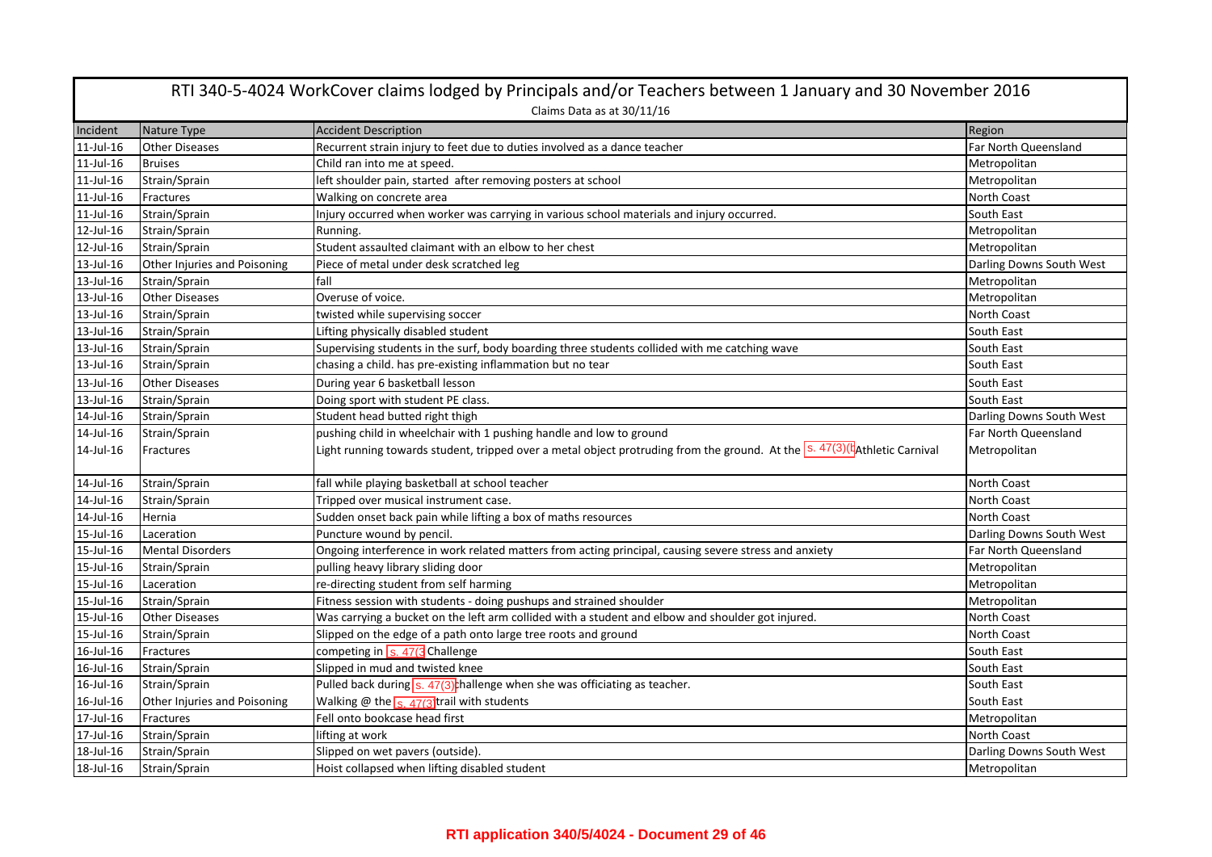# RTI 340-5-4024 WorkCover claims lodged by Principals and/or Teachers between 1 January and 30 November 2016

Claims Data as at 30/11/16

| Incident | Nature Type | Accident Description | Region |
|---|---|---|---|
| 11-Jul-16 | Other Diseases | Recurrent strain injury to feet due to duties involved as a dance teacher | Far North Queensland |
| 11-Jul-16 | Bruises | Child ran into me at speed. | Metropolitan |
| 11-Jul-16 | Strain/Sprain | left shoulder pain, started after removing posters at school | Metropolitan |
| 11-Jul-16 | Fractures | Walking on concrete area | North Coast |
| 11-Jul-16 | Strain/Sprain | Injury occurred when worker was carrying in various school materials and injury occurred. | South East |
| 12-Jul-16 | Strain/Sprain | Running. | Metropolitan |
| 12-Jul-16 | Strain/Sprain | Student assaulted claimant with an elbow to her chest | Metropolitan |
| 13-Jul-16 | Other Injuries and Poisoning | Piece of metal under desk scratched leg | Darling Downs South West |
| 13-Jul-16 | Strain/Sprain | fall | Metropolitan |
| 13-Jul-16 | Other Diseases | Overuse of voice. | Metropolitan |
| 13-Jul-16 | Strain/Sprain | twisted while supervising soccer | North Coast |
| 13-Jul-16 | Strain/Sprain | Lifting physically disabled student | South East |
| 13-Jul-16 | Strain/Sprain | Supervising students in the surf, body boarding three students collided with me catching wave | South East |
| 13-Jul-16 | Strain/Sprain | chasing a child. has pre-existing inflammation but no tear | South East |
| 13-Jul-16 | Other Diseases | During year 6 basketball lesson | South East |
| 13-Jul-16 | Strain/Sprain | Doing sport with student PE class. | South East |
| 14-Jul-16 | Strain/Sprain | Student head butted right thigh | Darling Downs South West |
| 14-Jul-16 | Strain/Sprain | pushing child in wheelchair with 1 pushing handle and low to ground | Far North Queensland |
| 14-Jul-16 | Fractures | Light running towards student, tripped over a metal object protruding from the ground. At the s. 47(3)(b Athletic Carnival | Metropolitan |
| 14-Jul-16 | Strain/Sprain | fall while playing basketball at school teacher | North Coast |
| 14-Jul-16 | Strain/Sprain | Tripped over musical instrument case. | North Coast |
| 14-Jul-16 | Hernia | Sudden onset back pain while lifting a box of maths resources | North Coast |
| 15-Jul-16 | Laceration | Puncture wound by pencil. | Darling Downs South West |
| 15-Jul-16 | Mental Disorders | Ongoing interference in work related matters from acting principal, causing severe stress and anxiety | Far North Queensland |
| 15-Jul-16 | Strain/Sprain | pulling heavy library sliding door | Metropolitan |
| 15-Jul-16 | Laceration | re-directing student from self harming | Metropolitan |
| 15-Jul-16 | Strain/Sprain | Fitness session with students - doing pushups and strained shoulder | Metropolitan |
| 15-Jul-16 | Other Diseases | Was carrying a bucket on the left arm collided with a student and elbow and shoulder got injured. | North Coast |
| 15-Jul-16 | Strain/Sprain | Slipped on the edge of a path onto large tree roots and ground | North Coast |
| 16-Jul-16 | Fractures | competing in s. 47(3 Challenge | South East |
| 16-Jul-16 | Strain/Sprain | Slipped in mud and twisted knee | South East |
| 16-Jul-16 | Strain/Sprain | Pulled back during s. 47(3) challenge when she was officiating as teacher. | South East |
| 16-Jul-16 | Other Injuries and Poisoning | Walking @ the s. 47(3) trail with students | South East |
| 17-Jul-16 | Fractures | Fell onto bookcase head first | Metropolitan |
| 17-Jul-16 | Strain/Sprain | lifting at work | North Coast |
| 18-Jul-16 | Strain/Sprain | Slipped on wet pavers (outside). | Darling Downs South West |
| 18-Jul-16 | Strain/Sprain | Hoist collapsed when lifting disabled student | Metropolitan |

**RTI application 340/5/4024 - Document 29 of 46**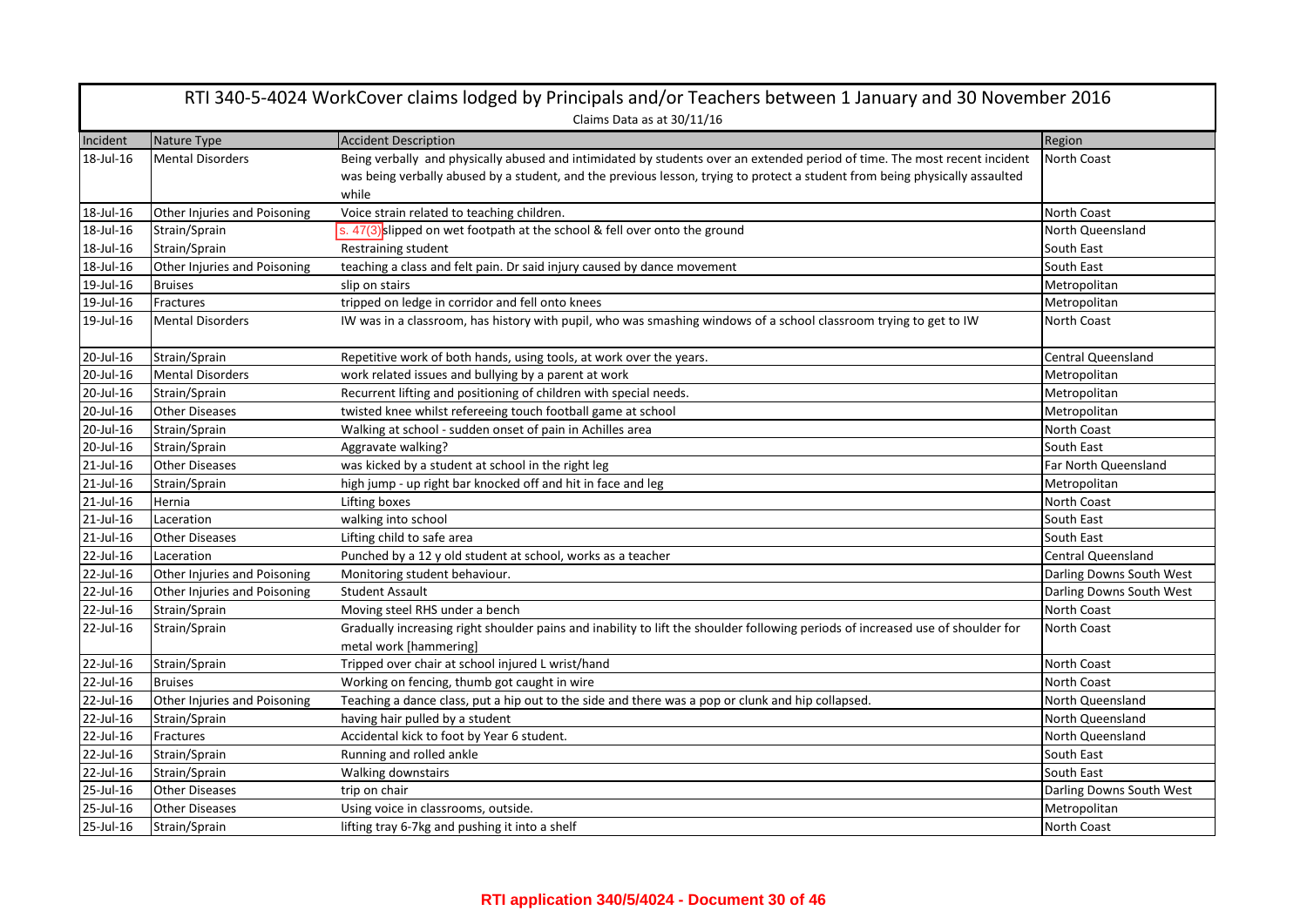# RTI 340-5-4024 WorkCover claims lodged by Principals and/or Teachers between 1 January and 30 November 2016

Claims Data as at 30/11/16

| Incident | Nature Type | Accident Description | Region |
|---|---|---|---|
| 18-Jul-16 | Mental Disorders | Being verbally and physically abused and intimidated by students over an extended period of time. The most recent incident was being verbally abused by a student, and the previous lesson, trying to protect a student from being physically assaulted while | North Coast |
| 18-Jul-16 | Other Injuries and Poisoning | Voice strain related to teaching children. | North Coast |
| 18-Jul-16 | Strain/Sprain | s. 47(3) slipped on wet footpath at the school & fell over onto the ground | North Queensland |
| 18-Jul-16 | Strain/Sprain | Restraining student | South East |
| 18-Jul-16 | Other Injuries and Poisoning | teaching a class and felt pain. Dr said injury caused by dance movement | South East |
| 19-Jul-16 | Bruises | slip on stairs | Metropolitan |
| 19-Jul-16 | Fractures | tripped on ledge in corridor and fell onto knees | Metropolitan |
| 19-Jul-16 | Mental Disorders | IW was in a classroom, has history with pupil, who was smashing windows of a school classroom trying to get to IW | North Coast |
| 20-Jul-16 | Strain/Sprain | Repetitive work of both hands, using tools, at work over the years. | Central Queensland |
| 20-Jul-16 | Mental Disorders | work related issues and bullying by a parent at work | Metropolitan |
| 20-Jul-16 | Strain/Sprain | Recurrent lifting and positioning of children with special needs. | Metropolitan |
| 20-Jul-16 | Other Diseases | twisted knee whilst refereeing touch football game at school | Metropolitan |
| 20-Jul-16 | Strain/Sprain | Walking at school - sudden onset of pain in Achilles area | North Coast |
| 20-Jul-16 | Strain/Sprain | Aggravate walking? | South East |
| 21-Jul-16 | Other Diseases | was kicked by a student at school in the right leg | Far North Queensland |
| 21-Jul-16 | Strain/Sprain | high jump - up right bar knocked off and hit in face and leg | Metropolitan |
| 21-Jul-16 | Hernia | Lifting boxes | North Coast |
| 21-Jul-16 | Laceration | walking into school | South East |
| 21-Jul-16 | Other Diseases | Lifting child to safe area | South East |
| 22-Jul-16 | Laceration | Punched by a 12 y old student at school, works as a teacher | Central Queensland |
| 22-Jul-16 | Other Injuries and Poisoning | Monitoring student behaviour. | Darling Downs South West |
| 22-Jul-16 | Other Injuries and Poisoning | Student Assault | Darling Downs South West |
| 22-Jul-16 | Strain/Sprain | Moving steel RHS under a bench | North Coast |
| 22-Jul-16 | Strain/Sprain | Gradually increasing right shoulder pains and inability to lift the shoulder following periods of increased use of shoulder for metal work [hammering] | North Coast |
| 22-Jul-16 | Strain/Sprain | Tripped over chair at school injured L wrist/hand | North Coast |
| 22-Jul-16 | Bruises | Working on fencing, thumb got caught in wire | North Coast |
| 22-Jul-16 | Other Injuries and Poisoning | Teaching a dance class, put a hip out to the side and there was a pop or clunk and hip collapsed. | North Queensland |
| 22-Jul-16 | Strain/Sprain | having hair pulled by a student | North Queensland |
| 22-Jul-16 | Fractures | Accidental kick to foot by Year 6 student. | North Queensland |
| 22-Jul-16 | Strain/Sprain | Running and rolled ankle | South East |
| 22-Jul-16 | Strain/Sprain | Walking downstairs | South East |
| 25-Jul-16 | Other Diseases | trip on chair | Darling Downs South West |
| 25-Jul-16 | Other Diseases | Using voice in classrooms, outside. | Metropolitan |
| 25-Jul-16 | Strain/Sprain | lifting tray 6-7kg and pushing it into a shelf | North Coast |

RTI application 340/5/4024 - Document 30 of 46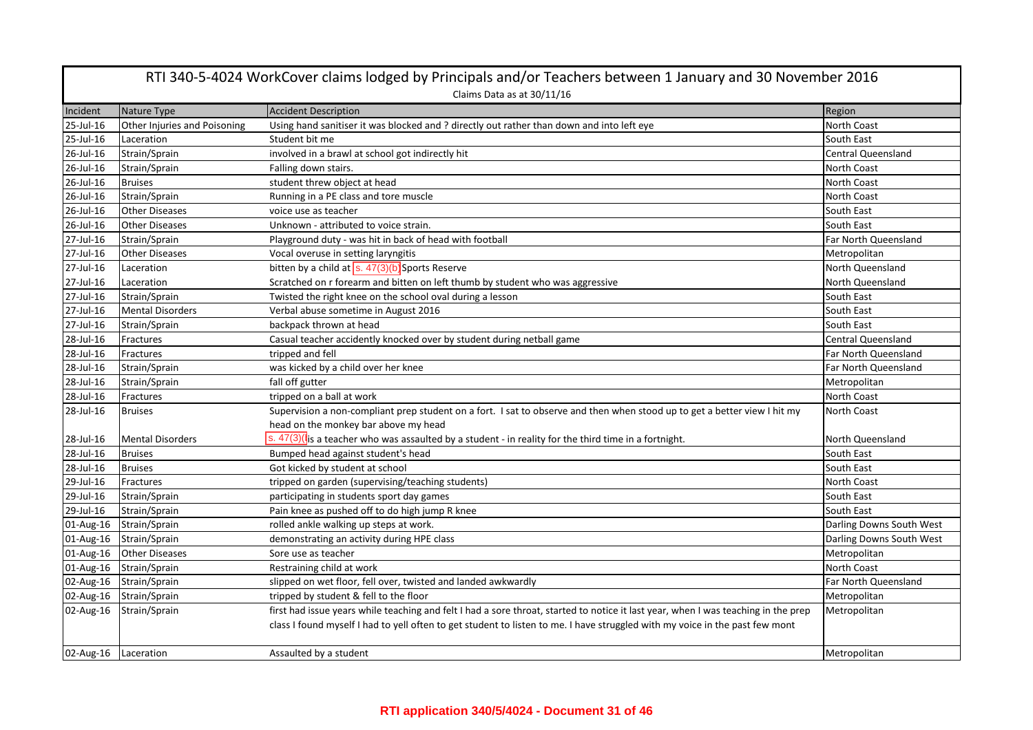# RTI 340-5-4024 WorkCover claims lodged by Principals and/or Teachers between 1 January and 30 November 2016

Claims Data as at 30/11/16

| Incident | Nature Type | Accident Description | Region |
| --- | --- | --- | --- |
| 25-Jul-16 | Other Injuries and Poisoning | Using hand sanitiser it was blocked and ? directly out rather than down and into left eye | North Coast |
| 25-Jul-16 | Laceration | Student bit me | South East |
| 26-Jul-16 | Strain/Sprain | involved in a brawl at school got indirectly hit | Central Queensland |
| 26-Jul-16 | Strain/Sprain | Falling down stairs. | North Coast |
| 26-Jul-16 | Bruises | student threw object at head | North Coast |
| 26-Jul-16 | Strain/Sprain | Running in a PE class and tore muscle | North Coast |
| 26-Jul-16 | Other Diseases | voice use as teacher | South East |
| 26-Jul-16 | Other Diseases | Unknown - attributed to voice strain. | South East |
| 27-Jul-16 | Strain/Sprain | Playground duty - was hit in back of head with football | Far North Queensland |
| 27-Jul-16 | Other Diseases | Vocal overuse in setting laryngitis | Metropolitan |
| 27-Jul-16 | Laceration | bitten by a child at s. 47(3)(b) Sports Reserve | North Queensland |
| 27-Jul-16 | Laceration | Scratched on r forearm and bitten on left thumb by student who was aggressive | North Queensland |
| 27-Jul-16 | Strain/Sprain | Twisted the right knee on the school oval during a lesson | South East |
| 27-Jul-16 | Mental Disorders | Verbal abuse sometime in August 2016 | South East |
| 27-Jul-16 | Strain/Sprain | backpack thrown at head | South East |
| 28-Jul-16 | Fractures | Casual teacher accidently knocked over by student during netball game | Central Queensland |
| 28-Jul-16 | Fractures | tripped and fell | Far North Queensland |
| 28-Jul-16 | Strain/Sprain | was kicked by a child over her knee | Far North Queensland |
| 28-Jul-16 | Strain/Sprain | fall off gutter | Metropolitan |
| 28-Jul-16 | Fractures | tripped on a ball at work | North Coast |
| 28-Jul-16 | Bruises | Supervision a non-compliant prep student on a fort. I sat to observe and then when stood up to get a better view I hit my head on the monkey bar above my head | North Coast |
| 28-Jul-16 | Mental Disorders | s. 47(3)( is a teacher who was assaulted by a student - in reality for the third time in a fortnight. | North Queensland |
| 28-Jul-16 | Bruises | Bumped head against student's head | South East |
| 28-Jul-16 | Bruises | Got kicked by student at school | South East |
| 29-Jul-16 | Fractures | tripped on garden (supervising/teaching students) | North Coast |
| 29-Jul-16 | Strain/Sprain | participating in students sport day games | South East |
| 29-Jul-16 | Strain/Sprain | Pain knee as pushed off to do high jump R knee | South East |
| 01-Aug-16 | Strain/Sprain | rolled ankle walking up steps at work. | Darling Downs South West |
| 01-Aug-16 | Strain/Sprain | demonstrating an activity during HPE class | Darling Downs South West |
| 01-Aug-16 | Other Diseases | Sore use as teacher | Metropolitan |
| 01-Aug-16 | Strain/Sprain | Restraining child at work | North Coast |
| 02-Aug-16 | Strain/Sprain | slipped on wet floor, fell over, twisted and landed awkwardly | Far North Queensland |
| 02-Aug-16 | Strain/Sprain | tripped by student & fell to the floor | Metropolitan |
| 02-Aug-16 | Strain/Sprain | first had issue years while teaching and felt I had a sore throat, started to notice it last year, when I was teaching in the prep class I found myself I had to yell often to get student to listen to me. I have struggled with my voice in the past few mont | Metropolitan |
| 02-Aug-16 | Laceration | Assaulted by a student | Metropolitan |

**RTI application 340/5/4024 - Document 31 of 46**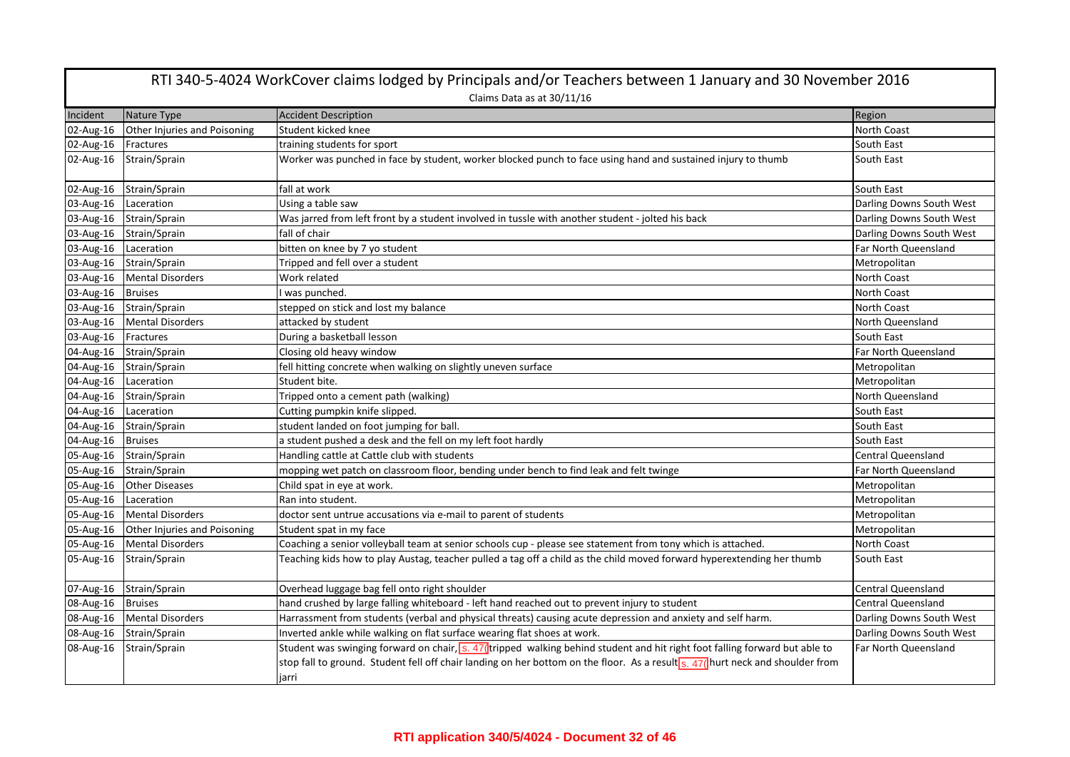# RTI 340-5-4024 WorkCover claims lodged by Principals and/or Teachers between 1 January and 30 November 2016

Claims Data as at 30/11/16

| Incident | Nature Type | Accident Description | Region |
|---|---|---|---|
| 02-Aug-16 | Other Injuries and Poisoning | Student kicked knee | North Coast |
| 02-Aug-16 | Fractures | training students for sport | South East |
| 02-Aug-16 | Strain/Sprain | Worker was punched in face by student, worker blocked punch to face using hand and sustained injury to thumb | South East |
| 02-Aug-16 | Strain/Sprain | fall at work | South East |
| 03-Aug-16 | Laceration | Using a table saw | Darling Downs South West |
| 03-Aug-16 | Strain/Sprain | Was jarred from left front by a student involved in tussle with another student - jolted his back | Darling Downs South West |
| 03-Aug-16 | Strain/Sprain | fall of chair | Darling Downs South West |
| 03-Aug-16 | Laceration | bitten on knee by 7 yo student | Far North Queensland |
| 03-Aug-16 | Strain/Sprain | Tripped and fell over a student | Metropolitan |
| 03-Aug-16 | Mental Disorders | Work related | North Coast |
| 03-Aug-16 | Bruises | I was punched. | North Coast |
| 03-Aug-16 | Strain/Sprain | stepped on stick and lost my balance | North Coast |
| 03-Aug-16 | Mental Disorders | attacked by student | North Queensland |
| 03-Aug-16 | Fractures | During a basketball lesson | South East |
| 04-Aug-16 | Strain/Sprain | Closing old heavy window | Far North Queensland |
| 04-Aug-16 | Strain/Sprain | fell hitting concrete when walking on slightly uneven surface | Metropolitan |
| 04-Aug-16 | Laceration | Student bite. | Metropolitan |
| 04-Aug-16 | Strain/Sprain | Tripped onto a cement path (walking) | North Queensland |
| 04-Aug-16 | Laceration | Cutting pumpkin knife slipped. | South East |
| 04-Aug-16 | Strain/Sprain | student landed on foot jumping for ball. | South East |
| 04-Aug-16 | Bruises | a student pushed a desk and the fell on my left foot hardly | South East |
| 05-Aug-16 | Strain/Sprain | Handling cattle at Cattle club with students | Central Queensland |
| 05-Aug-16 | Strain/Sprain | mopping wet patch on classroom floor, bending under bench to find leak and felt twinge | Far North Queensland |
| 05-Aug-16 | Other Diseases | Child spat in eye at work. | Metropolitan |
| 05-Aug-16 | Laceration | Ran into student. | Metropolitan |
| 05-Aug-16 | Mental Disorders | doctor sent untrue accusations via e-mail to parent of students | Metropolitan |
| 05-Aug-16 | Other Injuries and Poisoning | Student spat in my face | Metropolitan |
| 05-Aug-16 | Mental Disorders | Coaching a senior volleyball team at senior schools cup - please see statement from tony which is attached. | North Coast |
| 05-Aug-16 | Strain/Sprain | Teaching kids how to play Austag, teacher pulled a tag off a child as the child moved forward hyperextending her thumb | South East |
| 07-Aug-16 | Strain/Sprain | Overhead luggage bag fell onto right shoulder | Central Queensland |
| 08-Aug-16 | Bruises | hand crushed by large falling whiteboard - left hand reached out to prevent injury to student | Central Queensland |
| 08-Aug-16 | Mental Disorders | Harrassment from students (verbal and physical threats) causing acute depression and anxiety and self harm. | Darling Downs South West |
| 08-Aug-16 | Strain/Sprain | Inverted ankle while walking on flat surface wearing flat shoes at work. | Darling Downs South West |
| 08-Aug-16 | Strain/Sprain | Student was swinging forward on chair, s. 47( tripped walking behind student and hit right foot falling forward but able to stop fall to ground. Student fell off chair landing on her bottom on the floor. As a result s. 47( hurt neck and shoulder from jarri | Far North Queensland |

**RTI application 340/5/4024 - Document 32 of 46**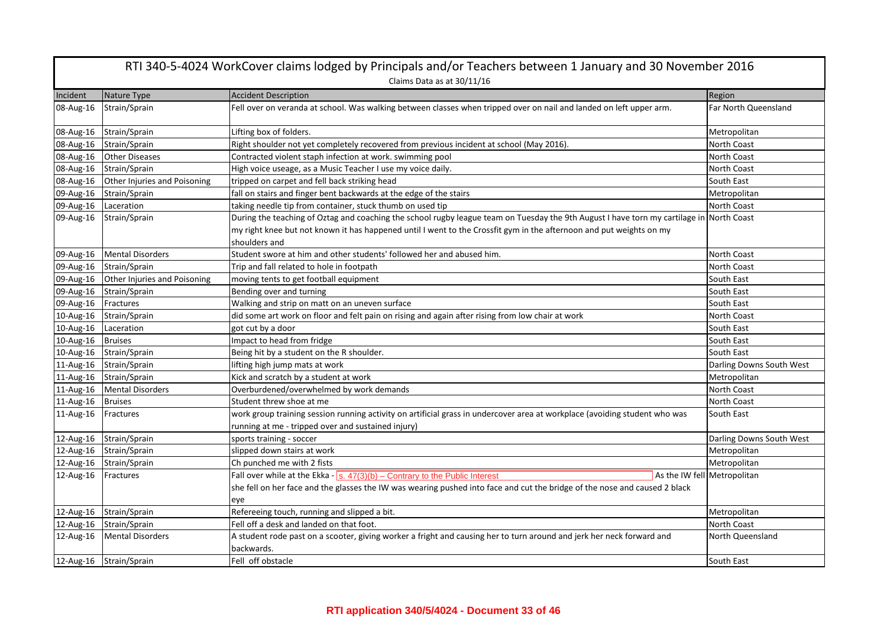# RTI 340-5-4024 WorkCover claims lodged by Principals and/or Teachers between 1 January and 30 November 2016

Claims Data as at 30/11/16

| Incident | Nature Type | Accident Description | Region |
|---|---|---|---|
| 08-Aug-16 | Strain/Sprain | Fell over on veranda at school. Was walking between classes when tripped over on nail and landed on left upper arm. | Far North Queensland |
| 08-Aug-16 | Strain/Sprain | Lifting box of folders. | Metropolitan |
| 08-Aug-16 | Strain/Sprain | Right shoulder not yet completely recovered from previous incident at school (May 2016). | North Coast |
| 08-Aug-16 | Other Diseases | Contracted violent staph infection at work. swimming pool | North Coast |
| 08-Aug-16 | Strain/Sprain | High voice useage, as a Music Teacher I use my voice daily. | North Coast |
| 08-Aug-16 | Other Injuries and Poisoning | tripped on carpet and fell back striking head | South East |
| 09-Aug-16 | Strain/Sprain | fall on stairs and finger bent backwards at the edge of the stairs | Metropolitan |
| 09-Aug-16 | Laceration | taking needle tip from container, stuck thumb on used tip | North Coast |
| 09-Aug-16 | Strain/Sprain | During the teaching of Oztag and coaching the school rugby league team on Tuesday the 9th August I have torn my cartilage in my right knee but not known it has happened until I went to the Crossfit gym in the afternoon and put weights on my shoulders and | North Coast |
| 09-Aug-16 | Mental Disorders | Student swore at him and other students' followed her and abused him. | North Coast |
| 09-Aug-16 | Strain/Sprain | Trip and fall related to hole in footpath | North Coast |
| 09-Aug-16 | Other Injuries and Poisoning | moving tents to get football equipment | South East |
| 09-Aug-16 | Strain/Sprain | Bending over and turning | South East |
| 09-Aug-16 | Fractures | Walking and strip on matt on an uneven surface | South East |
| 10-Aug-16 | Strain/Sprain | did some art work on floor and felt pain on rising and again after rising from low chair at work | North Coast |
| 10-Aug-16 | Laceration | got cut by a door | South East |
| 10-Aug-16 | Bruises | Impact to head from fridge | South East |
| 10-Aug-16 | Strain/Sprain | Being hit by a student on the R shoulder. | South East |
| 11-Aug-16 | Strain/Sprain | lifting high jump mats at work | Darling Downs South West |
| 11-Aug-16 | Strain/Sprain | Kick and scratch by a student at work | Metropolitan |
| 11-Aug-16 | Mental Disorders | Overburdened/overwhelmed by work demands | North Coast |
| 11-Aug-16 | Bruises | Student threw shoe at me | North Coast |
| 11-Aug-16 | Fractures | work group training session running activity on artificial grass in undercover area at workplace (avoiding student who was running at me - tripped over and sustained injury) | South East |
| 12-Aug-16 | Strain/Sprain | sports training - soccer | Darling Downs South West |
| 12-Aug-16 | Strain/Sprain | slipped down stairs at work | Metropolitan |
| 12-Aug-16 | Strain/Sprain | Ch punched me with 2 fists | Metropolitan |
| 12-Aug-16 | Fractures | Fall over while at the Ekka - s. 47(3)(b) – Contrary to the Public Interest As the IW fell she fell on her face and the glasses the IW was wearing pushed into face and cut the bridge of the nose and caused 2 black eye | Metropolitan |
| 12-Aug-16 | Strain/Sprain | Refereeing touch, running and slipped a bit. | Metropolitan |
| 12-Aug-16 | Strain/Sprain | Fell off a desk and landed on that foot. | North Coast |
| 12-Aug-16 | Mental Disorders | A student rode past on a scooter, giving worker a fright and causing her to turn around and jerk her neck forward and backwards. | North Queensland |
| 12-Aug-16 | Strain/Sprain | Fell off obstacle | South East |

**RTI application 340/5/4024 - Document 33 of 46**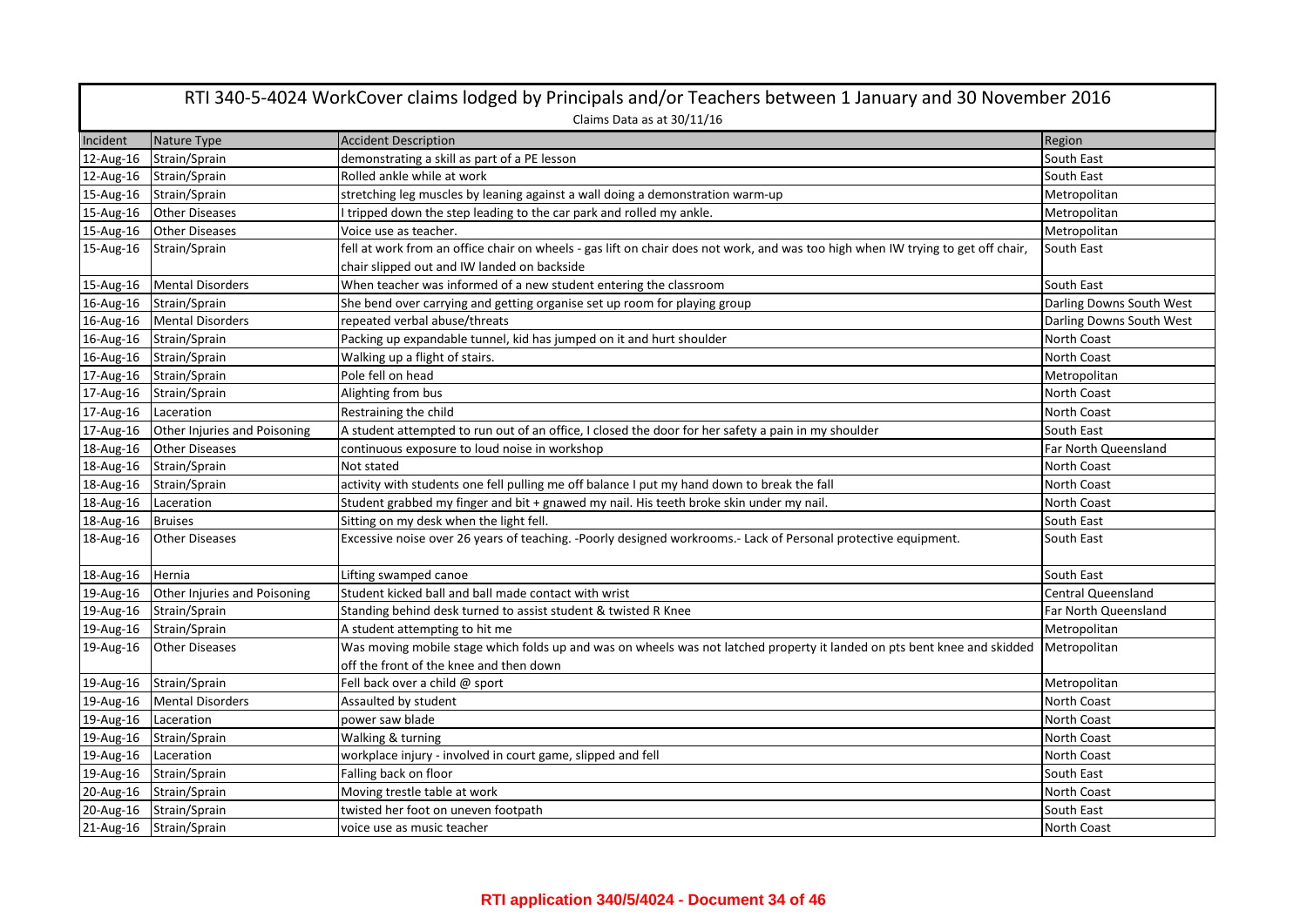# RTI 340-5-4024 WorkCover claims lodged by Principals and/or Teachers between 1 January and 30 November 2016

Claims Data as at 30/11/16

| Incident | Nature Type | Accident Description | Region |
|---|---|---|---|
| 12-Aug-16 | Strain/Sprain | demonstrating a skill as part of a PE lesson | South East |
| 12-Aug-16 | Strain/Sprain | Rolled ankle while at work | South East |
| 15-Aug-16 | Strain/Sprain | stretching leg muscles by leaning against a wall doing a demonstration warm-up | Metropolitan |
| 15-Aug-16 | Other Diseases | I tripped down the step leading to the car park and rolled my ankle. | Metropolitan |
| 15-Aug-16 | Other Diseases | Voice use as teacher. | Metropolitan |
| 15-Aug-16 | Strain/Sprain | fell at work from an office chair on wheels - gas lift on chair does not work, and was too high when IW trying to get off chair, chair slipped out and IW landed on backside | South East |
| 15-Aug-16 | Mental Disorders | When teacher was informed of a new student entering the classroom | South East |
| 16-Aug-16 | Strain/Sprain | She bend over carrying and getting organise set up room for playing group | Darling Downs South West |
| 16-Aug-16 | Mental Disorders | repeated verbal abuse/threats | Darling Downs South West |
| 16-Aug-16 | Strain/Sprain | Packing up expandable tunnel, kid has jumped on it and hurt shoulder | North Coast |
| 16-Aug-16 | Strain/Sprain | Walking up a flight of stairs. | North Coast |
| 17-Aug-16 | Strain/Sprain | Pole fell on head | Metropolitan |
| 17-Aug-16 | Strain/Sprain | Alighting from bus | North Coast |
| 17-Aug-16 | Laceration | Restraining the child | North Coast |
| 17-Aug-16 | Other Injuries and Poisoning | A student attempted to run out of an office, I closed the door for her safety a pain in my shoulder | South East |
| 18-Aug-16 | Other Diseases | continuous exposure to loud noise in workshop | Far North Queensland |
| 18-Aug-16 | Strain/Sprain | Not stated | North Coast |
| 18-Aug-16 | Strain/Sprain | activity with students one fell pulling me off balance I put my hand down to break the fall | North Coast |
| 18-Aug-16 | Laceration | Student grabbed my finger and bit + gnawed my nail. His teeth broke skin under my nail. | North Coast |
| 18-Aug-16 | Bruises | Sitting on my desk when the light fell. | South East |
| 18-Aug-16 | Other Diseases | Excessive noise over 26 years of teaching. -Poorly designed workrooms.- Lack of Personal protective equipment. | South East |
| 18-Aug-16 | Hernia | Lifting swamped canoe | South East |
| 19-Aug-16 | Other Injuries and Poisoning | Student kicked ball and ball made contact with wrist | Central Queensland |
| 19-Aug-16 | Strain/Sprain | Standing behind desk turned to assist student & twisted R Knee | Far North Queensland |
| 19-Aug-16 | Strain/Sprain | A student attempting to hit me | Metropolitan |
| 19-Aug-16 | Other Diseases | Was moving mobile stage which folds up and was on wheels was not latched property it landed on pts bent knee and skidded off the front of the knee and then down | Metropolitan |
| 19-Aug-16 | Strain/Sprain | Fell back over a child @ sport | Metropolitan |
| 19-Aug-16 | Mental Disorders | Assaulted by student | North Coast |
| 19-Aug-16 | Laceration | power saw blade | North Coast |
| 19-Aug-16 | Strain/Sprain | Walking & turning | North Coast |
| 19-Aug-16 | Laceration | workplace injury - involved in court game, slipped and fell | North Coast |
| 19-Aug-16 | Strain/Sprain | Falling back on floor | South East |
| 20-Aug-16 | Strain/Sprain | Moving trestle table at work | North Coast |
| 20-Aug-16 | Strain/Sprain | twisted her foot on uneven footpath | South East |
| 21-Aug-16 | Strain/Sprain | voice use as music teacher | North Coast |

**RTI application 340/5/4024 - Document 34 of 46**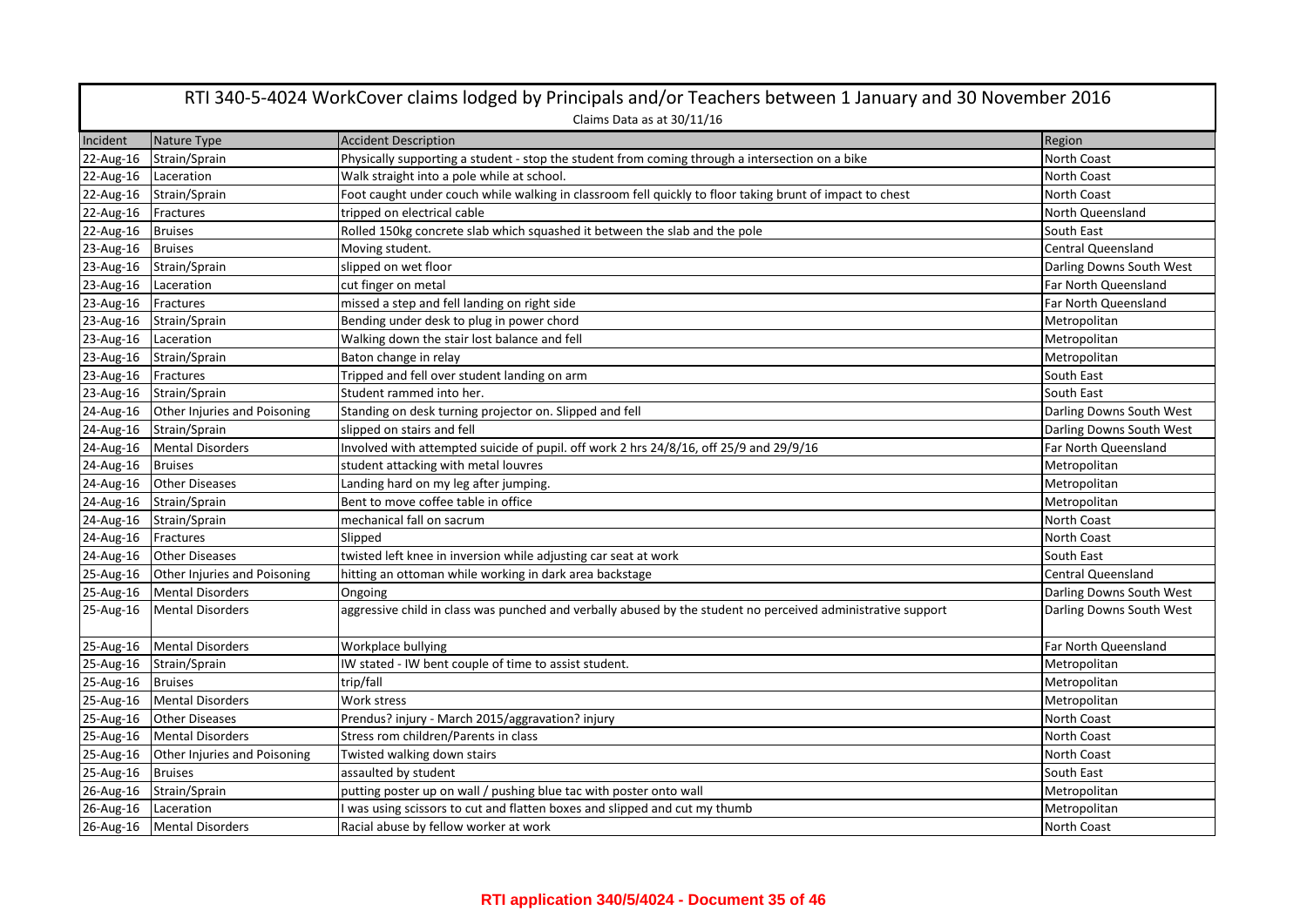# RTI 340-5-4024 WorkCover claims lodged by Principals and/or Teachers between 1 January and 30 November 2016

Claims Data as at 30/11/16

| Incident | Nature Type | Accident Description | Region |
|---|---|---|---|
| 22-Aug-16 | Strain/Sprain | Physically supporting a student - stop the student from coming through a intersection on a bike | North Coast |
| 22-Aug-16 | Laceration | Walk straight into a pole while at school. | North Coast |
| 22-Aug-16 | Strain/Sprain | Foot caught under couch while walking in classroom fell quickly to floor taking brunt of impact to chest | North Coast |
| 22-Aug-16 | Fractures | tripped on electrical cable | North Queensland |
| 22-Aug-16 | Bruises | Rolled 150kg concrete slab which squashed it between the slab and the pole | South East |
| 23-Aug-16 | Bruises | Moving student. | Central Queensland |
| 23-Aug-16 | Strain/Sprain | slipped on wet floor | Darling Downs South West |
| 23-Aug-16 | Laceration | cut finger on metal | Far North Queensland |
| 23-Aug-16 | Fractures | missed a step and fell landing on right side | Far North Queensland |
| 23-Aug-16 | Strain/Sprain | Bending under desk to plug in power chord | Metropolitan |
| 23-Aug-16 | Laceration | Walking down the stair lost balance and fell | Metropolitan |
| 23-Aug-16 | Strain/Sprain | Baton change in relay | Metropolitan |
| 23-Aug-16 | Fractures | Tripped and fell over student landing on arm | South East |
| 23-Aug-16 | Strain/Sprain | Student rammed into her. | South East |
| 24-Aug-16 | Other Injuries and Poisoning | Standing on desk turning projector on. Slipped and fell | Darling Downs South West |
| 24-Aug-16 | Strain/Sprain | slipped on stairs and fell | Darling Downs South West |
| 24-Aug-16 | Mental Disorders | Involved with attempted suicide of pupil. off work 2 hrs 24/8/16, off 25/9 and 29/9/16 | Far North Queensland |
| 24-Aug-16 | Bruises | student attacking with metal louvres | Metropolitan |
| 24-Aug-16 | Other Diseases | Landing hard on my leg after jumping. | Metropolitan |
| 24-Aug-16 | Strain/Sprain | Bent to move coffee table in office | Metropolitan |
| 24-Aug-16 | Strain/Sprain | mechanical fall on sacrum | North Coast |
| 24-Aug-16 | Fractures | Slipped | North Coast |
| 24-Aug-16 | Other Diseases | twisted left knee in inversion while adjusting car seat at work | South East |
| 25-Aug-16 | Other Injuries and Poisoning | hitting an ottoman while working in dark area backstage | Central Queensland |
| 25-Aug-16 | Mental Disorders | Ongoing | Darling Downs South West |
| 25-Aug-16 | Mental Disorders | aggressive child in class was punched and verbally abused by the student no perceived administrative support | Darling Downs South West |
| 25-Aug-16 | Mental Disorders | Workplace bullying | Far North Queensland |
| 25-Aug-16 | Strain/Sprain | IW stated - IW bent couple of time to assist student. | Metropolitan |
| 25-Aug-16 | Bruises | trip/fall | Metropolitan |
| 25-Aug-16 | Mental Disorders | Work stress | Metropolitan |
| 25-Aug-16 | Other Diseases | Prendus? injury - March 2015/aggravation? injury | North Coast |
| 25-Aug-16 | Mental Disorders | Stress rom children/Parents in class | North Coast |
| 25-Aug-16 | Other Injuries and Poisoning | Twisted walking down stairs | North Coast |
| 25-Aug-16 | Bruises | assaulted by student | South East |
| 26-Aug-16 | Strain/Sprain | putting poster up on wall / pushing blue tac with poster onto wall | Metropolitan |
| 26-Aug-16 | Laceration | I was using scissors to cut and flatten boxes and slipped and cut my thumb | Metropolitan |
| 26-Aug-16 | Mental Disorders | Racial abuse by fellow worker at work | North Coast |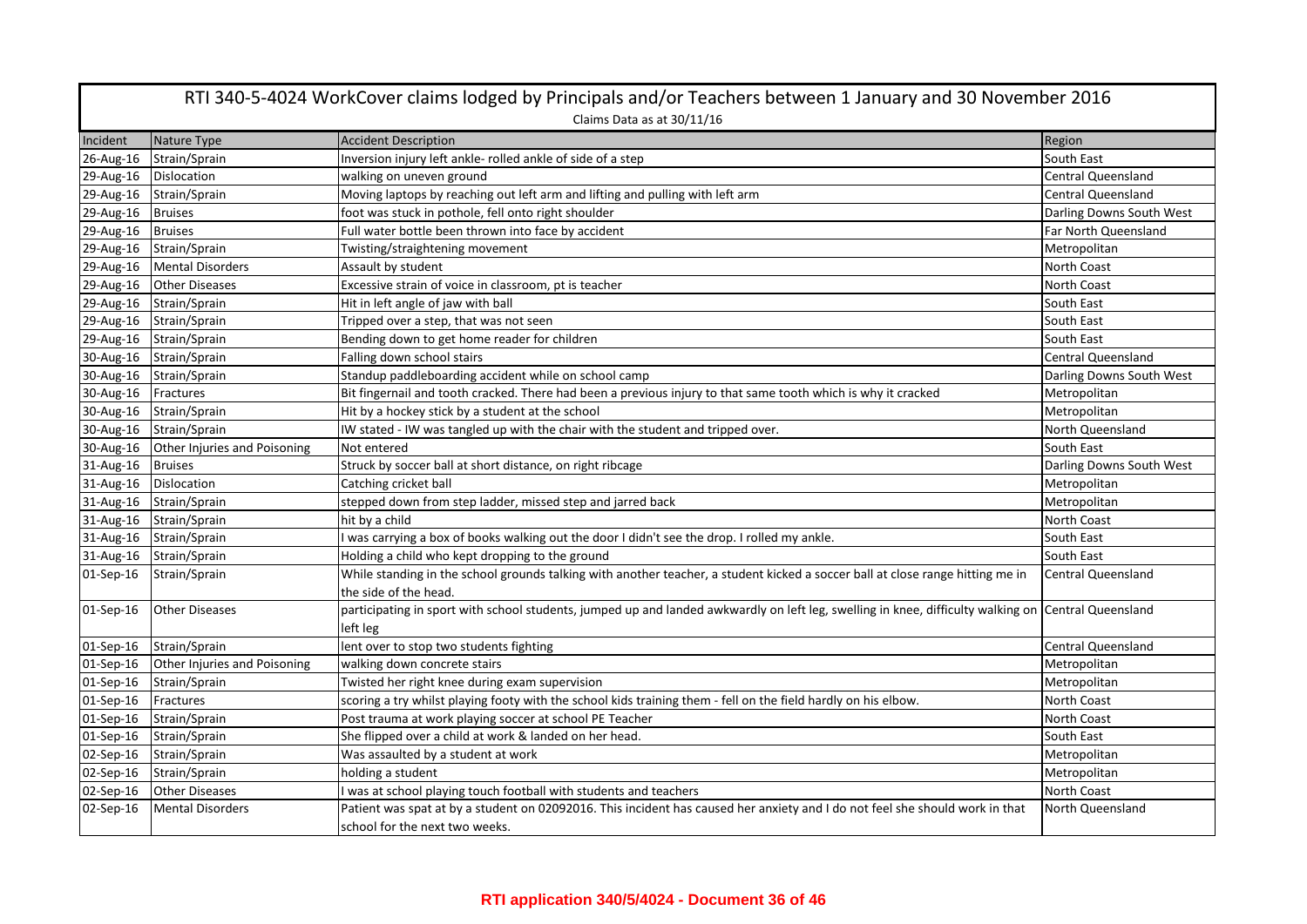# RTI 340-5-4024 WorkCover claims lodged by Principals and/or Teachers between 1 January and 30 November 2016

Claims Data as at 30/11/16

| Incident | Nature Type | Accident Description | Region |
| --- | --- | --- | --- |
| 26-Aug-16 | Strain/Sprain | Inversion injury left ankle- rolled ankle of side of a step | South East |
| 29-Aug-16 | Dislocation | walking on uneven ground | Central Queensland |
| 29-Aug-16 | Strain/Sprain | Moving laptops by reaching out left arm and lifting and pulling with left arm | Central Queensland |
| 29-Aug-16 | Bruises | foot was stuck in pothole, fell onto right shoulder | Darling Downs South West |
| 29-Aug-16 | Bruises | Full water bottle been thrown into face by accident | Far North Queensland |
| 29-Aug-16 | Strain/Sprain | Twisting/straightening movement | Metropolitan |
| 29-Aug-16 | Mental Disorders | Assault by student | North Coast |
| 29-Aug-16 | Other Diseases | Excessive strain of voice in classroom, pt is teacher | North Coast |
| 29-Aug-16 | Strain/Sprain | Hit in left angle of jaw with ball | South East |
| 29-Aug-16 | Strain/Sprain | Tripped over a step, that was not seen | South East |
| 29-Aug-16 | Strain/Sprain | Bending down to get home reader for children | South East |
| 30-Aug-16 | Strain/Sprain | Falling down school stairs | Central Queensland |
| 30-Aug-16 | Strain/Sprain | Standup paddleboarding accident while on school camp | Darling Downs South West |
| 30-Aug-16 | Fractures | Bit fingernail and tooth cracked. There had been a previous injury to that same tooth which is why it cracked | Metropolitan |
| 30-Aug-16 | Strain/Sprain | Hit by a hockey stick by a student at the school | Metropolitan |
| 30-Aug-16 | Strain/Sprain | IW stated - IW was tangled up with the chair with the student and tripped over. | North Queensland |
| 30-Aug-16 | Other Injuries and Poisoning | Not entered | South East |
| 31-Aug-16 | Bruises | Struck by soccer ball at short distance, on right ribcage | Darling Downs South West |
| 31-Aug-16 | Dislocation | Catching cricket ball | Metropolitan |
| 31-Aug-16 | Strain/Sprain | stepped down from step ladder, missed step and jarred back | Metropolitan |
| 31-Aug-16 | Strain/Sprain | hit by a child | North Coast |
| 31-Aug-16 | Strain/Sprain | I was carrying a box of books walking out the door I didn't see the drop. I rolled my ankle. | South East |
| 31-Aug-16 | Strain/Sprain | Holding a child who kept dropping to the ground | South East |
| 01-Sep-16 | Strain/Sprain | While standing in the school grounds talking with another teacher, a student kicked a soccer ball at close range hitting me in the side of the head. | Central Queensland |
| 01-Sep-16 | Other Diseases | participating in sport with school students, jumped up and landed awkwardly on left leg, swelling in knee, difficulty walking on left leg | Central Queensland |
| 01-Sep-16 | Strain/Sprain | lent over to stop two students fighting | Central Queensland |
| 01-Sep-16 | Other Injuries and Poisoning | walking down concrete stairs | Metropolitan |
| 01-Sep-16 | Strain/Sprain | Twisted her right knee during exam supervision | Metropolitan |
| 01-Sep-16 | Fractures | scoring a try whilst playing footy with the school kids training them - fell on the field hardly on his elbow. | North Coast |
| 01-Sep-16 | Strain/Sprain | Post trauma at work playing soccer at school PE Teacher | North Coast |
| 01-Sep-16 | Strain/Sprain | She flipped over a child at work & landed on her head. | South East |
| 02-Sep-16 | Strain/Sprain | Was assaulted by a student at work | Metropolitan |
| 02-Sep-16 | Strain/Sprain | holding a student | Metropolitan |
| 02-Sep-16 | Other Diseases | I was at school playing touch football with students and teachers | North Coast |
| 02-Sep-16 | Mental Disorders | Patient was spat at by a student on 02092016. This incident has caused her anxiety and I do not feel she should work in that school for the next two weeks. | North Queensland |

**RTI application 340/5/4024 - Document 36 of 46**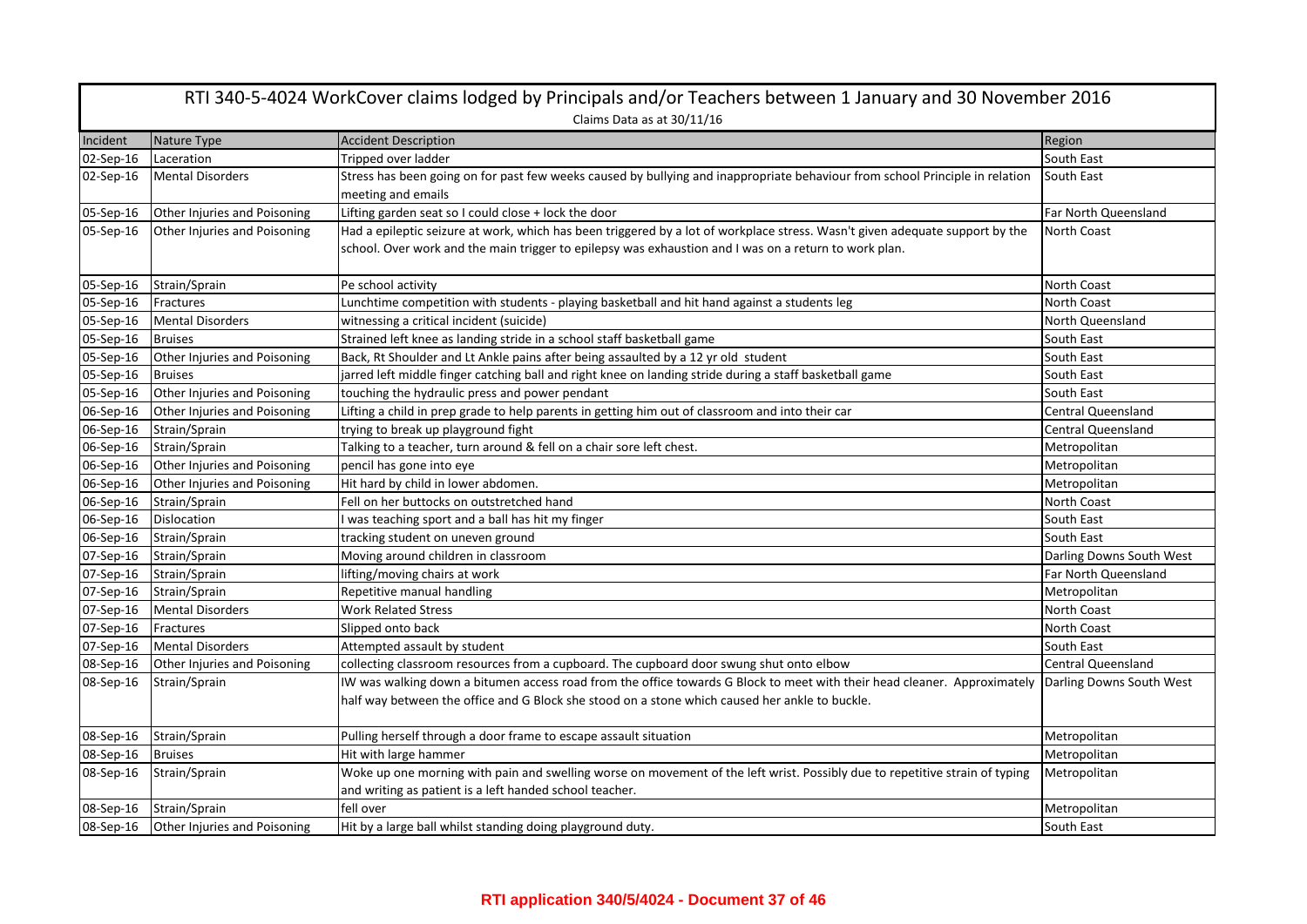# RTI 340-5-4024 WorkCover claims lodged by Principals and/or Teachers between 1 January and 30 November 2016

Claims Data as at 30/11/16

| Incident | Nature Type | Accident Description | Region |
|---|---|---|---|
| 02-Sep-16 | Laceration | Tripped over ladder | South East |
| 02-Sep-16 | Mental Disorders | Stress has been going on for past few weeks caused by bullying and inappropriate behaviour from school Principle in relation meeting and emails | South East |
| 05-Sep-16 | Other Injuries and Poisoning | Lifting garden seat so I could close + lock the door | Far North Queensland |
| 05-Sep-16 | Other Injuries and Poisoning | Had a epileptic seizure at work, which has been triggered by a lot of workplace stress. Wasn't given adequate support by the school. Over work and the main trigger to epilepsy was exhaustion and I was on a return to work plan. | North Coast |
| 05-Sep-16 | Strain/Sprain | Pe school activity | North Coast |
| 05-Sep-16 | Fractures | Lunchtime competition with students - playing basketball and hit hand against a students leg | North Coast |
| 05-Sep-16 | Mental Disorders | witnessing a critical incident (suicide) | North Queensland |
| 05-Sep-16 | Bruises | Strained left knee as landing stride in a school staff basketball game | South East |
| 05-Sep-16 | Other Injuries and Poisoning | Back, Rt Shoulder and Lt Ankle pains after being assaulted by a 12 yr old student | South East |
| 05-Sep-16 | Bruises | jarred left middle finger catching ball and right knee on landing stride during a staff basketball game | South East |
| 05-Sep-16 | Other Injuries and Poisoning | touching the hydraulic press and power pendant | South East |
| 06-Sep-16 | Other Injuries and Poisoning | Lifting a child in prep grade to help parents in getting him out of classroom and into their car | Central Queensland |
| 06-Sep-16 | Strain/Sprain | trying to break up playground fight | Central Queensland |
| 06-Sep-16 | Strain/Sprain | Talking to a teacher, turn around & fell on a chair sore left chest. | Metropolitan |
| 06-Sep-16 | Other Injuries and Poisoning | pencil has gone into eye | Metropolitan |
| 06-Sep-16 | Other Injuries and Poisoning | Hit hard by child in lower abdomen. | Metropolitan |
| 06-Sep-16 | Strain/Sprain | Fell on her buttocks on outstretched hand | North Coast |
| 06-Sep-16 | Dislocation | I was teaching sport and a ball has hit my finger | South East |
| 06-Sep-16 | Strain/Sprain | tracking student on uneven ground | South East |
| 07-Sep-16 | Strain/Sprain | Moving around children in classroom | Darling Downs South West |
| 07-Sep-16 | Strain/Sprain | lifting/moving chairs at work | Far North Queensland |
| 07-Sep-16 | Strain/Sprain | Repetitive manual handling | Metropolitan |
| 07-Sep-16 | Mental Disorders | Work Related Stress | North Coast |
| 07-Sep-16 | Fractures | Slipped onto back | North Coast |
| 07-Sep-16 | Mental Disorders | Attempted assault by student | South East |
| 08-Sep-16 | Other Injuries and Poisoning | collecting classroom resources from a cupboard. The cupboard door swung shut onto elbow | Central Queensland |
| 08-Sep-16 | Strain/Sprain | IW was walking down a bitumen access road from the office towards G Block to meet with their head cleaner. Approximately half way between the office and G Block she stood on a stone which caused her ankle to buckle. | Darling Downs South West |
| 08-Sep-16 | Strain/Sprain | Pulling herself through a door frame to escape assault situation | Metropolitan |
| 08-Sep-16 | Bruises | Hit with large hammer | Metropolitan |
| 08-Sep-16 | Strain/Sprain | Woke up one morning with pain and swelling worse on movement of the left wrist. Possibly due to repetitive strain of typing and writing as patient is a left handed school teacher. | Metropolitan |
| 08-Sep-16 | Strain/Sprain | fell over | Metropolitan |
| 08-Sep-16 | Other Injuries and Poisoning | Hit by a large ball whilst standing doing playground duty. | South East |

**RTI application 340/5/4024 - Document 37 of 46**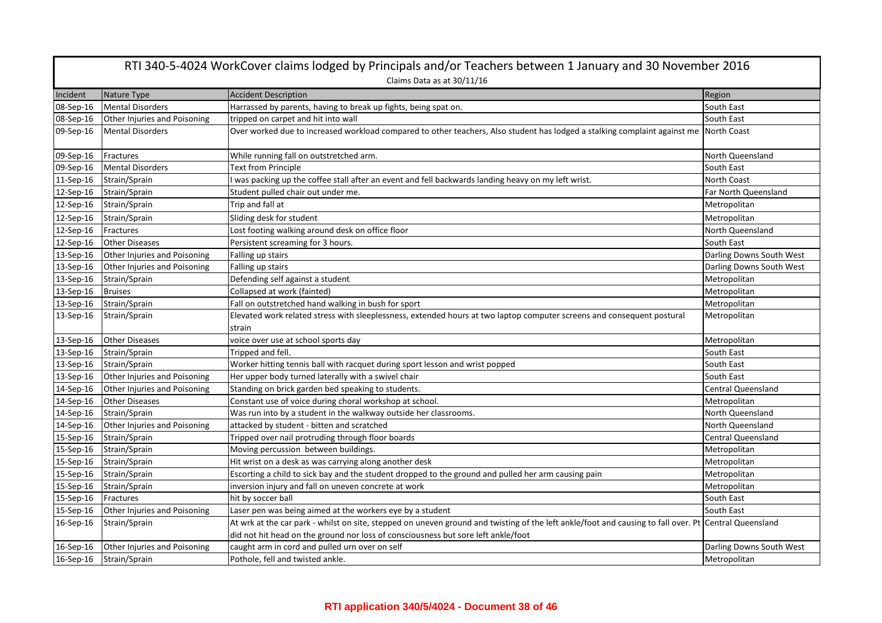# RTI 340-5-4024 WorkCover claims lodged by Principals and/or Teachers between 1 January and 30 November 2016

Claims Data as at 30/11/16

| Incident | Nature Type | Accident Description | Region |
|---|---|---|---|
| 08-Sep-16 | Mental Disorders | Harrassed by parents, having to break up fights, being spat on. | South East |
| 08-Sep-16 | Other Injuries and Poisoning | tripped on carpet and hit into wall | South East |
| 09-Sep-16 | Mental Disorders | Over worked due to increased workload compared to other teachers, Also student has lodged a stalking complaint against me | North Coast |
| 09-Sep-16 | Fractures | While running fall on outstretched arm. | North Queensland |
| 09-Sep-16 | Mental Disorders | Text from Principle | South East |
| 11-Sep-16 | Strain/Sprain | I was packing up the coffee stall after an event and fell backwards landing heavy on my left wrist. | North Coast |
| 12-Sep-16 | Strain/Sprain | Student pulled chair out under me. | Far North Queensland |
| 12-Sep-16 | Strain/Sprain | Trip and fall at | Metropolitan |
| 12-Sep-16 | Strain/Sprain | Sliding desk for student | Metropolitan |
| 12-Sep-16 | Fractures | Lost footing walking around desk on office floor | North Queensland |
| 12-Sep-16 | Other Diseases | Persistent screaming for 3 hours. | South East |
| 13-Sep-16 | Other Injuries and Poisoning | Falling up stairs | Darling Downs South West |
| 13-Sep-16 | Other Injuries and Poisoning | Falling up stairs | Darling Downs South West |
| 13-Sep-16 | Strain/Sprain | Defending self against a student | Metropolitan |
| 13-Sep-16 | Bruises | Collapsed at work (fainted) | Metropolitan |
| 13-Sep-16 | Strain/Sprain | Fall on outstretched hand walking in bush for sport | Metropolitan |
| 13-Sep-16 | Strain/Sprain | Elevated work related stress with sleeplessness, extended hours at two laptop computer screens and consequent postural strain | Metropolitan |
| 13-Sep-16 | Other Diseases | voice over use at school sports day | Metropolitan |
| 13-Sep-16 | Strain/Sprain | Tripped and fell. | South East |
| 13-Sep-16 | Strain/Sprain | Worker hitting tennis ball with racquet during sport lesson and wrist popped | South East |
| 13-Sep-16 | Other Injuries and Poisoning | Her upper body turned laterally with a swivel chair | South East |
| 14-Sep-16 | Other Injuries and Poisoning | Standing on brick garden bed speaking to students. | Central Queensland |
| 14-Sep-16 | Other Diseases | Constant use of voice during choral workshop at school. | Metropolitan |
| 14-Sep-16 | Strain/Sprain | Was run into by a student in the walkway outside her classrooms. | North Queensland |
| 14-Sep-16 | Other Injuries and Poisoning | attacked by student - bitten and scratched | North Queensland |
| 15-Sep-16 | Strain/Sprain | Tripped over nail protruding through floor boards | Central Queensland |
| 15-Sep-16 | Strain/Sprain | Moving percussion between buildings. | Metropolitan |
| 15-Sep-16 | Strain/Sprain | Hit wrist on a desk as was carrying along another desk | Metropolitan |
| 15-Sep-16 | Strain/Sprain | Escorting a child to sick bay and the student dropped to the ground and pulled her arm causing pain | Metropolitan |
| 15-Sep-16 | Strain/Sprain | inversion injury and fall on uneven concrete at work | Metropolitan |
| 15-Sep-16 | Fractures | hit by soccer ball | South East |
| 15-Sep-16 | Other Injuries and Poisoning | Laser pen was being aimed at the workers eye by a student | South East |
| 16-Sep-16 | Strain/Sprain | At wrk at the car park - whilst on site, stepped on uneven ground and twisting of the left ankle/foot and causing to fall over. Pt did not hit head on the ground nor loss of consciousness but sore left ankle/foot | Central Queensland |
| 16-Sep-16 | Other Injuries and Poisoning | caught arm in cord and pulled urn over on self | Darling Downs South West |
| 16-Sep-16 | Strain/Sprain | Pothole, fell and twisted ankle. | Metropolitan |

**RTI application 340/5/4024 - Document 38 of 46**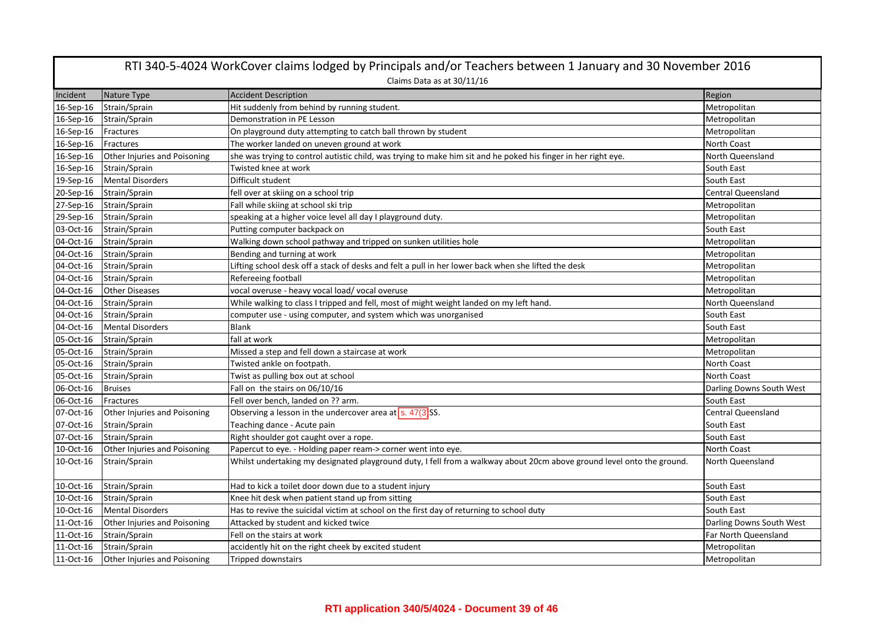# RTI 340-5-4024 WorkCover claims lodged by Principals and/or Teachers between 1 January and 30 November 2016

Claims Data as at 30/11/16

| Incident | Nature Type | Accident Description | Region |
|---|---|---|---|
| 16-Sep-16 | Strain/Sprain | Hit suddenly from behind by running student. | Metropolitan |
| 16-Sep-16 | Strain/Sprain | Demonstration in PE Lesson | Metropolitan |
| 16-Sep-16 | Fractures | On playground duty attempting to catch ball thrown by student | Metropolitan |
| 16-Sep-16 | Fractures | The worker landed on uneven ground at work | North Coast |
| 16-Sep-16 | Other Injuries and Poisoning | she was trying to control autistic child, was trying to make him sit and he poked his finger in her right eye. | North Queensland |
| 16-Sep-16 | Strain/Sprain | Twisted knee at work | South East |
| 19-Sep-16 | Mental Disorders | Difficult student | South East |
| 20-Sep-16 | Strain/Sprain | fell over at skiing on a school trip | Central Queensland |
| 27-Sep-16 | Strain/Sprain | Fall while skiing at school ski trip | Metropolitan |
| 29-Sep-16 | Strain/Sprain | speaking at a higher voice level all day I playground duty. | Metropolitan |
| 03-Oct-16 | Strain/Sprain | Putting computer backpack on | South East |
| 04-Oct-16 | Strain/Sprain | Walking down school pathway and tripped on sunken utilities hole | Metropolitan |
| 04-Oct-16 | Strain/Sprain | Bending and turning at work | Metropolitan |
| 04-Oct-16 | Strain/Sprain | Lifting school desk off a stack of desks and felt a pull in her lower back when she lifted the desk | Metropolitan |
| 04-Oct-16 | Strain/Sprain | Refereeing football | Metropolitan |
| 04-Oct-16 | Other Diseases | vocal overuse - heavy vocal load/ vocal overuse | Metropolitan |
| 04-Oct-16 | Strain/Sprain | While walking to class I tripped and fell, most of might weight landed on my left hand. | North Queensland |
| 04-Oct-16 | Strain/Sprain | computer use - using computer, and system which was unorganised | South East |
| 04-Oct-16 | Mental Disorders | Blank | South East |
| 05-Oct-16 | Strain/Sprain | fall at work | Metropolitan |
| 05-Oct-16 | Strain/Sprain | Missed a step and fell down a staircase at work | Metropolitan |
| 05-Oct-16 | Strain/Sprain | Twisted ankle on footpath. | North Coast |
| 05-Oct-16 | Strain/Sprain | Twist as pulling box out at school | North Coast |
| 06-Oct-16 | Bruises | Fall on the stairs on 06/10/16 | Darling Downs South West |
| 06-Oct-16 | Fractures | Fell over bench, landed on ?? arm. | South East |
| 07-Oct-16 | Other Injuries and Poisoning | Observing a lesson in the undercover area at s. 47(3) SS. | Central Queensland |
| 07-Oct-16 | Strain/Sprain | Teaching dance - Acute pain | South East |
| 07-Oct-16 | Strain/Sprain | Right shoulder got caught over a rope. | South East |
| 10-Oct-16 | Other Injuries and Poisoning | Papercut to eye. - Holding paper ream-> corner went into eye. | North Coast |
| 10-Oct-16 | Strain/Sprain | Whilst undertaking my designated playground duty, I fell from a walkway about 20cm above ground level onto the ground. | North Queensland |
| 10-Oct-16 | Strain/Sprain | Had to kick a toilet door down due to a student injury | South East |
| 10-Oct-16 | Strain/Sprain | Knee hit desk when patient stand up from sitting | South East |
| 10-Oct-16 | Mental Disorders | Has to revive the suicidal victim at school on the first day of returning to school duty | South East |
| 11-Oct-16 | Other Injuries and Poisoning | Attacked by student and kicked twice | Darling Downs South West |
| 11-Oct-16 | Strain/Sprain | Fell on the stairs at work | Far North Queensland |
| 11-Oct-16 | Strain/Sprain | accidently hit on the right cheek by excited student | Metropolitan |
| 11-Oct-16 | Other Injuries and Poisoning | Tripped downstairs | Metropolitan |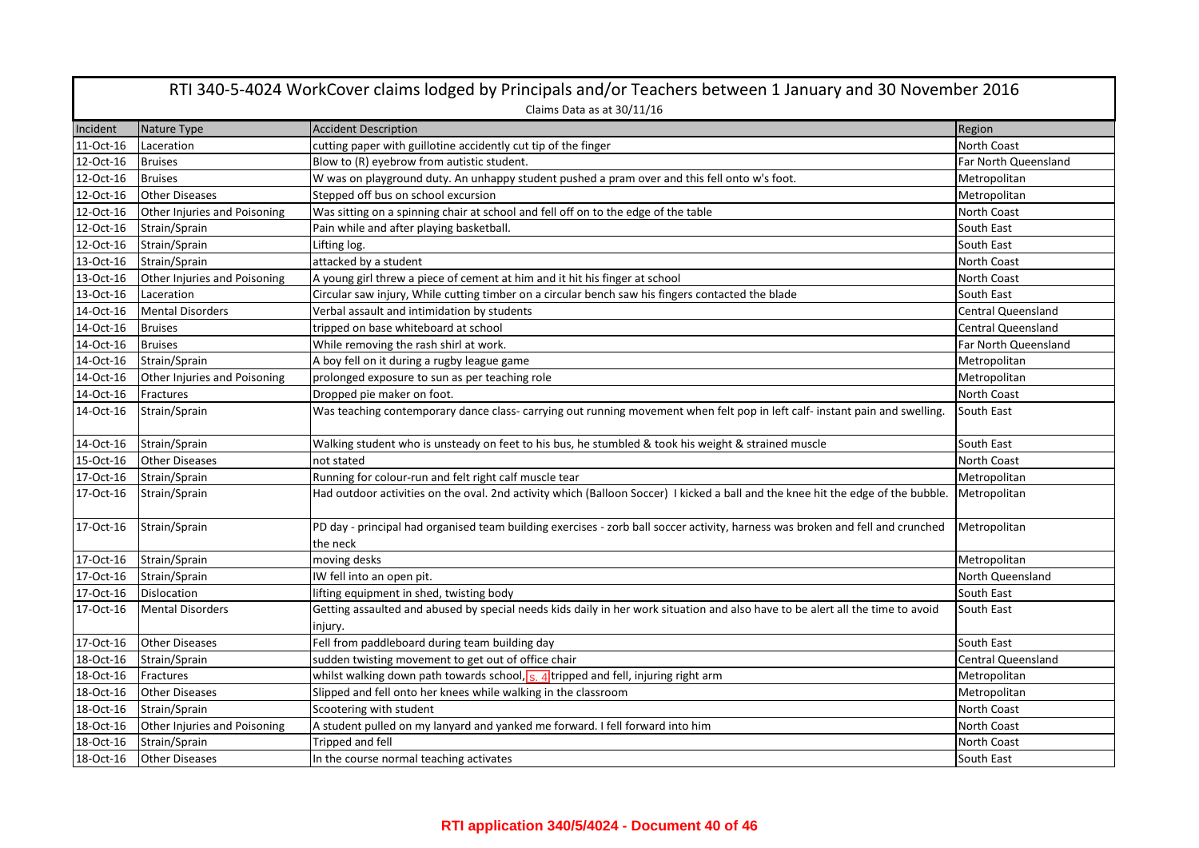# RTI 340-5-4024 WorkCover claims lodged by Principals and/or Teachers between 1 January and 30 November 2016

Claims Data as at 30/11/16

| Incident | Nature Type | Accident Description | Region |
|---|---|---|---|
| 11-Oct-16 | Laceration | cutting paper with guillotine accidently cut tip of the finger | North Coast |
| 12-Oct-16 | Bruises | Blow to (R) eyebrow from autistic student. | Far North Queensland |
| 12-Oct-16 | Bruises | W was on playground duty. An unhappy student pushed a pram over and this fell onto w's foot. | Metropolitan |
| 12-Oct-16 | Other Diseases | Stepped off bus on school excursion | Metropolitan |
| 12-Oct-16 | Other Injuries and Poisoning | Was sitting on a spinning chair at school and fell off on to the edge of the table | North Coast |
| 12-Oct-16 | Strain/Sprain | Pain while and after playing basketball. | South East |
| 12-Oct-16 | Strain/Sprain | Lifting log. | South East |
| 13-Oct-16 | Strain/Sprain | attacked by a student | North Coast |
| 13-Oct-16 | Other Injuries and Poisoning | A young girl threw a piece of cement at him and it hit his finger at school | North Coast |
| 13-Oct-16 | Laceration | Circular saw injury, While cutting timber on a circular bench saw his fingers contacted the blade | South East |
| 14-Oct-16 | Mental Disorders | Verbal assault and intimidation by students | Central Queensland |
| 14-Oct-16 | Bruises | tripped on base whiteboard at school | Central Queensland |
| 14-Oct-16 | Bruises | While removing the rash shirl at work. | Far North Queensland |
| 14-Oct-16 | Strain/Sprain | A boy fell on it during a rugby league game | Metropolitan |
| 14-Oct-16 | Other Injuries and Poisoning | prolonged exposure to sun as per teaching role | Metropolitan |
| 14-Oct-16 | Fractures | Dropped pie maker on foot. | North Coast |
| 14-Oct-16 | Strain/Sprain | Was teaching contemporary dance class- carrying out running movement when felt pop in left calf- instant pain and swelling. | South East |
| 14-Oct-16 | Strain/Sprain | Walking student who is unsteady on feet to his bus, he stumbled & took his weight & strained muscle | South East |
| 15-Oct-16 | Other Diseases | not stated | North Coast |
| 17-Oct-16 | Strain/Sprain | Running for colour-run and felt right calf muscle tear | Metropolitan |
| 17-Oct-16 | Strain/Sprain | Had outdoor activities on the oval. 2nd activity which (Balloon Soccer) I kicked a ball and the knee hit the edge of the bubble. | Metropolitan |
| 17-Oct-16 | Strain/Sprain | PD day - principal had organised team building exercises - zorb ball soccer activity, harness was broken and fell and crunched the neck | Metropolitan |
| 17-Oct-16 | Strain/Sprain | moving desks | Metropolitan |
| 17-Oct-16 | Strain/Sprain | IW fell into an open pit. | North Queensland |
| 17-Oct-16 | Dislocation | lifting equipment in shed, twisting body | South East |
| 17-Oct-16 | Mental Disorders | Getting assaulted and abused by special needs kids daily in her work situation and also have to be alert all the time to avoid injury. | South East |
| 17-Oct-16 | Other Diseases | Fell from paddleboard during team building day | South East |
| 18-Oct-16 | Strain/Sprain | sudden twisting movement to get out of office chair | Central Queensland |
| 18-Oct-16 | Fractures | whilst walking down path towards school, s. 4 tripped and fell, injuring right arm | Metropolitan |
| 18-Oct-16 | Other Diseases | Slipped and fell onto her knees while walking in the classroom | Metropolitan |
| 18-Oct-16 | Strain/Sprain | Scootering with student | North Coast |
| 18-Oct-16 | Other Injuries and Poisoning | A student pulled on my lanyard and yanked me forward. I fell forward into him | North Coast |
| 18-Oct-16 | Strain/Sprain | Tripped and fell | North Coast |
| 18-Oct-16 | Other Diseases | In the course normal teaching activates | South East |

**RTI application 340/5/4024 - Document 40 of 46**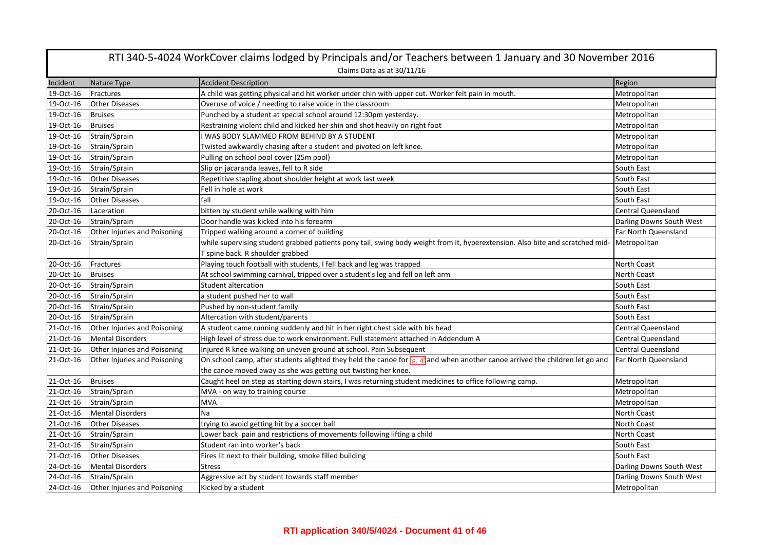# RTI 340-5-4024 WorkCover claims lodged by Principals and/or Teachers between 1 January and 30 November 2016

Claims Data as at 30/11/16

| Incident | Nature Type | Accident Description | Region |
|---|---|---|---|
| 19-Oct-16 | Fractures | A child was getting physical and hit worker under chin with upper cut. Worker felt pain in mouth. | Metropolitan |
| 19-Oct-16 | Other Diseases | Overuse of voice / needing to raise voice in the classroom | Metropolitan |
| 19-Oct-16 | Bruises | Punched by a student at special school around 12:30pm yesterday. | Metropolitan |
| 19-Oct-16 | Bruises | Restraining violent child and kicked her shin and shot heavily on right foot | Metropolitan |
| 19-Oct-16 | Strain/Sprain | I WAS BODY SLAMMED FROM BEHIND BY A STUDENT | Metropolitan |
| 19-Oct-16 | Strain/Sprain | Twisted awkwardly chasing after a student and pivoted on left knee. | Metropolitan |
| 19-Oct-16 | Strain/Sprain | Pulling on school pool cover (25m pool) | Metropolitan |
| 19-Oct-16 | Strain/Sprain | Slip on jacaranda leaves, fell to R side | South East |
| 19-Oct-16 | Other Diseases | Repetitive stapling about shoulder height at work last week | South East |
| 19-Oct-16 | Strain/Sprain | Fell in hole at work | South East |
| 19-Oct-16 | Other Diseases | fall | South East |
| 20-Oct-16 | Laceration | bitten by student while walking with him | Central Queensland |
| 20-Oct-16 | Strain/Sprain | Door handle was kicked into his forearm | Darling Downs South West |
| 20-Oct-16 | Other Injuries and Poisoning | Tripped walking around a corner of building | Far North Queensland |
| 20-Oct-16 | Strain/Sprain | while supervising student grabbed patients pony tail, swing body weight from it, hyperextension. Also bite and scratched mid-T spine back. R shoulder grabbed | Metropolitan |
| 20-Oct-16 | Fractures | Playing touch football with students, I fell back and leg was trapped | North Coast |
| 20-Oct-16 | Bruises | At school swimming carnival, tripped over a student's leg and fell on left arm | North Coast |
| 20-Oct-16 | Strain/Sprain | Student altercation | South East |
| 20-Oct-16 | Strain/Sprain | a student pushed her to wall | South East |
| 20-Oct-16 | Strain/Sprain | Pushed by non-student family | South East |
| 20-Oct-16 | Strain/Sprain | Altercation with student/parents | South East |
| 21-Oct-16 | Other Injuries and Poisoning | A student came running suddenly and hit in her right chest side with his head | Central Queensland |
| 21-Oct-16 | Mental Disorders | High level of stress due to work environment. Full statement attached in Addendum A | Central Queensland |
| 21-Oct-16 | Other Injuries and Poisoning | Injured R knee walking on uneven ground at school. Pain Subsequent | Central Queensland |
| 21-Oct-16 | Other Injuries and Poisoning | On school camp, after students alighted they held the canoe for s. 4 and when another canoe arrived the children let go and the canoe moved away as she was getting out twisting her knee. | Far North Queensland |
| 21-Oct-16 | Bruises | Caught heel on step as starting down stairs, I was returning student medicines to office following camp. | Metropolitan |
| 21-Oct-16 | Strain/Sprain | MVA - on way to training course | Metropolitan |
| 21-Oct-16 | Strain/Sprain | MVA | Metropolitan |
| 21-Oct-16 | Mental Disorders | Na | North Coast |
| 21-Oct-16 | Other Diseases | trying to avoid getting hit by a soccer ball | North Coast |
| 21-Oct-16 | Strain/Sprain | Lower back pain and restrictions of movements following lifting a child | North Coast |
| 21-Oct-16 | Strain/Sprain | Student ran into worker's back | South East |
| 21-Oct-16 | Other Diseases | Fires lit next to their building, smoke filled building | South East |
| 24-Oct-16 | Mental Disorders | Stress | Darling Downs South West |
| 24-Oct-16 | Strain/Sprain | Aggressive act by student towards staff member | Darling Downs South West |
| 24-Oct-16 | Other Injuries and Poisoning | Kicked by a student | Metropolitan |

**RTI application 340/5/4024 - Document 41 of 46**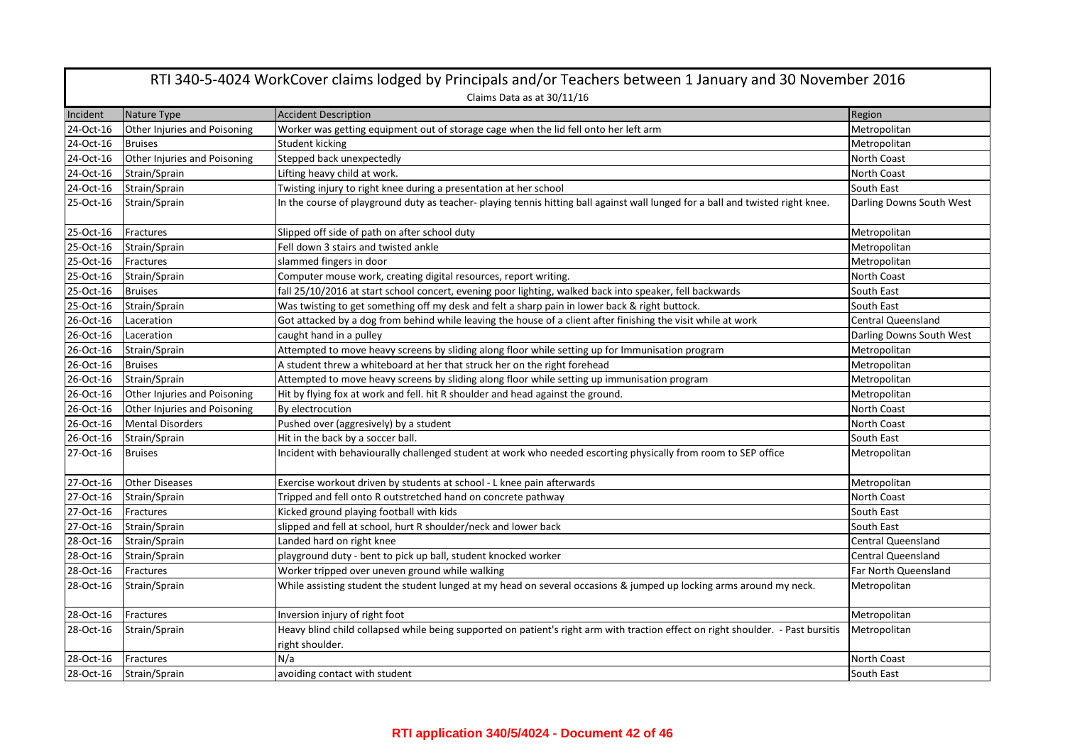# RTI 340-5-4024 WorkCover claims lodged by Principals and/or Teachers between 1 January and 30 November 2016

Claims Data as at 30/11/16

| Incident | Nature Type | Accident Description | Region |
|---|---|---|---|
| 24-Oct-16 | Other Injuries and Poisoning | Worker was getting equipment out of storage cage when the lid fell onto her left arm | Metropolitan |
| 24-Oct-16 | Bruises | Student kicking | Metropolitan |
| 24-Oct-16 | Other Injuries and Poisoning | Stepped back unexpectedly | North Coast |
| 24-Oct-16 | Strain/Sprain | Lifting heavy child at work. | North Coast |
| 24-Oct-16 | Strain/Sprain | Twisting injury to right knee during a presentation at her school | South East |
| 25-Oct-16 | Strain/Sprain | In the course of playground duty as teacher- playing tennis hitting ball against wall lunged for a ball and twisted right knee. | Darling Downs South West |
| 25-Oct-16 | Fractures | Slipped off side of path on after school duty | Metropolitan |
| 25-Oct-16 | Strain/Sprain | Fell down 3 stairs and twisted ankle | Metropolitan |
| 25-Oct-16 | Fractures | slammed fingers in door | Metropolitan |
| 25-Oct-16 | Strain/Sprain | Computer mouse work, creating digital resources, report writing. | North Coast |
| 25-Oct-16 | Bruises | fall 25/10/2016 at start school concert, evening poor lighting, walked back into speaker, fell backwards | South East |
| 25-Oct-16 | Strain/Sprain | Was twisting to get something off my desk and felt a sharp pain in lower back & right buttock. | South East |
| 26-Oct-16 | Laceration | Got attacked by a dog from behind while leaving the house of a client after finishing the visit while at work | Central Queensland |
| 26-Oct-16 | Laceration | caught hand in a pulley | Darling Downs South West |
| 26-Oct-16 | Strain/Sprain | Attempted to move heavy screens by sliding along floor while setting up for Immunisation program | Metropolitan |
| 26-Oct-16 | Bruises | A student threw a whiteboard at her that struck her on the right forehead | Metropolitan |
| 26-Oct-16 | Strain/Sprain | Attempted to move heavy screens by sliding along floor while setting up immunisation program | Metropolitan |
| 26-Oct-16 | Other Injuries and Poisoning | Hit by flying fox at work and fell. hit R shoulder and head against the ground. | Metropolitan |
| 26-Oct-16 | Other Injuries and Poisoning | By electrocution | North Coast |
| 26-Oct-16 | Mental Disorders | Pushed over (aggresively) by a student | North Coast |
| 26-Oct-16 | Strain/Sprain | Hit in the back by a soccer ball. | South East |
| 27-Oct-16 | Bruises | Incident with behaviourally challenged student at work who needed escorting physically from room to SEP office | Metropolitan |
| 27-Oct-16 | Other Diseases | Exercise workout driven by students at school - L knee pain afterwards | Metropolitan |
| 27-Oct-16 | Strain/Sprain | Tripped and fell onto R outstretched hand on concrete pathway | North Coast |
| 27-Oct-16 | Fractures | Kicked ground playing football with kids | South East |
| 27-Oct-16 | Strain/Sprain | slipped and fell at school, hurt R shoulder/neck and lower back | South East |
| 28-Oct-16 | Strain/Sprain | Landed hard on right knee | Central Queensland |
| 28-Oct-16 | Strain/Sprain | playground duty - bent to pick up ball, student knocked worker | Central Queensland |
| 28-Oct-16 | Fractures | Worker tripped over uneven ground while walking | Far North Queensland |
| 28-Oct-16 | Strain/Sprain | While assisting student the student lunged at my head on several occasions & jumped up locking arms around my neck. | Metropolitan |
| 28-Oct-16 | Fractures | Inversion injury of right foot | Metropolitan |
| 28-Oct-16 | Strain/Sprain | Heavy blind child collapsed while being supported on patient's right arm with traction effect on right shoulder. - Past bursitis right shoulder. | Metropolitan |
| 28-Oct-16 | Fractures | N/a | North Coast |
| 28-Oct-16 | Strain/Sprain | avoiding contact with student | South East |

**RTI application 340/5/4024 - Document 42 of 46**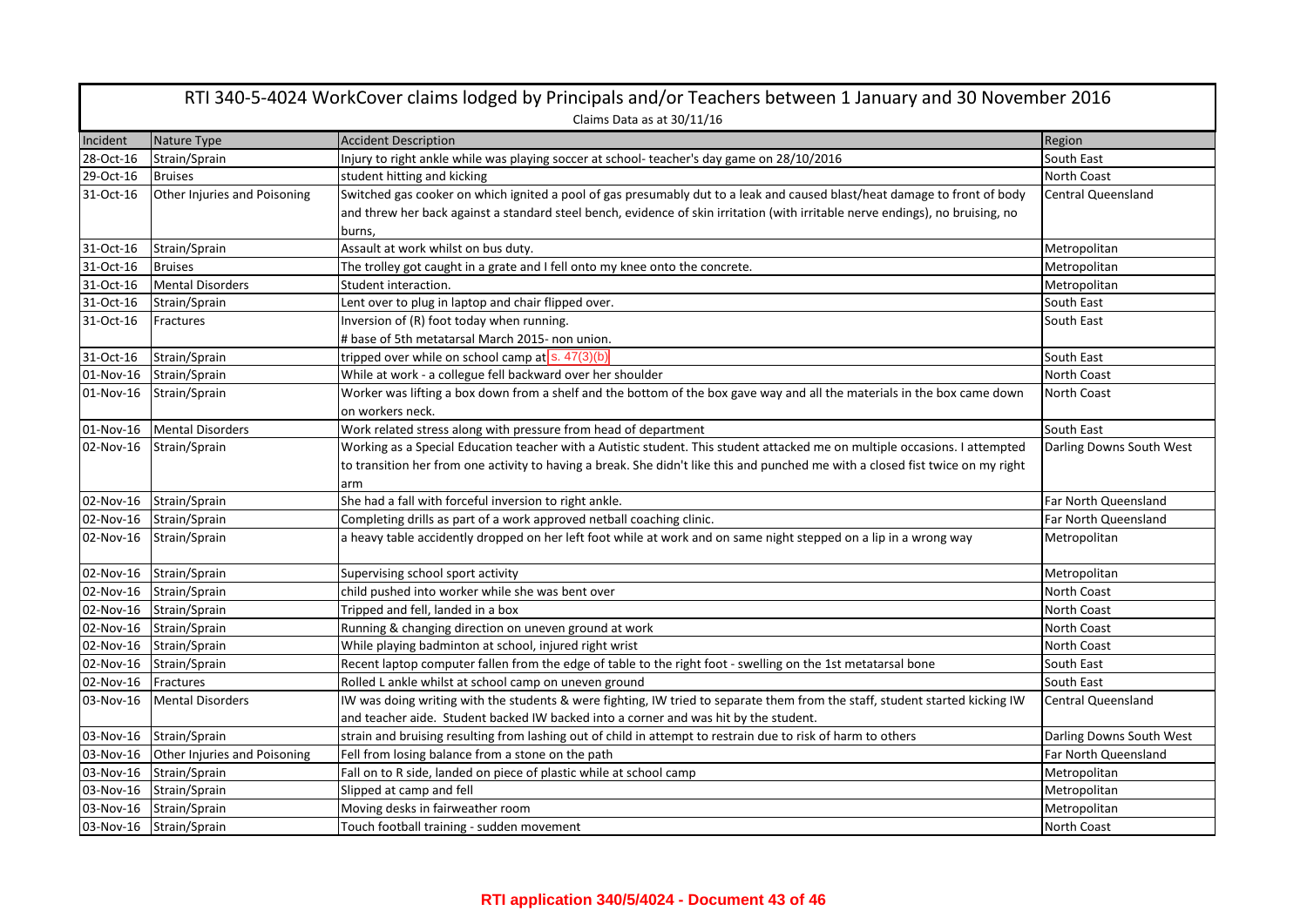# RTI 340-5-4024 WorkCover claims lodged by Principals and/or Teachers between 1 January and 30 November 2016

Claims Data as at 30/11/16

| Incident | Nature Type | Accident Description | Region |
|---|---|---|---|
| 28-Oct-16 | Strain/Sprain | Injury to right ankle while was playing soccer at school- teacher's day game on 28/10/2016 | South East |
| 29-Oct-16 | Bruises | student hitting and kicking | North Coast |
| 31-Oct-16 | Other Injuries and Poisoning | Switched gas cooker on which ignited a pool of gas presumably dut to a leak and caused blast/heat damage to front of body and threw her back against a standard steel bench, evidence of skin irritation (with irritable nerve endings), no bruising, no burns, | Central Queensland |
| 31-Oct-16 | Strain/Sprain | Assault at work whilst on bus duty. | Metropolitan |
| 31-Oct-16 | Bruises | The trolley got caught in a grate and I fell onto my knee onto the concrete. | Metropolitan |
| 31-Oct-16 | Mental Disorders | Student interaction. | Metropolitan |
| 31-Oct-16 | Strain/Sprain | Lent over to plug in laptop and chair flipped over. | South East |
| 31-Oct-16 | Fractures | Inversion of (R) foot today when running. # base of 5th metatarsal March 2015- non union. | South East |
| 31-Oct-16 | Strain/Sprain | tripped over while on school camp at s. 47(3)(b) | South East |
| 01-Nov-16 | Strain/Sprain | While at work - a collegue fell backward over her shoulder | North Coast |
| 01-Nov-16 | Strain/Sprain | Worker was lifting a box down from a shelf and the bottom of the box gave way and all the materials in the box came down on workers neck. | North Coast |
| 01-Nov-16 | Mental Disorders | Work related stress along with pressure from head of department | South East |
| 02-Nov-16 | Strain/Sprain | Working as a Special Education teacher with a Autistic student. This student attacked me on multiple occasions. I attempted to transition her from one activity to having a break. She didn't like this and punched me with a closed fist twice on my right arm | Darling Downs South West |
| 02-Nov-16 | Strain/Sprain | She had a fall with forceful inversion to right ankle. | Far North Queensland |
| 02-Nov-16 | Strain/Sprain | Completing drills as part of a work approved netball coaching clinic. | Far North Queensland |
| 02-Nov-16 | Strain/Sprain | a heavy table accidently dropped on her left foot while at work and on same night stepped on a lip in a wrong way | Metropolitan |
| 02-Nov-16 | Strain/Sprain | Supervising school sport activity | Metropolitan |
| 02-Nov-16 | Strain/Sprain | child pushed into worker while she was bent over | North Coast |
| 02-Nov-16 | Strain/Sprain | Tripped and fell, landed in a box | North Coast |
| 02-Nov-16 | Strain/Sprain | Running & changing direction on uneven ground at work | North Coast |
| 02-Nov-16 | Strain/Sprain | While playing badminton at school, injured right wrist | North Coast |
| 02-Nov-16 | Strain/Sprain | Recent laptop computer fallen from the edge of table to the right foot - swelling on the 1st metatarsal bone | South East |
| 02-Nov-16 | Fractures | Rolled L ankle whilst at school camp on uneven ground | South East |
| 03-Nov-16 | Mental Disorders | IW was doing writing with the students & were fighting, IW tried to separate them from the staff, student started kicking IW and teacher aide. Student backed IW backed into a corner and was hit by the student. | Central Queensland |
| 03-Nov-16 | Strain/Sprain | strain and bruising resulting from lashing out of child in attempt to restrain due to risk of harm to others | Darling Downs South West |
| 03-Nov-16 | Other Injuries and Poisoning | Fell from losing balance from a stone on the path | Far North Queensland |
| 03-Nov-16 | Strain/Sprain | Fall on to R side, landed on piece of plastic while at school camp | Metropolitan |
| 03-Nov-16 | Strain/Sprain | Slipped at camp and fell | Metropolitan |
| 03-Nov-16 | Strain/Sprain | Moving desks in fairweather room | Metropolitan |
| 03-Nov-16 | Strain/Sprain | Touch football training - sudden movement | North Coast |

**RTI application 340/5/4024 - Document 43 of 46**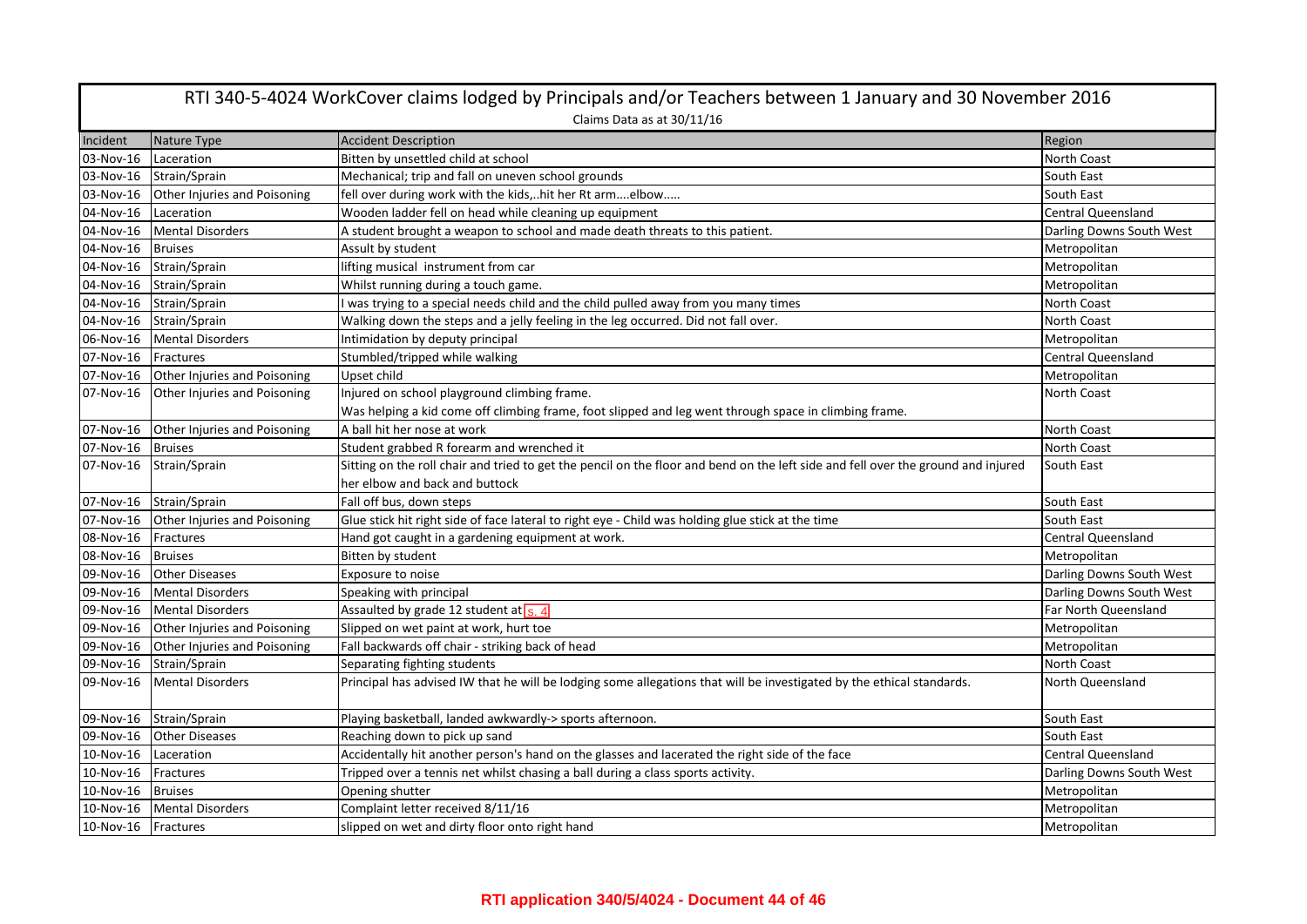# RTI 340-5-4024 WorkCover claims lodged by Principals and/or Teachers between 1 January and 30 November 2016

Claims Data as at 30/11/16

| Incident | Nature Type | Accident Description | Region |
|---|---|---|---|
| 03-Nov-16 | Laceration | Bitten by unsettled child at school | North Coast |
| 03-Nov-16 | Strain/Sprain | Mechanical; trip and fall on uneven school grounds | South East |
| 03-Nov-16 | Other Injuries and Poisoning | fell over during work with the kids,..hit her Rt arm....elbow..... | South East |
| 04-Nov-16 | Laceration | Wooden ladder fell on head while cleaning up equipment | Central Queensland |
| 04-Nov-16 | Mental Disorders | A student brought a weapon to school and made death threats to this patient. | Darling Downs South West |
| 04-Nov-16 | Bruises | Assult by student | Metropolitan |
| 04-Nov-16 | Strain/Sprain | lifting musical instrument from car | Metropolitan |
| 04-Nov-16 | Strain/Sprain | Whilst running during a touch game. | Metropolitan |
| 04-Nov-16 | Strain/Sprain | I was trying to a special needs child and the child pulled away from you many times | North Coast |
| 04-Nov-16 | Strain/Sprain | Walking down the steps and a jelly feeling in the leg occurred. Did not fall over. | North Coast |
| 06-Nov-16 | Mental Disorders | Intimidation by deputy principal | Metropolitan |
| 07-Nov-16 | Fractures | Stumbled/tripped while walking | Central Queensland |
| 07-Nov-16 | Other Injuries and Poisoning | Upset child | Metropolitan |
| 07-Nov-16 | Other Injuries and Poisoning | Injured on school playground climbing frame. Was helping a kid come off climbing frame, foot slipped and leg went through space in climbing frame. | North Coast |
| 07-Nov-16 | Other Injuries and Poisoning | A ball hit her nose at work | North Coast |
| 07-Nov-16 | Bruises | Student grabbed R forearm and wrenched it | North Coast |
| 07-Nov-16 | Strain/Sprain | Sitting on the roll chair and tried to get the pencil on the floor and bend on the left side and fell over the ground and injured her elbow and back and buttock | South East |
| 07-Nov-16 | Strain/Sprain | Fall off bus, down steps | South East |
| 07-Nov-16 | Other Injuries and Poisoning | Glue stick hit right side of face lateral to right eye - Child was holding glue stick at the time | South East |
| 08-Nov-16 | Fractures | Hand got caught in a gardening equipment at work. | Central Queensland |
| 08-Nov-16 | Bruises | Bitten by student | Metropolitan |
| 09-Nov-16 | Other Diseases | Exposure to noise | Darling Downs South West |
| 09-Nov-16 | Mental Disorders | Speaking with principal | Darling Downs South West |
| 09-Nov-16 | Mental Disorders | Assaulted by grade 12 student at s. 4 | Far North Queensland |
| 09-Nov-16 | Other Injuries and Poisoning | Slipped on wet paint at work, hurt toe | Metropolitan |
| 09-Nov-16 | Other Injuries and Poisoning | Fall backwards off chair - striking back of head | Metropolitan |
| 09-Nov-16 | Strain/Sprain | Separating fighting students | North Coast |
| 09-Nov-16 | Mental Disorders | Principal has advised IW that he will be lodging some allegations that will be investigated by the ethical standards. | North Queensland |
| 09-Nov-16 | Strain/Sprain | Playing basketball, landed awkwardly-> sports afternoon. | South East |
| 09-Nov-16 | Other Diseases | Reaching down to pick up sand | South East |
| 10-Nov-16 | Laceration | Accidentally hit another person's hand on the glasses and lacerated the right side of the face | Central Queensland |
| 10-Nov-16 | Fractures | Tripped over a tennis net whilst chasing a ball during a class sports activity. | Darling Downs South West |
| 10-Nov-16 | Bruises | Opening shutter | Metropolitan |
| 10-Nov-16 | Mental Disorders | Complaint letter received 8/11/16 | Metropolitan |
| 10-Nov-16 | Fractures | slipped on wet and dirty floor onto right hand | Metropolitan |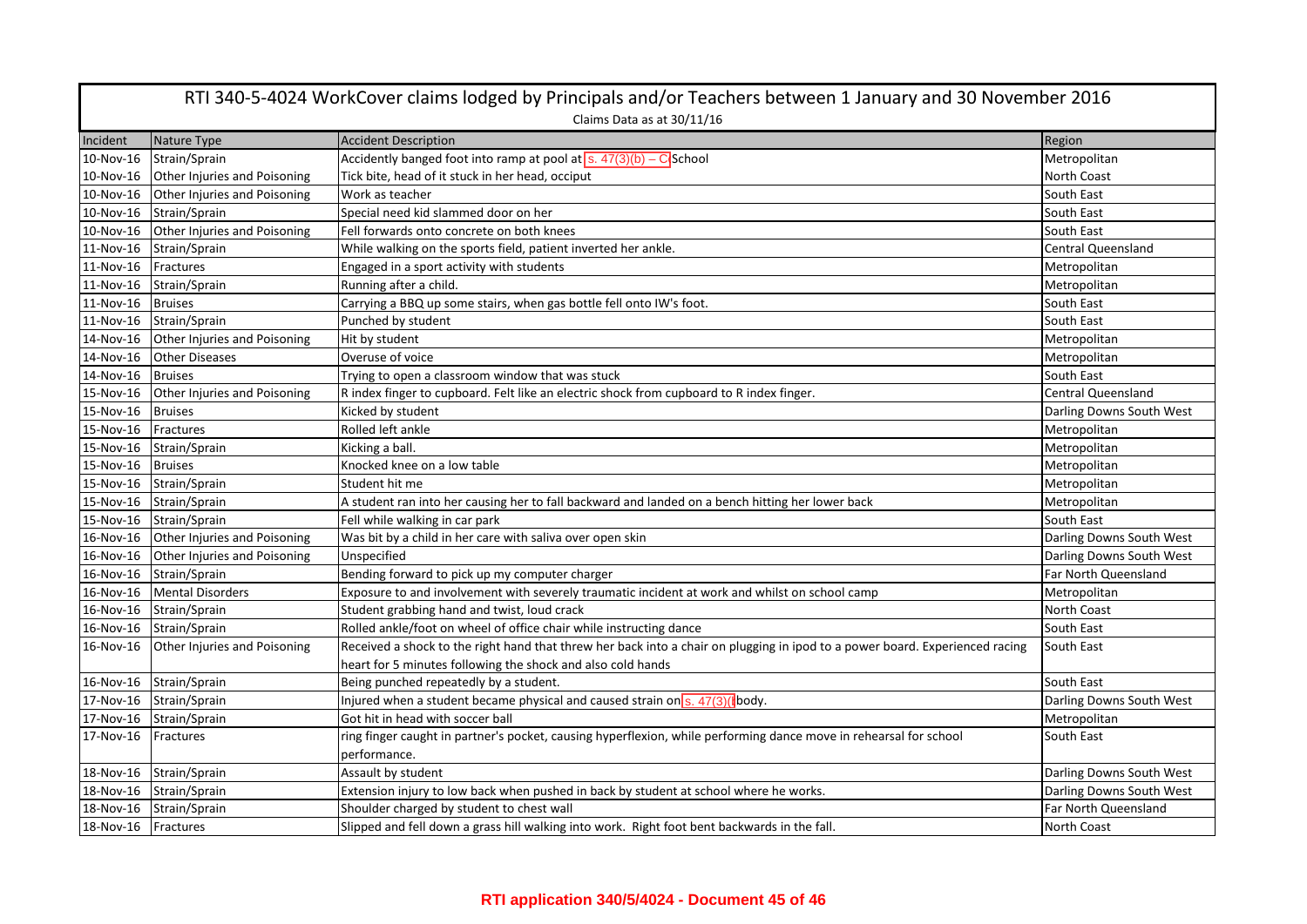# RTI 340-5-4024 WorkCover claims lodged by Principals and/or Teachers between 1 January and 30 November 2016

Claims Data as at 30/11/16

| Incident | Nature Type | Accident Description | Region |
|---|---|---|---|
| 10-Nov-16 | Strain/Sprain | Accidently banged foot into ramp at pool at s. 47(3)(b) – C School | Metropolitan |
| 10-Nov-16 | Other Injuries and Poisoning | Tick bite, head of it stuck in her head, occiput | North Coast |
| 10-Nov-16 | Other Injuries and Poisoning | Work as teacher | South East |
| 10-Nov-16 | Strain/Sprain | Special need kid slammed door on her | South East |
| 10-Nov-16 | Other Injuries and Poisoning | Fell forwards onto concrete on both knees | South East |
| 11-Nov-16 | Strain/Sprain | While walking on the sports field, patient inverted her ankle. | Central Queensland |
| 11-Nov-16 | Fractures | Engaged in a sport activity with students | Metropolitan |
| 11-Nov-16 | Strain/Sprain | Running after a child. | Metropolitan |
| 11-Nov-16 | Bruises | Carrying a BBQ up some stairs, when gas bottle fell onto IW's foot. | South East |
| 11-Nov-16 | Strain/Sprain | Punched by student | South East |
| 14-Nov-16 | Other Injuries and Poisoning | Hit by student | Metropolitan |
| 14-Nov-16 | Other Diseases | Overuse of voice | Metropolitan |
| 14-Nov-16 | Bruises | Trying to open a classroom window that was stuck | South East |
| 15-Nov-16 | Other Injuries and Poisoning | R index finger to cupboard. Felt like an electric shock from cupboard to R index finger. | Central Queensland |
| 15-Nov-16 | Bruises | Kicked by student | Darling Downs South West |
| 15-Nov-16 | Fractures | Rolled left ankle | Metropolitan |
| 15-Nov-16 | Strain/Sprain | Kicking a ball. | Metropolitan |
| 15-Nov-16 | Bruises | Knocked knee on a low table | Metropolitan |
| 15-Nov-16 | Strain/Sprain | Student hit me | Metropolitan |
| 15-Nov-16 | Strain/Sprain | A student ran into her causing her to fall backward and landed on a bench hitting her lower back | Metropolitan |
| 15-Nov-16 | Strain/Sprain | Fell while walking in car park | South East |
| 16-Nov-16 | Other Injuries and Poisoning | Was bit by a child in her care with saliva over open skin | Darling Downs South West |
| 16-Nov-16 | Other Injuries and Poisoning | Unspecified | Darling Downs South West |
| 16-Nov-16 | Strain/Sprain | Bending forward to pick up my computer charger | Far North Queensland |
| 16-Nov-16 | Mental Disorders | Exposure to and involvement with severely traumatic incident at work and whilst on school camp | Metropolitan |
| 16-Nov-16 | Strain/Sprain | Student grabbing hand and twist, loud crack | North Coast |
| 16-Nov-16 | Strain/Sprain | Rolled ankle/foot on wheel of office chair while instructing dance | South East |
| 16-Nov-16 | Other Injuries and Poisoning | Received a shock to the right hand that threw her back into a chair on plugging in ipod to a power board. Experienced racing heart for 5 minutes following the shock and also cold hands | South East |
| 16-Nov-16 | Strain/Sprain | Being punched repeatedly by a student. | South East |
| 17-Nov-16 | Strain/Sprain | Injured when a student became physical and caused strain on s. 47(3)( body. | Darling Downs South West |
| 17-Nov-16 | Strain/Sprain | Got hit in head with soccer ball | Metropolitan |
| 17-Nov-16 | Fractures | ring finger caught in partner's pocket, causing hyperflexion, while performing dance move in rehearsal for school performance. | South East |
| 18-Nov-16 | Strain/Sprain | Assault by student | Darling Downs South West |
| 18-Nov-16 | Strain/Sprain | Extension injury to low back when pushed in back by student at school where he works. | Darling Downs South West |
| 18-Nov-16 | Strain/Sprain | Shoulder charged by student to chest wall | Far North Queensland |
| 18-Nov-16 | Fractures | Slipped and fell down a grass hill walking into work. Right foot bent backwards in the fall. | North Coast |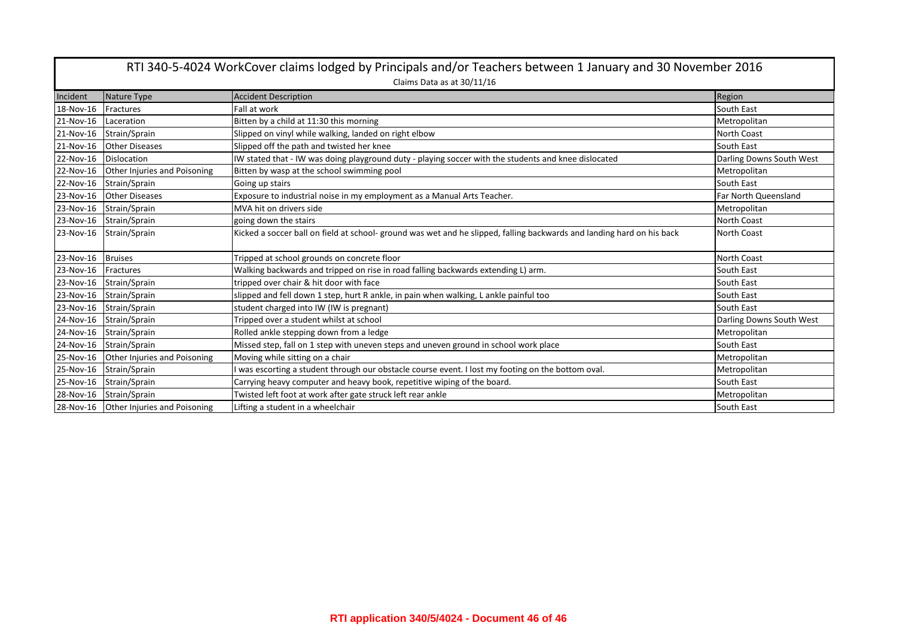# RTI 340-5-4024 WorkCover claims lodged by Principals and/or Teachers between 1 January and 30 November 2016

Claims Data as at 30/11/16

| Incident | Nature Type | Accident Description | Region |
|---|---|---|---|
| 18-Nov-16 | Fractures | Fall at work | South East |
| 21-Nov-16 | Laceration | Bitten by a child at 11:30 this morning | Metropolitan |
| 21-Nov-16 | Strain/Sprain | Slipped on vinyl while walking, landed on right elbow | North Coast |
| 21-Nov-16 | Other Diseases | Slipped off the path and twisted her knee | South East |
| 22-Nov-16 | Dislocation | IW stated that - IW was doing playground duty - playing soccer with the students and knee dislocated | Darling Downs South West |
| 22-Nov-16 | Other Injuries and Poisoning | Bitten by wasp at the school swimming pool | Metropolitan |
| 22-Nov-16 | Strain/Sprain | Going up stairs | South East |
| 23-Nov-16 | Other Diseases | Exposure to industrial noise in my employment as a Manual Arts Teacher. | Far North Queensland |
| 23-Nov-16 | Strain/Sprain | MVA hit on drivers side | Metropolitan |
| 23-Nov-16 | Strain/Sprain | going down the stairs | North Coast |
| 23-Nov-16 | Strain/Sprain | Kicked a soccer ball on field at school- ground was wet and he slipped, falling backwards and landing hard on his back | North Coast |
| 23-Nov-16 | Bruises | Tripped at school grounds on concrete floor | North Coast |
| 23-Nov-16 | Fractures | Walking backwards and tripped on rise in road falling backwards extending L) arm. | South East |
| 23-Nov-16 | Strain/Sprain | tripped over chair & hit door with face | South East |
| 23-Nov-16 | Strain/Sprain | slipped and fell down 1 step, hurt R ankle, in pain when walking, L ankle painful too | South East |
| 23-Nov-16 | Strain/Sprain | student charged into IW (IW is pregnant) | South East |
| 24-Nov-16 | Strain/Sprain | Tripped over a student whilst at school | Darling Downs South West |
| 24-Nov-16 | Strain/Sprain | Rolled ankle stepping down from a ledge | Metropolitan |
| 24-Nov-16 | Strain/Sprain | Missed step, fall on 1 step with uneven steps and uneven ground in school work place | South East |
| 25-Nov-16 | Other Injuries and Poisoning | Moving while sitting on a chair | Metropolitan |
| 25-Nov-16 | Strain/Sprain | I was escorting a student through our obstacle course event. I lost my footing on the bottom oval. | Metropolitan |
| 25-Nov-16 | Strain/Sprain | Carrying heavy computer and heavy book, repetitive wiping of the board. | South East |
| 28-Nov-16 | Strain/Sprain | Twisted left foot at work after gate struck left rear ankle | Metropolitan |
| 28-Nov-16 | Other Injuries and Poisoning | Lifting a student in a wheelchair | South East |